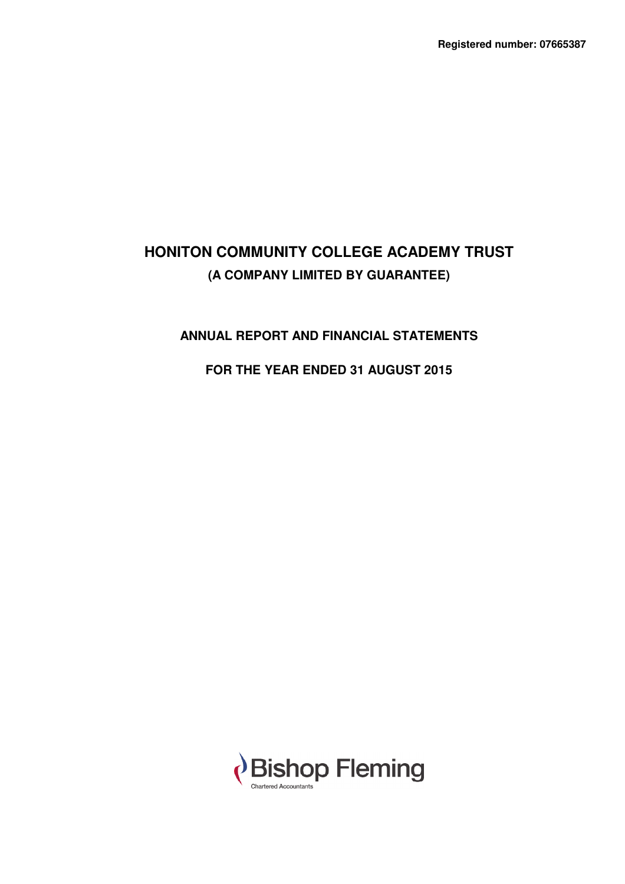**Registered number: 07665387**

# HONITON COMMUNITY COLLEGE ACADEMY TRUST

**(A COMPANY LIMITED BY GUARANTEE)**

## ANNUAL REPORT AND FINANCIAL STATEMENTS

## FOR THE YEAR ENDED 31 AUGUST 2015

Bishop Fleming
Chartered Accountants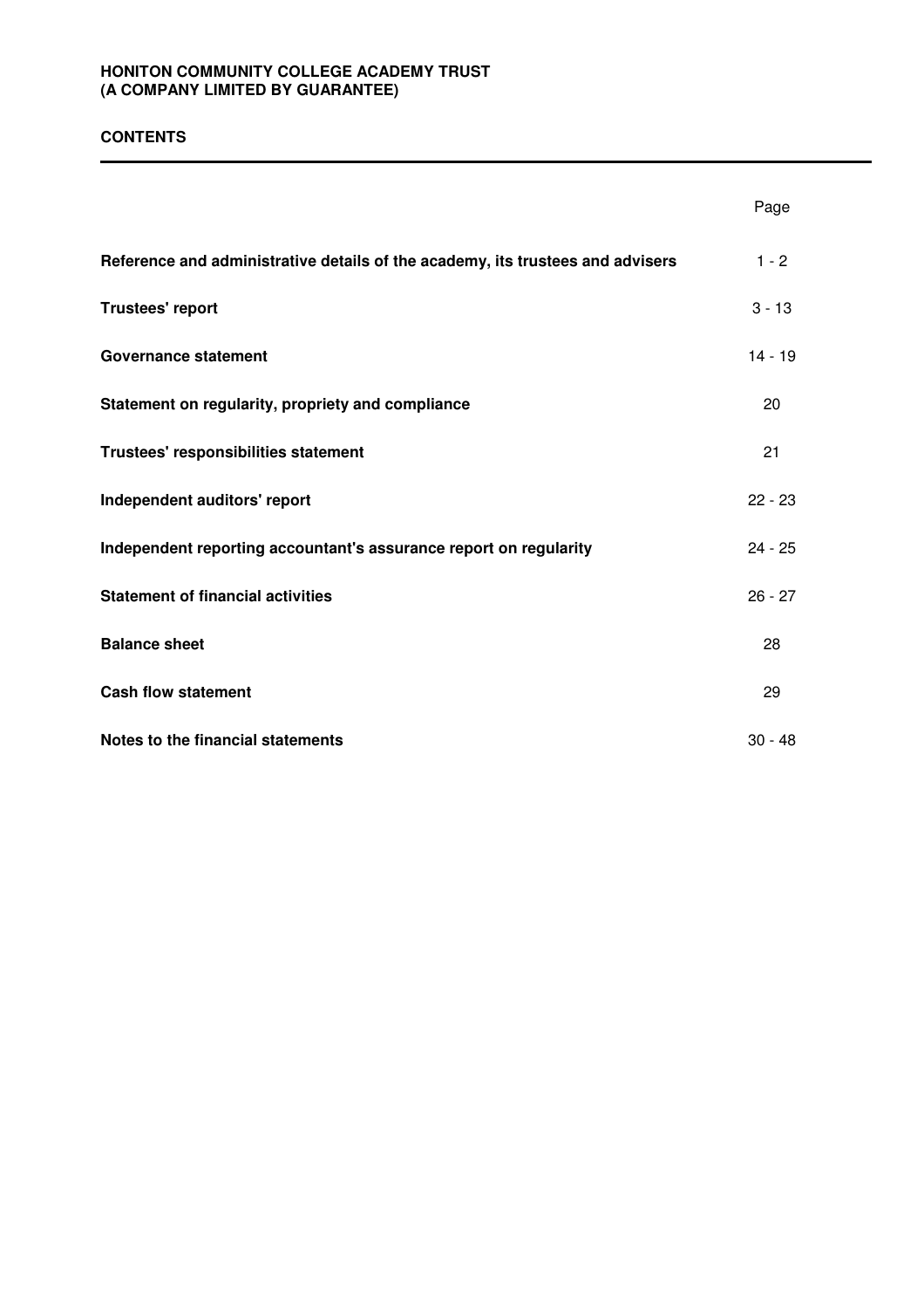**HONITON COMMUNITY COLLEGE ACADEMY TRUST**
**(A COMPANY LIMITED BY GUARANTEE)**

# CONTENTS

| | Page |
|---|---|
| **Reference and administrative details of the academy, its trustees and advisers** | 1 - 2 |
| **Trustees' report** | 3 - 13 |
| **Governance statement** | 14 - 19 |
| **Statement on regularity, propriety and compliance** | 20 |
| **Trustees' responsibilities statement** | 21 |
| **Independent auditors' report** | 22 - 23 |
| **Independent reporting accountant's assurance report on regularity** | 24 - 25 |
| **Statement of financial activities** | 26 - 27 |
| **Balance sheet** | 28 |
| **Cash flow statement** | 29 |
| **Notes to the financial statements** | 30 - 48 |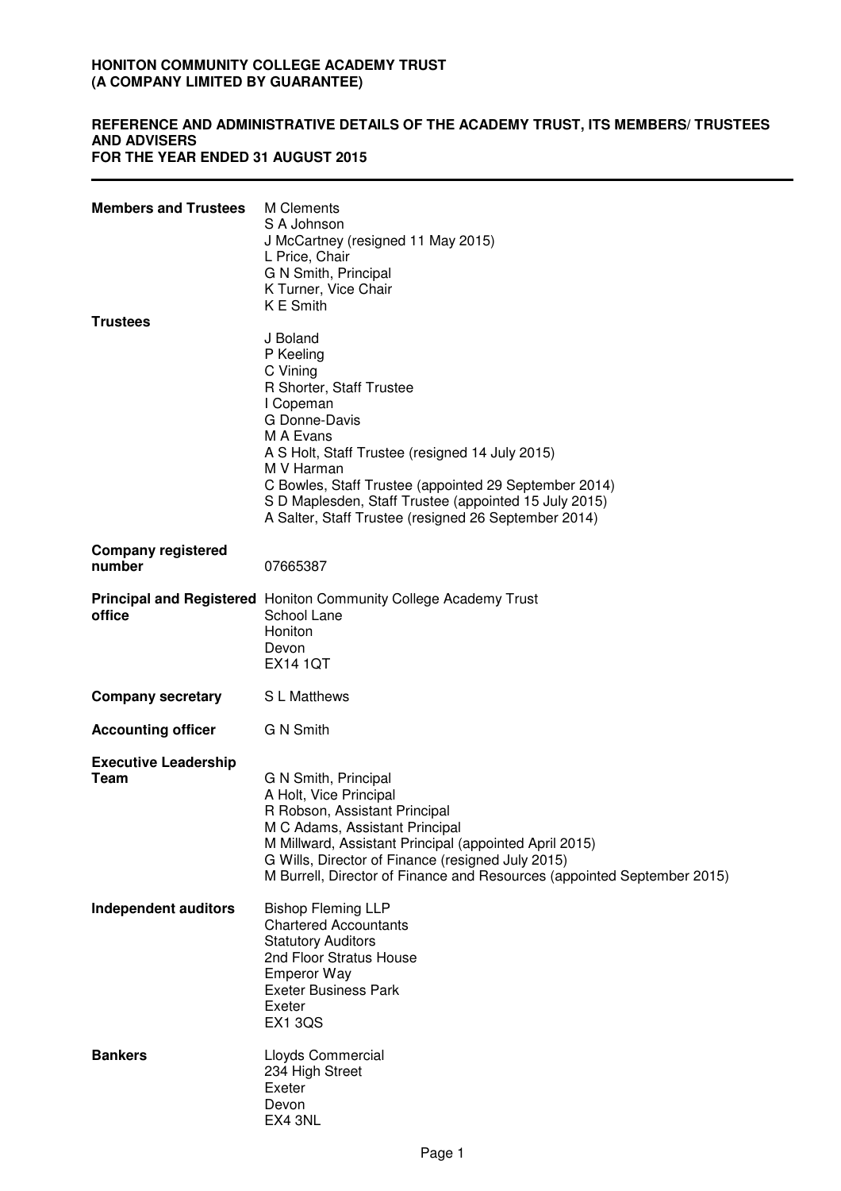**HONITON COMMUNITY COLLEGE ACADEMY TRUST**
**(A COMPANY LIMITED BY GUARANTEE)**

# REFERENCE AND ADMINISTRATIVE DETAILS OF THE ACADEMY TRUST, ITS MEMBERS/ TRUSTEES AND ADVISERS FOR THE YEAR ENDED 31 AUGUST 2015

**Members and Trustees**

M Clements
S A Johnson
J McCartney (resigned 11 May 2015)
L Price, Chair
G N Smith, Principal
K Turner, Vice Chair
K E Smith

**Trustees**

J Boland
P Keeling
C Vining
R Shorter, Staff Trustee
I Copeman
G Donne-Davis
M A Evans
A S Holt, Staff Trustee (resigned 14 July 2015)
M V Harman
C Bowles, Staff Trustee (appointed 29 September 2014)
S D Maplesden, Staff Trustee (appointed 15 July 2015)
A Salter, Staff Trustee (resigned 26 September 2014)

**Company registered number**

07665387

**Principal and Registered office**

Honiton Community College Academy Trust
School Lane
Honiton
Devon
EX14 1QT

**Company secretary**

S L Matthews

**Accounting officer**

G N Smith

**Executive Leadership Team**

G N Smith, Principal
A Holt, Vice Principal
R Robson, Assistant Principal
M C Adams, Assistant Principal
M Millward, Assistant Principal (appointed April 2015)
G Wills, Director of Finance (resigned July 2015)
M Burrell, Director of Finance and Resources (appointed September 2015)

**Independent auditors**

Bishop Fleming LLP
Chartered Accountants
Statutory Auditors
2nd Floor Stratus House
Emperor Way
Exeter Business Park
Exeter
EX1 3QS

**Bankers**

Lloyds Commercial
234 High Street
Exeter
Devon
EX4 3NL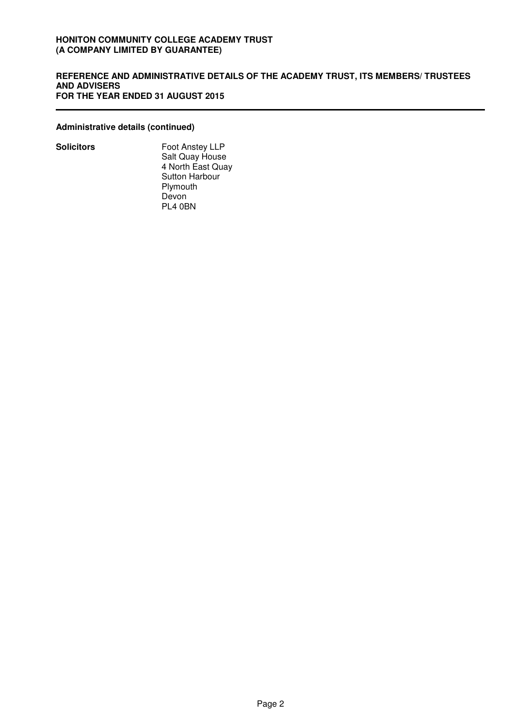**Administrative details (continued)**

**Solicitors**

Foot Anstey LLP
Salt Quay House
4 North East Quay
Sutton Harbour
Plymouth
Devon
PL4 0BN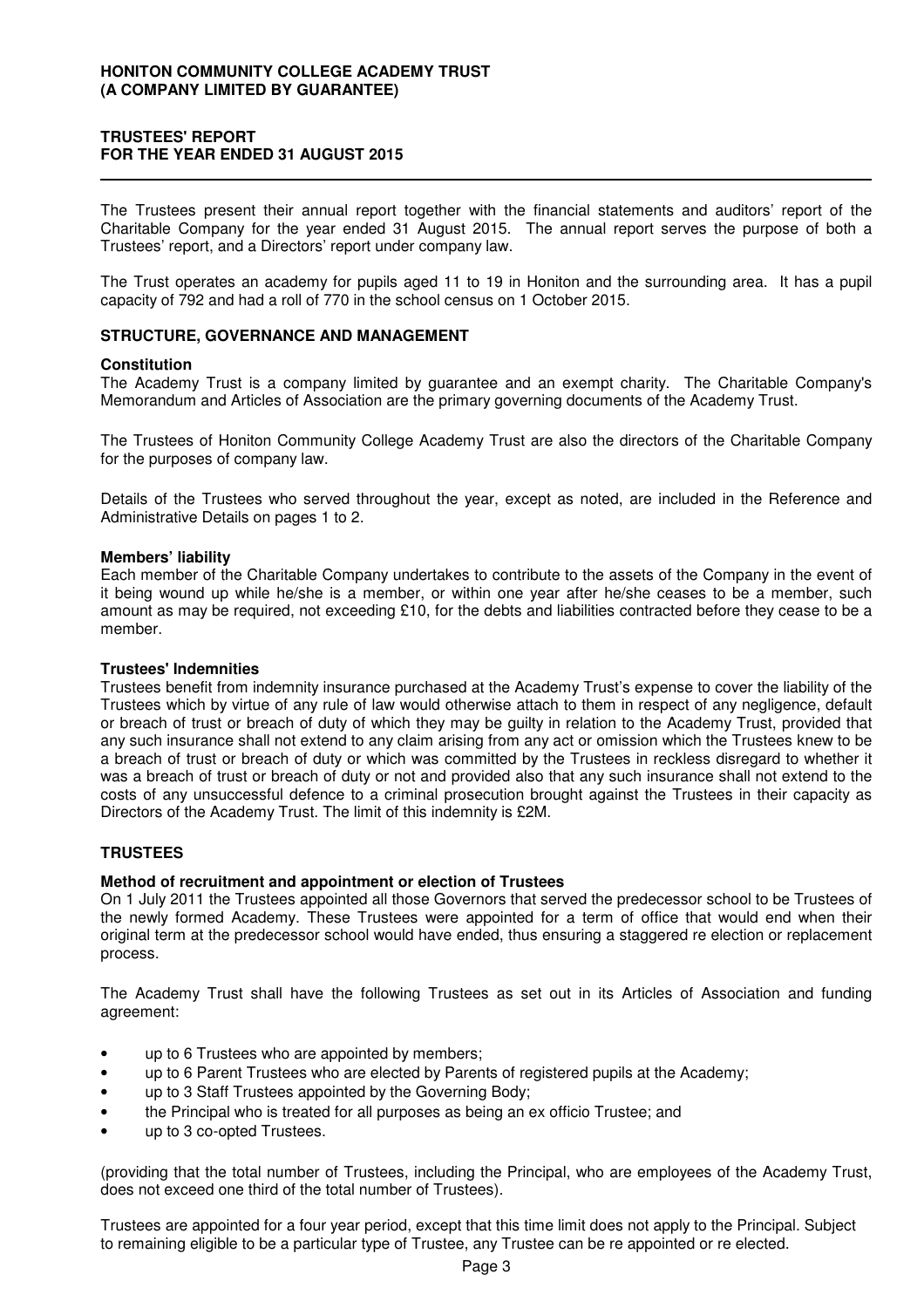# HONITON COMMUNITY COLLEGE ACADEMY TRUST
# (A COMPANY LIMITED BY GUARANTEE)

## TRUSTEES' REPORT
## FOR THE YEAR ENDED 31 AUGUST 2015

The Trustees present their annual report together with the financial statements and auditors' report of the Charitable Company for the year ended 31 August 2015. The annual report serves the purpose of both a Trustees' report, and a Directors' report under company law.

The Trust operates an academy for pupils aged 11 to 19 in Honiton and the surrounding area. It has a pupil capacity of 792 and had a roll of 770 in the school census on 1 October 2015.

## STRUCTURE, GOVERNANCE AND MANAGEMENT

### Constitution

The Academy Trust is a company limited by guarantee and an exempt charity. The Charitable Company's Memorandum and Articles of Association are the primary governing documents of the Academy Trust.

The Trustees of Honiton Community College Academy Trust are also the directors of the Charitable Company for the purposes of company law.

Details of the Trustees who served throughout the year, except as noted, are included in the Reference and Administrative Details on pages 1 to 2.

### Members' liability

Each member of the Charitable Company undertakes to contribute to the assets of the Company in the event of it being wound up while he/she is a member, or within one year after he/she ceases to be a member, such amount as may be required, not exceeding £10, for the debts and liabilities contracted before they cease to be a member.

### Trustees' Indemnities

Trustees benefit from indemnity insurance purchased at the Academy Trust's expense to cover the liability of the Trustees which by virtue of any rule of law would otherwise attach to them in respect of any negligence, default or breach of trust or breach of duty of which they may be guilty in relation to the Academy Trust, provided that any such insurance shall not extend to any claim arising from any act or omission which the Trustees knew to be a breach of trust or breach of duty or which was committed by the Trustees in reckless disregard to whether it was a breach of trust or breach of duty or not and provided also that any such insurance shall not extend to the costs of any unsuccessful defence to a criminal prosecution brought against the Trustees in their capacity as Directors of the Academy Trust. The limit of this indemnity is £2M.

## TRUSTEES

### Method of recruitment and appointment or election of Trustees

On 1 July 2011 the Trustees appointed all those Governors that served the predecessor school to be Trustees of the newly formed Academy. These Trustees were appointed for a term of office that would end when their original term at the predecessor school would have ended, thus ensuring a staggered re election or replacement process.

The Academy Trust shall have the following Trustees as set out in its Articles of Association and funding agreement:

- up to 6 Trustees who are appointed by members;
- up to 6 Parent Trustees who are elected by Parents of registered pupils at the Academy;
- up to 3 Staff Trustees appointed by the Governing Body;
- the Principal who is treated for all purposes as being an ex officio Trustee; and
- up to 3 co-opted Trustees.

(providing that the total number of Trustees, including the Principal, who are employees of the Academy Trust, does not exceed one third of the total number of Trustees).

Trustees are appointed for a four year period, except that this time limit does not apply to the Principal. Subject to remaining eligible to be a particular type of Trustee, any Trustee can be re appointed or re elected.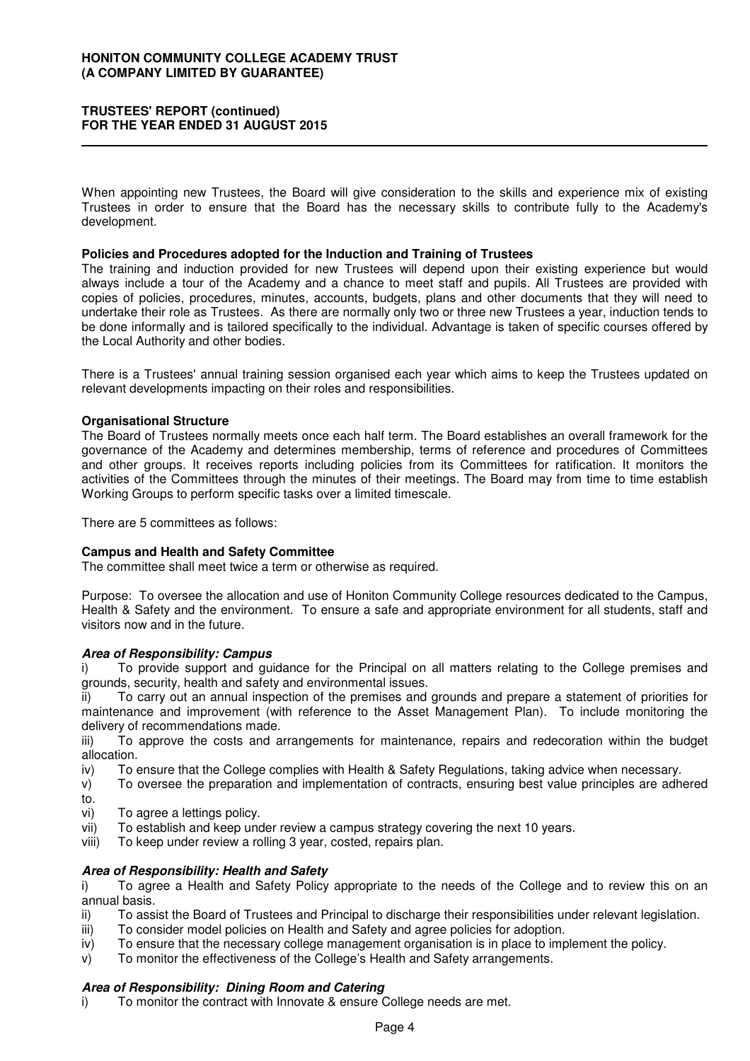When appointing new Trustees, the Board will give consideration to the skills and experience mix of existing Trustees in order to ensure that the Board has the necessary skills to contribute fully to the Academy's development.

**Policies and Procedures adopted for the Induction and Training of Trustees**

The training and induction provided for new Trustees will depend upon their existing experience but would always include a tour of the Academy and a chance to meet staff and pupils. All Trustees are provided with copies of policies, procedures, minutes, accounts, budgets, plans and other documents that they will need to undertake their role as Trustees. As there are normally only two or three new Trustees a year, induction tends to be done informally and is tailored specifically to the individual. Advantage is taken of specific courses offered by the Local Authority and other bodies.

There is a Trustees' annual training session organised each year which aims to keep the Trustees updated on relevant developments impacting on their roles and responsibilities.

**Organisational Structure**

The Board of Trustees normally meets once each half term. The Board establishes an overall framework for the governance of the Academy and determines membership, terms of reference and procedures of Committees and other groups. It receives reports including policies from its Committees for ratification. It monitors the activities of the Committees through the minutes of their meetings. The Board may from time to time establish Working Groups to perform specific tasks over a limited timescale.

There are 5 committees as follows:

**Campus and Health and Safety Committee**

The committee shall meet twice a term or otherwise as required.

Purpose: To oversee the allocation and use of Honiton Community College resources dedicated to the Campus, Health & Safety and the environment. To ensure a safe and appropriate environment for all students, staff and visitors now and in the future.

***Area of Responsibility: Campus***

i) To provide support and guidance for the Principal on all matters relating to the College premises and grounds, security, health and safety and environmental issues.

ii) To carry out an annual inspection of the premises and grounds and prepare a statement of priorities for maintenance and improvement (with reference to the Asset Management Plan). To include monitoring the delivery of recommendations made.

iii) To approve the costs and arrangements for maintenance, repairs and redecoration within the budget allocation.

iv) To ensure that the College complies with Health & Safety Regulations, taking advice when necessary.

v) To oversee the preparation and implementation of contracts, ensuring best value principles are adhered to.

vi) To agree a lettings policy.

vii) To establish and keep under review a campus strategy covering the next 10 years.

viii) To keep under review a rolling 3 year, costed, repairs plan.

***Area of Responsibility: Health and Safety***

i) To agree a Health and Safety Policy appropriate to the needs of the College and to review this on an annual basis.

ii) To assist the Board of Trustees and Principal to discharge their responsibilities under relevant legislation.

iii) To consider model policies on Health and Safety and agree policies for adoption.

iv) To ensure that the necessary college management organisation is in place to implement the policy.

v) To monitor the effectiveness of the College's Health and Safety arrangements.

***Area of Responsibility: Dining Room and Catering***

i) To monitor the contract with Innovate & ensure College needs are met.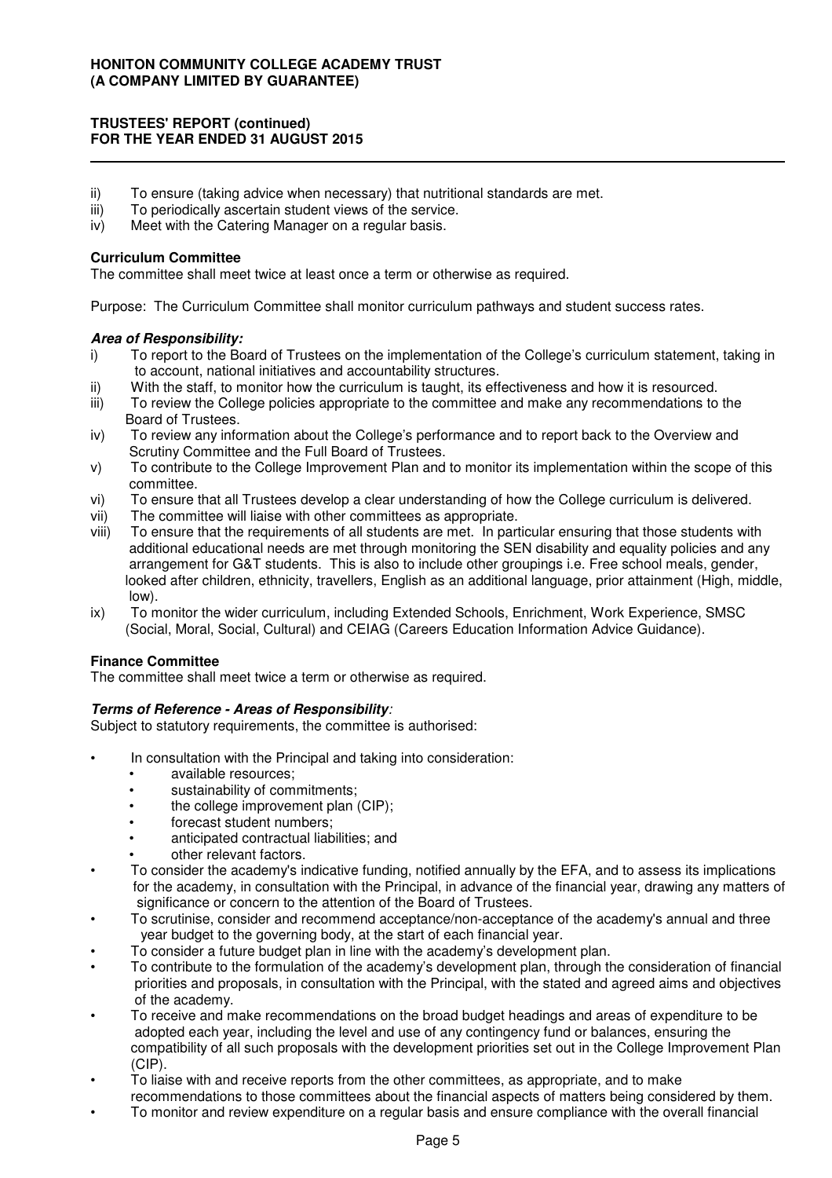ii) To ensure (taking advice when necessary) that nutritional standards are met.
iii) To periodically ascertain student views of the service.
iv) Meet with the Catering Manager on a regular basis.

**Curriculum Committee**
The committee shall meet twice at least once a term or otherwise as required.

Purpose: The Curriculum Committee shall monitor curriculum pathways and student success rates.

***Area of Responsibility:***

i) To report to the Board of Trustees on the implementation of the College's curriculum statement, taking in to account, national initiatives and accountability structures.
ii) With the staff, to monitor how the curriculum is taught, its effectiveness and how it is resourced.
iii) To review the College policies appropriate to the committee and make any recommendations to the Board of Trustees.
iv) To review any information about the College's performance and to report back to the Overview and Scrutiny Committee and the Full Board of Trustees.
v) To contribute to the College Improvement Plan and to monitor its implementation within the scope of this committee.
vi) To ensure that all Trustees develop a clear understanding of how the College curriculum is delivered.
vii) The committee will liaise with other committees as appropriate.
viii) To ensure that the requirements of all students are met. In particular ensuring that those students with additional educational needs are met through monitoring the SEN disability and equality policies and any arrangement for G&T students. This is also to include other groupings i.e. Free school meals, gender, looked after children, ethnicity, travellers, English as an additional language, prior attainment (High, middle, low).
ix) To monitor the wider curriculum, including Extended Schools, Enrichment, Work Experience, SMSC (Social, Moral, Social, Cultural) and CEIAG (Careers Education Information Advice Guidance).

**Finance Committee**
The committee shall meet twice a term or otherwise as required.

***Terms of Reference - Areas of Responsibility:***
Subject to statutory requirements, the committee is authorised:

- In consultation with the Principal and taking into consideration:
  - available resources;
  - sustainability of commitments;
  - the college improvement plan (CIP);
  - forecast student numbers;
  - anticipated contractual liabilities; and
  - other relevant factors.
- To consider the academy's indicative funding, notified annually by the EFA, and to assess its implications for the academy, in consultation with the Principal, in advance of the financial year, drawing any matters of significance or concern to the attention of the Board of Trustees.
- To scrutinise, consider and recommend acceptance/non-acceptance of the academy's annual and three year budget to the governing body, at the start of each financial year.
- To consider a future budget plan in line with the academy's development plan.
- To contribute to the formulation of the academy's development plan, through the consideration of financial priorities and proposals, in consultation with the Principal, with the stated and agreed aims and objectives of the academy.
- To receive and make recommendations on the broad budget headings and areas of expenditure to be adopted each year, including the level and use of any contingency fund or balances, ensuring the compatibility of all such proposals with the development priorities set out in the College Improvement Plan (CIP).
- To liaise with and receive reports from the other committees, as appropriate, and to make recommendations to those committees about the financial aspects of matters being considered by them.
- To monitor and review expenditure on a regular basis and ensure compliance with the overall financial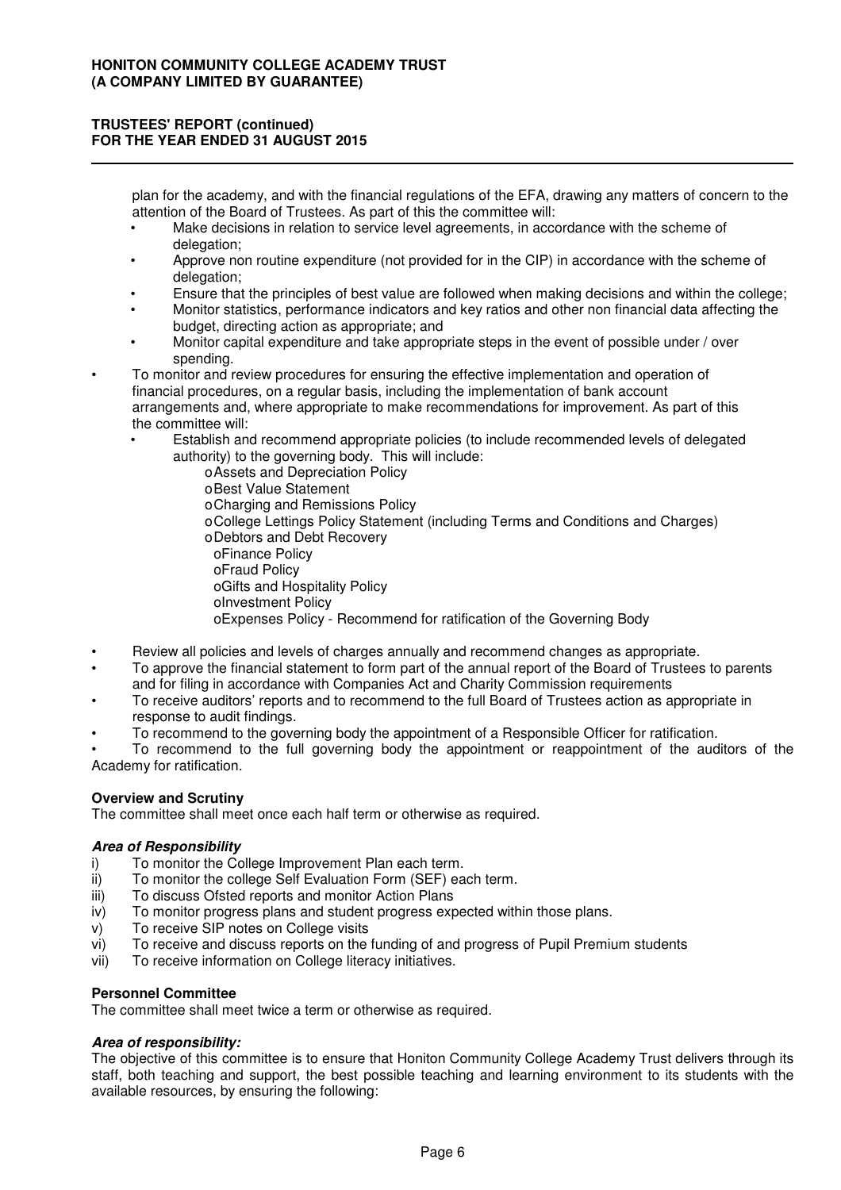plan for the academy, and with the financial regulations of the EFA, drawing any matters of concern to the attention of the Board of Trustees. As part of this the committee will:

- Make decisions in relation to service level agreements, in accordance with the scheme of delegation;
- Approve non routine expenditure (not provided for in the CIP) in accordance with the scheme of delegation;
- Ensure that the principles of best value are followed when making decisions and within the college;
- Monitor statistics, performance indicators and key ratios and other non financial data affecting the budget, directing action as appropriate; and
- Monitor capital expenditure and take appropriate steps in the event of possible under / over spending.

- To monitor and review procedures for ensuring the effective implementation and operation of financial procedures, on a regular basis, including the implementation of bank account arrangements and, where appropriate to make recommendations for improvement. As part of this the committee will:
  - Establish and recommend appropriate policies (to include recommended levels of delegated authority) to the governing body. This will include:
    - Assets and Depreciation Policy
    - Best Value Statement
    - Charging and Remissions Policy
    - College Lettings Policy Statement (including Terms and Conditions and Charges)
    - Debtors and Debt Recovery
    - Finance Policy
    - Fraud Policy
    - Gifts and Hospitality Policy
    - Investment Policy
    - Expenses Policy - Recommend for ratification of the Governing Body

- Review all policies and levels of charges annually and recommend changes as appropriate.
- To approve the financial statement to form part of the annual report of the Board of Trustees to parents and for filing in accordance with Companies Act and Charity Commission requirements
- To receive auditors' reports and to recommend to the full Board of Trustees action as appropriate in response to audit findings.
- To recommend to the governing body the appointment of a Responsible Officer for ratification.
- To recommend to the full governing body the appointment or reappointment of the auditors of the Academy for ratification.

**Overview and Scrutiny**

The committee shall meet once each half term or otherwise as required.

***Area of Responsibility***

i) To monitor the College Improvement Plan each term.
ii) To monitor the college Self Evaluation Form (SEF) each term.
iii) To discuss Ofsted reports and monitor Action Plans
iv) To monitor progress plans and student progress expected within those plans.
v) To receive SIP notes on College visits
vi) To receive and discuss reports on the funding of and progress of Pupil Premium students
vii) To receive information on College literacy initiatives.

**Personnel Committee**

The committee shall meet twice a term or otherwise as required.

***Area of responsibility:***

The objective of this committee is to ensure that Honiton Community College Academy Trust delivers through its staff, both teaching and support, the best possible teaching and learning environment to its students with the available resources, by ensuring the following: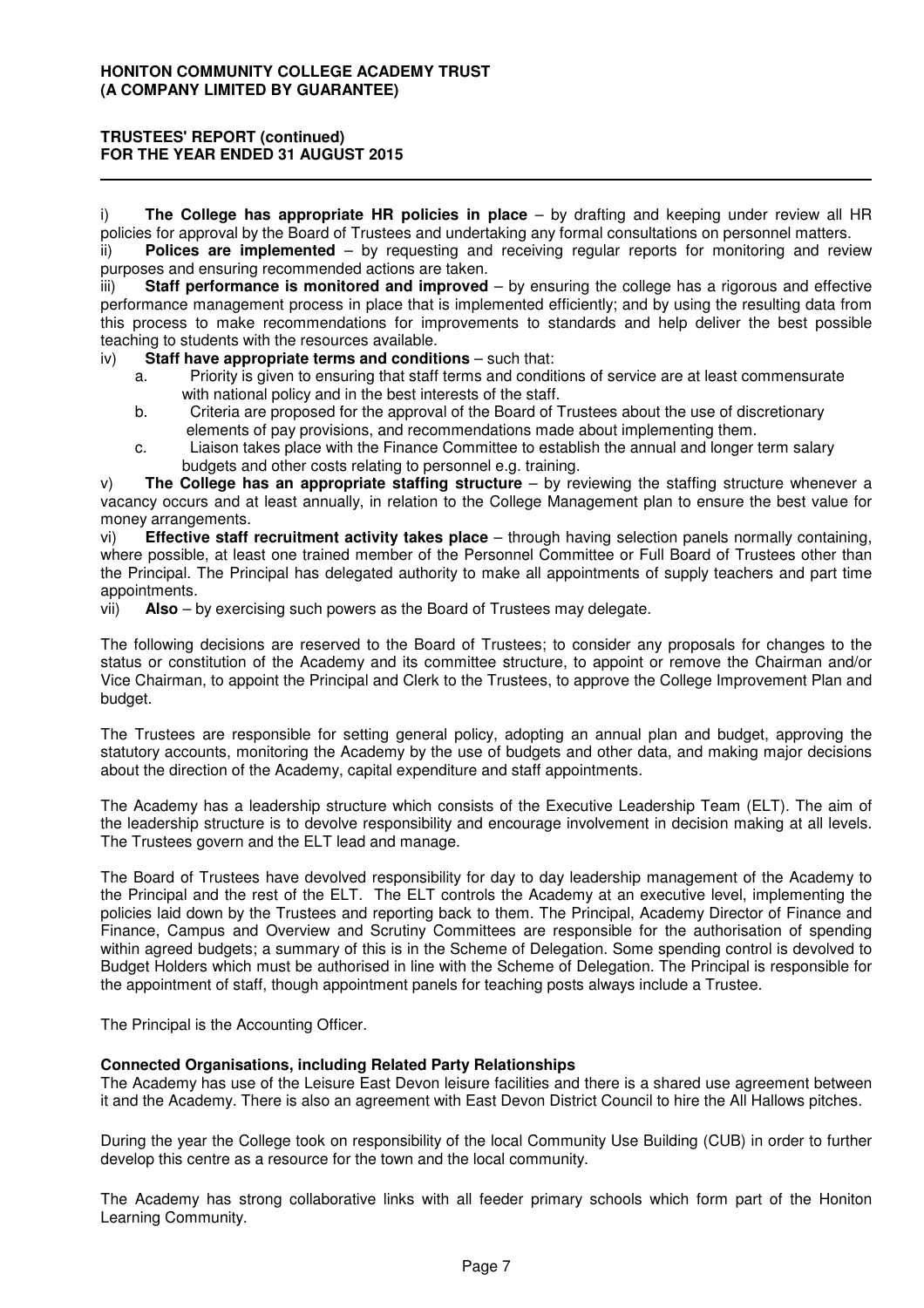i) **The College has appropriate HR policies in place** – by drafting and keeping under review all HR policies for approval by the Board of Trustees and undertaking any formal consultations on personnel matters.

ii) **Polices are implemented** – by requesting and receiving regular reports for monitoring and review purposes and ensuring recommended actions are taken.

iii) **Staff performance is monitored and improved** – by ensuring the college has a rigorous and effective performance management process in place that is implemented efficiently; and by using the resulting data from this process to make recommendations for improvements to standards and help deliver the best possible teaching to students with the resources available.

iv) **Staff have appropriate terms and conditions** – such that:

a. Priority is given to ensuring that staff terms and conditions of service are at least commensurate with national policy and in the best interests of the staff.

b. Criteria are proposed for the approval of the Board of Trustees about the use of discretionary elements of pay provisions, and recommendations made about implementing them.

c. Liaison takes place with the Finance Committee to establish the annual and longer term salary budgets and other costs relating to personnel e.g. training.

v) **The College has an appropriate staffing structure** – by reviewing the staffing structure whenever a vacancy occurs and at least annually, in relation to the College Management plan to ensure the best value for money arrangements.

vi) **Effective staff recruitment activity takes place** – through having selection panels normally containing, where possible, at least one trained member of the Personnel Committee or Full Board of Trustees other than the Principal. The Principal has delegated authority to make all appointments of supply teachers and part time appointments.

vii) **Also** – by exercising such powers as the Board of Trustees may delegate.

The following decisions are reserved to the Board of Trustees; to consider any proposals for changes to the status or constitution of the Academy and its committee structure, to appoint or remove the Chairman and/or Vice Chairman, to appoint the Principal and Clerk to the Trustees, to approve the College Improvement Plan and budget.

The Trustees are responsible for setting general policy, adopting an annual plan and budget, approving the statutory accounts, monitoring the Academy by the use of budgets and other data, and making major decisions about the direction of the Academy, capital expenditure and staff appointments.

The Academy has a leadership structure which consists of the Executive Leadership Team (ELT). The aim of the leadership structure is to devolve responsibility and encourage involvement in decision making at all levels. The Trustees govern and the ELT lead and manage.

The Board of Trustees have devolved responsibility for day to day leadership management of the Academy to the Principal and the rest of the ELT. The ELT controls the Academy at an executive level, implementing the policies laid down by the Trustees and reporting back to them. The Principal, Academy Director of Finance and Finance, Campus and Overview and Scrutiny Committees are responsible for the authorisation of spending within agreed budgets; a summary of this is in the Scheme of Delegation. Some spending control is devolved to Budget Holders which must be authorised in line with the Scheme of Delegation. The Principal is responsible for the appointment of staff, though appointment panels for teaching posts always include a Trustee.

The Principal is the Accounting Officer.

**Connected Organisations, including Related Party Relationships**

The Academy has use of the Leisure East Devon leisure facilities and there is a shared use agreement between it and the Academy. There is also an agreement with East Devon District Council to hire the All Hallows pitches.

During the year the College took on responsibility of the local Community Use Building (CUB) in order to further develop this centre as a resource for the town and the local community.

The Academy has strong collaborative links with all feeder primary schools which form part of the Honiton Learning Community.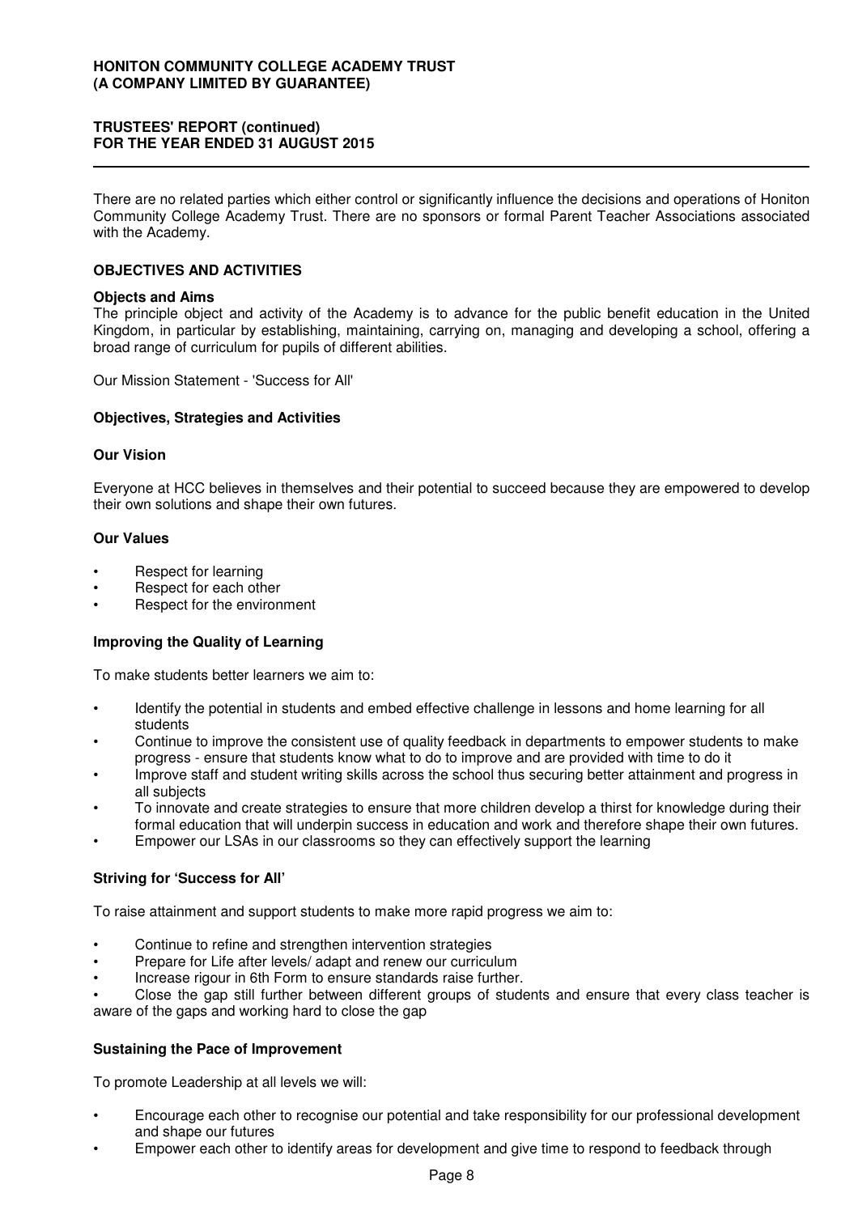There are no related parties which either control or significantly influence the decisions and operations of Honiton Community College Academy Trust. There are no sponsors or formal Parent Teacher Associations associated with the Academy.

## OBJECTIVES AND ACTIVITIES

### Objects and Aims

The principle object and activity of the Academy is to advance for the public benefit education in the United Kingdom, in particular by establishing, maintaining, carrying on, managing and developing a school, offering a broad range of curriculum for pupils of different abilities.

Our Mission Statement - 'Success for All'

### Objectives, Strategies and Activities

#### Our Vision

Everyone at HCC believes in themselves and their potential to succeed because they are empowered to develop their own solutions and shape their own futures.

#### Our Values

- Respect for learning
- Respect for each other
- Respect for the environment

#### Improving the Quality of Learning

To make students better learners we aim to:

- Identify the potential in students and embed effective challenge in lessons and home learning for all students
- Continue to improve the consistent use of quality feedback in departments to empower students to make progress - ensure that students know what to do to improve and are provided with time to do it
- Improve staff and student writing skills across the school thus securing better attainment and progress in all subjects
- To innovate and create strategies to ensure that more children develop a thirst for knowledge during their formal education that will underpin success in education and work and therefore shape their own futures.
- Empower our LSAs in our classrooms so they can effectively support the learning

#### Striving for 'Success for All'

To raise attainment and support students to make more rapid progress we aim to:

- Continue to refine and strengthen intervention strategies
- Prepare for Life after levels/ adapt and renew our curriculum
- Increase rigour in 6th Form to ensure standards raise further.
- Close the gap still further between different groups of students and ensure that every class teacher is aware of the gaps and working hard to close the gap

#### Sustaining the Pace of Improvement

To promote Leadership at all levels we will:

- Encourage each other to recognise our potential and take responsibility for our professional development and shape our futures
- Empower each other to identify areas for development and give time to respond to feedback through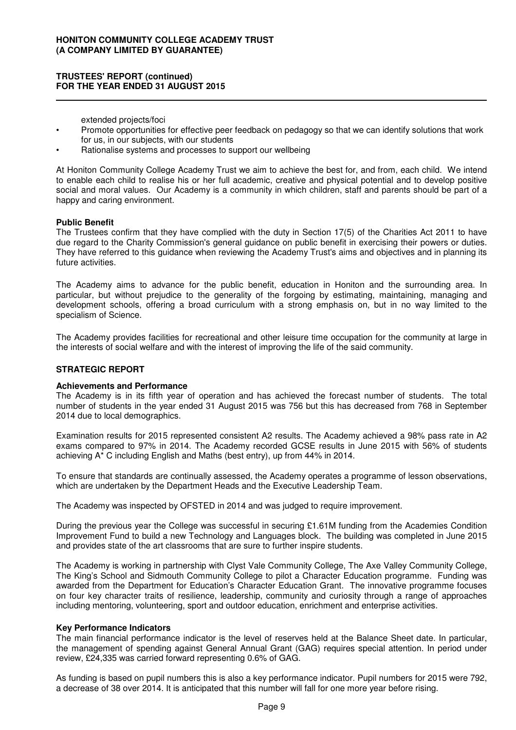extended projects/foci

- Promote opportunities for effective peer feedback on pedagogy so that we can identify solutions that work for us, in our subjects, with our students
- Rationalise systems and processes to support our wellbeing

At Honiton Community College Academy Trust we aim to achieve the best for, and from, each child. We intend to enable each child to realise his or her full academic, creative and physical potential and to develop positive social and moral values. Our Academy is a community in which children, staff and parents should be part of a happy and caring environment.

**Public Benefit**

The Trustees confirm that they have complied with the duty in Section 17(5) of the Charities Act 2011 to have due regard to the Charity Commission's general guidance on public benefit in exercising their powers or duties. They have referred to this guidance when reviewing the Academy Trust's aims and objectives and in planning its future activities.

The Academy aims to advance for the public benefit, education in Honiton and the surrounding area. In particular, but without prejudice to the generality of the forgoing by estimating, maintaining, managing and development schools, offering a broad curriculum with a strong emphasis on, but in no way limited to the specialism of Science.

The Academy provides facilities for recreational and other leisure time occupation for the community at large in the interests of social welfare and with the interest of improving the life of the said community.

## STRATEGIC REPORT

**Achievements and Performance**

The Academy is in its fifth year of operation and has achieved the forecast number of students. The total number of students in the year ended 31 August 2015 was 756 but this has decreased from 768 in September 2014 due to local demographics.

Examination results for 2015 represented consistent A2 results. The Academy achieved a 98% pass rate in A2 exams compared to 97% in 2014. The Academy recorded GCSE results in June 2015 with 56% of students achieving A* C including English and Maths (best entry), up from 44% in 2014.

To ensure that standards are continually assessed, the Academy operates a programme of lesson observations, which are undertaken by the Department Heads and the Executive Leadership Team.

The Academy was inspected by OFSTED in 2014 and was judged to require improvement.

During the previous year the College was successful in securing £1.61M funding from the Academies Condition Improvement Fund to build a new Technology and Languages block. The building was completed in June 2015 and provides state of the art classrooms that are sure to further inspire students.

The Academy is working in partnership with Clyst Vale Community College, The Axe Valley Community College, The King's School and Sidmouth Community College to pilot a Character Education programme. Funding was awarded from the Department for Education's Character Education Grant. The innovative programme focuses on four key character traits of resilience, leadership, community and curiosity through a range of approaches including mentoring, volunteering, sport and outdoor education, enrichment and enterprise activities.

**Key Performance Indicators**

The main financial performance indicator is the level of reserves held at the Balance Sheet date. In particular, the management of spending against General Annual Grant (GAG) requires special attention. In period under review, £24,335 was carried forward representing 0.6% of GAG.

As funding is based on pupil numbers this is also a key performance indicator. Pupil numbers for 2015 were 792, a decrease of 38 over 2014. It is anticipated that this number will fall for one more year before rising.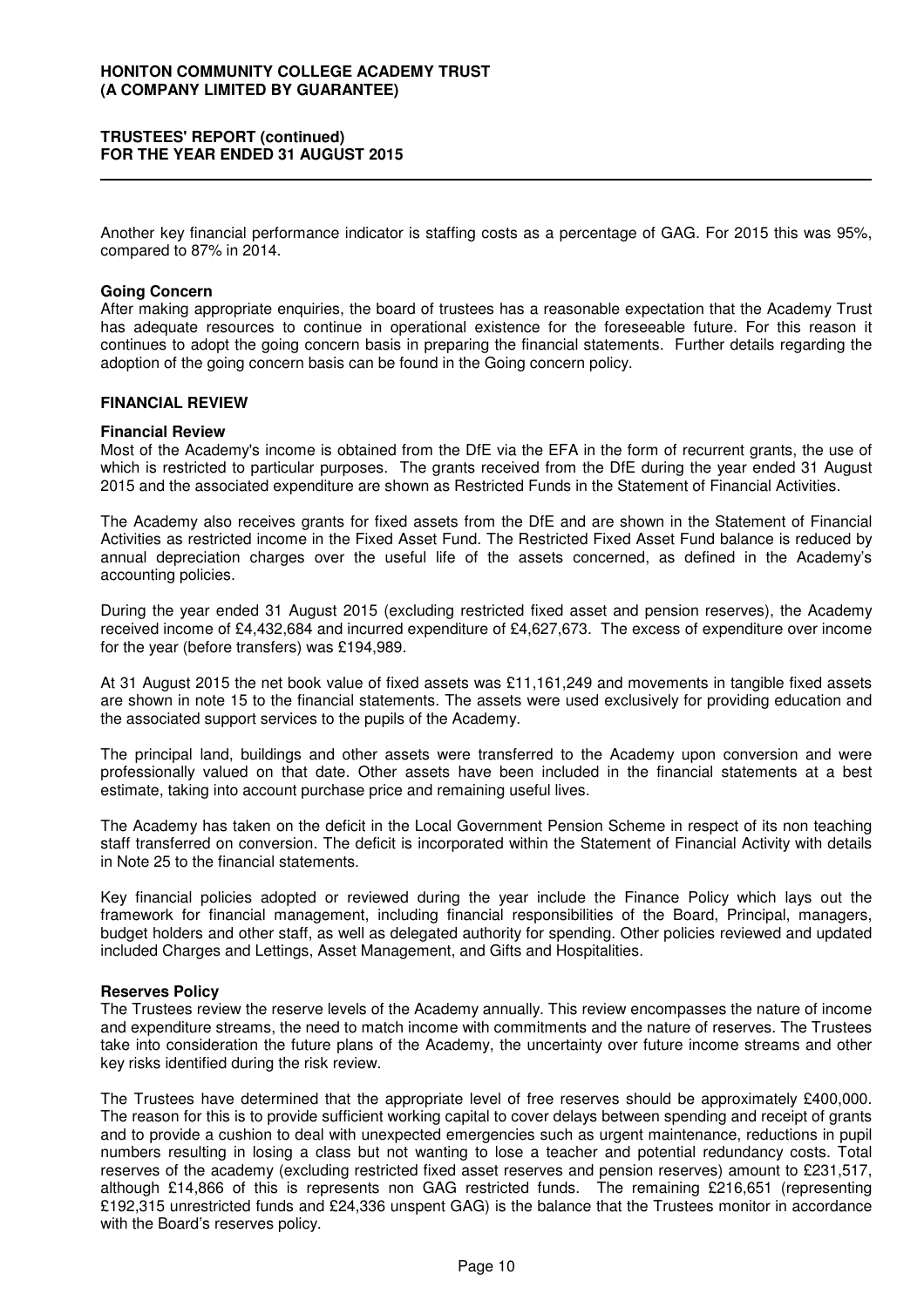Another key financial performance indicator is staffing costs as a percentage of GAG. For 2015 this was 95%, compared to 87% in 2014.

### Going Concern

After making appropriate enquiries, the board of trustees has a reasonable expectation that the Academy Trust has adequate resources to continue in operational existence for the foreseeable future. For this reason it continues to adopt the going concern basis in preparing the financial statements. Further details regarding the adoption of the going concern basis can be found in the Going concern policy.

## FINANCIAL REVIEW

### Financial Review

Most of the Academy's income is obtained from the DfE via the EFA in the form of recurrent grants, the use of which is restricted to particular purposes. The grants received from the DfE during the year ended 31 August 2015 and the associated expenditure are shown as Restricted Funds in the Statement of Financial Activities.

The Academy also receives grants for fixed assets from the DfE and are shown in the Statement of Financial Activities as restricted income in the Fixed Asset Fund. The Restricted Fixed Asset Fund balance is reduced by annual depreciation charges over the useful life of the assets concerned, as defined in the Academy's accounting policies.

During the year ended 31 August 2015 (excluding restricted fixed asset and pension reserves), the Academy received income of £4,432,684 and incurred expenditure of £4,627,673. The excess of expenditure over income for the year (before transfers) was £194,989.

At 31 August 2015 the net book value of fixed assets was £11,161,249 and movements in tangible fixed assets are shown in note 15 to the financial statements. The assets were used exclusively for providing education and the associated support services to the pupils of the Academy.

The principal land, buildings and other assets were transferred to the Academy upon conversion and were professionally valued on that date. Other assets have been included in the financial statements at a best estimate, taking into account purchase price and remaining useful lives.

The Academy has taken on the deficit in the Local Government Pension Scheme in respect of its non teaching staff transferred on conversion. The deficit is incorporated within the Statement of Financial Activity with details in Note 25 to the financial statements.

Key financial policies adopted or reviewed during the year include the Finance Policy which lays out the framework for financial management, including financial responsibilities of the Board, Principal, managers, budget holders and other staff, as well as delegated authority for spending. Other policies reviewed and updated included Charges and Lettings, Asset Management, and Gifts and Hospitalities.

### Reserves Policy

The Trustees review the reserve levels of the Academy annually. This review encompasses the nature of income and expenditure streams, the need to match income with commitments and the nature of reserves. The Trustees take into consideration the future plans of the Academy, the uncertainty over future income streams and other key risks identified during the risk review.

The Trustees have determined that the appropriate level of free reserves should be approximately £400,000. The reason for this is to provide sufficient working capital to cover delays between spending and receipt of grants and to provide a cushion to deal with unexpected emergencies such as urgent maintenance, reductions in pupil numbers resulting in losing a class but not wanting to lose a teacher and potential redundancy costs. Total reserves of the academy (excluding restricted fixed asset reserves and pension reserves) amount to £231,517, although £14,866 of this is represents non GAG restricted funds. The remaining £216,651 (representing £192,315 unrestricted funds and £24,336 unspent GAG) is the balance that the Trustees monitor in accordance with the Board's reserves policy.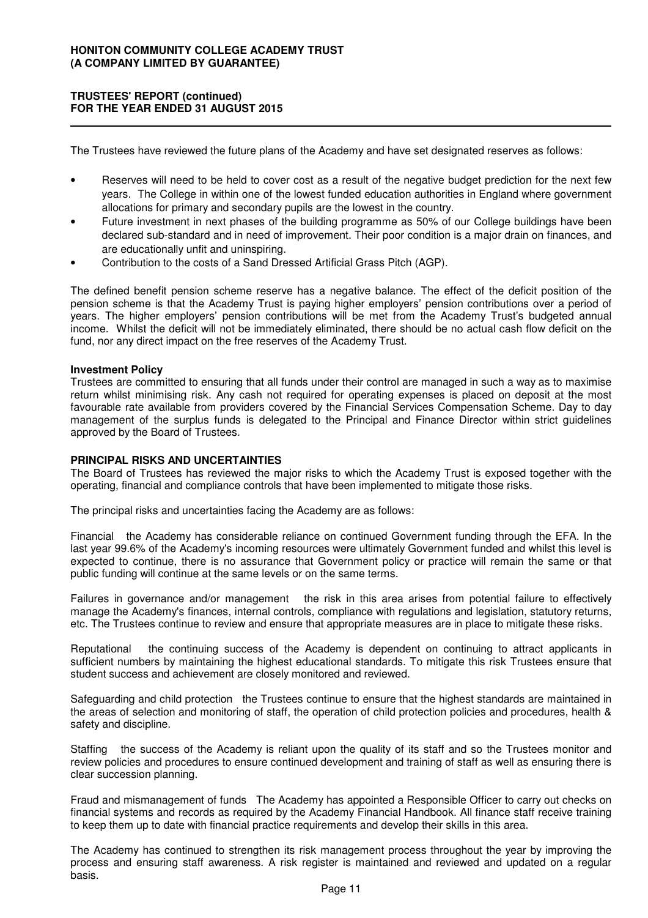The Trustees have reviewed the future plans of the Academy and have set designated reserves as follows:

- Reserves will need to be held to cover cost as a result of the negative budget prediction for the next few years. The College in within one of the lowest funded education authorities in England where government allocations for primary and secondary pupils are the lowest in the country.
- Future investment in next phases of the building programme as 50% of our College buildings have been declared sub-standard and in need of improvement. Their poor condition is a major drain on finances, and are educationally unfit and uninspiring.
- Contribution to the costs of a Sand Dressed Artificial Grass Pitch (AGP).

The defined benefit pension scheme reserve has a negative balance. The effect of the deficit position of the pension scheme is that the Academy Trust is paying higher employers' pension contributions over a period of years. The higher employers' pension contributions will be met from the Academy Trust's budgeted annual income. Whilst the deficit will not be immediately eliminated, there should be no actual cash flow deficit on the fund, nor any direct impact on the free reserves of the Academy Trust.

**Investment Policy**

Trustees are committed to ensuring that all funds under their control are managed in such a way as to maximise return whilst minimising risk. Any cash not required for operating expenses is placed on deposit at the most favourable rate available from providers covered by the Financial Services Compensation Scheme. Day to day management of the surplus funds is delegated to the Principal and Finance Director within strict guidelines approved by the Board of Trustees.

**PRINCIPAL RISKS AND UNCERTAINTIES**

The Board of Trustees has reviewed the major risks to which the Academy Trust is exposed together with the operating, financial and compliance controls that have been implemented to mitigate those risks.

The principal risks and uncertainties facing the Academy are as follows:

Financial the Academy has considerable reliance on continued Government funding through the EFA. In the last year 99.6% of the Academy's incoming resources were ultimately Government funded and whilst this level is expected to continue, there is no assurance that Government policy or practice will remain the same or that public funding will continue at the same levels or on the same terms.

Failures in governance and/or management the risk in this area arises from potential failure to effectively manage the Academy's finances, internal controls, compliance with regulations and legislation, statutory returns, etc. The Trustees continue to review and ensure that appropriate measures are in place to mitigate these risks.

Reputational the continuing success of the Academy is dependent on continuing to attract applicants in sufficient numbers by maintaining the highest educational standards. To mitigate this risk Trustees ensure that student success and achievement are closely monitored and reviewed.

Safeguarding and child protection the Trustees continue to ensure that the highest standards are maintained in the areas of selection and monitoring of staff, the operation of child protection policies and procedures, health & safety and discipline.

Staffing the success of the Academy is reliant upon the quality of its staff and so the Trustees monitor and review policies and procedures to ensure continued development and training of staff as well as ensuring there is clear succession planning.

Fraud and mismanagement of funds The Academy has appointed a Responsible Officer to carry out checks on financial systems and records as required by the Academy Financial Handbook. All finance staff receive training to keep them up to date with financial practice requirements and develop their skills in this area.

The Academy has continued to strengthen its risk management process throughout the year by improving the process and ensuring staff awareness. A risk register is maintained and reviewed and updated on a regular basis.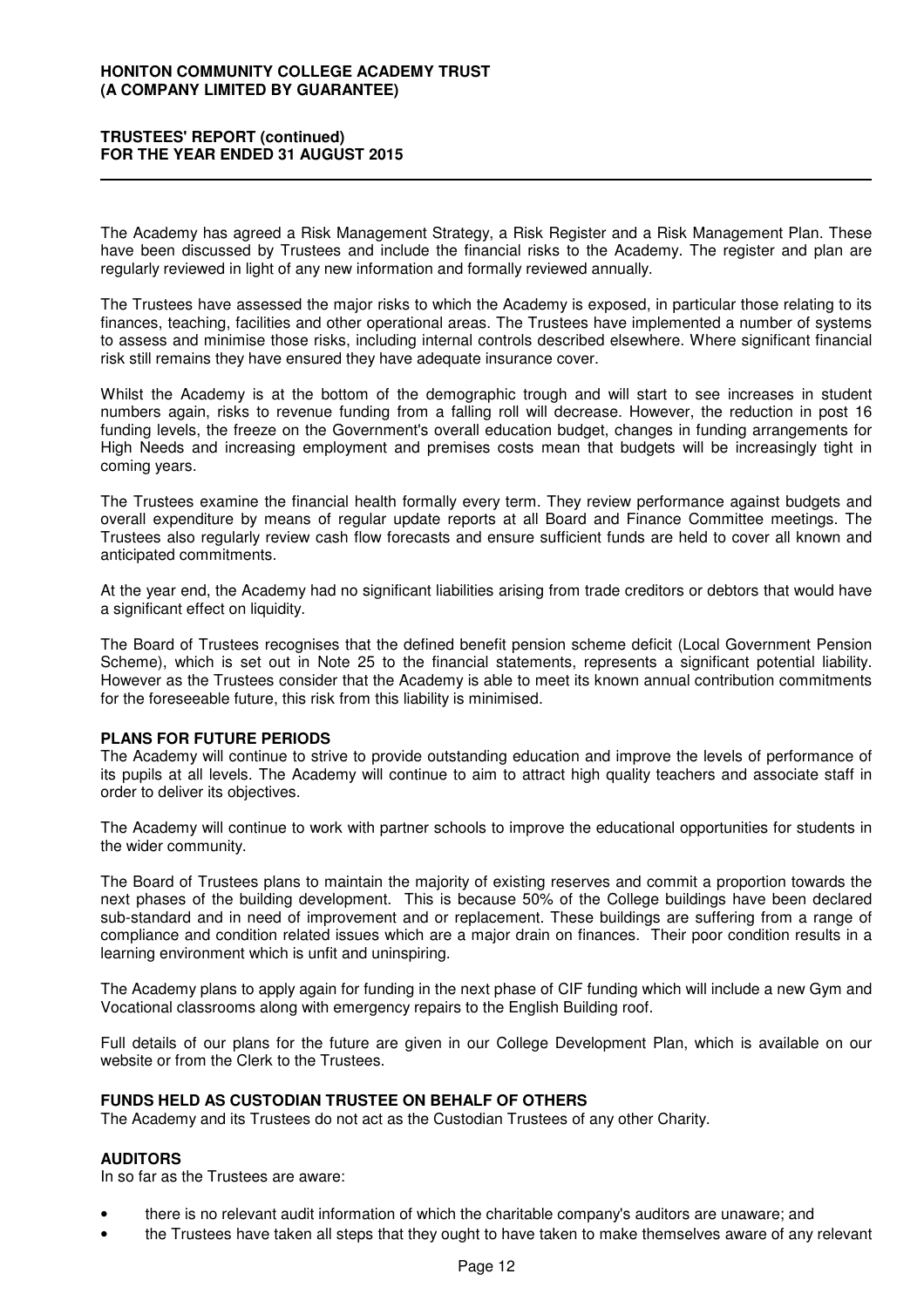The Academy has agreed a Risk Management Strategy, a Risk Register and a Risk Management Plan. These have been discussed by Trustees and include the financial risks to the Academy. The register and plan are regularly reviewed in light of any new information and formally reviewed annually.

The Trustees have assessed the major risks to which the Academy is exposed, in particular those relating to its finances, teaching, facilities and other operational areas. The Trustees have implemented a number of systems to assess and minimise those risks, including internal controls described elsewhere. Where significant financial risk still remains they have ensured they have adequate insurance cover.

Whilst the Academy is at the bottom of the demographic trough and will start to see increases in student numbers again, risks to revenue funding from a falling roll will decrease. However, the reduction in post 16 funding levels, the freeze on the Government's overall education budget, changes in funding arrangements for High Needs and increasing employment and premises costs mean that budgets will be increasingly tight in coming years.

The Trustees examine the financial health formally every term. They review performance against budgets and overall expenditure by means of regular update reports at all Board and Finance Committee meetings. The Trustees also regularly review cash flow forecasts and ensure sufficient funds are held to cover all known and anticipated commitments.

At the year end, the Academy had no significant liabilities arising from trade creditors or debtors that would have a significant effect on liquidity.

The Board of Trustees recognises that the defined benefit pension scheme deficit (Local Government Pension Scheme), which is set out in Note 25 to the financial statements, represents a significant potential liability. However as the Trustees consider that the Academy is able to meet its known annual contribution commitments for the foreseeable future, this risk from this liability is minimised.

## PLANS FOR FUTURE PERIODS

The Academy will continue to strive to provide outstanding education and improve the levels of performance of its pupils at all levels. The Academy will continue to aim to attract high quality teachers and associate staff in order to deliver its objectives.

The Academy will continue to work with partner schools to improve the educational opportunities for students in the wider community.

The Board of Trustees plans to maintain the majority of existing reserves and commit a proportion towards the next phases of the building development. This is because 50% of the College buildings have been declared sub-standard and in need of improvement and or replacement. These buildings are suffering from a range of compliance and condition related issues which are a major drain on finances. Their poor condition results in a learning environment which is unfit and uninspiring.

The Academy plans to apply again for funding in the next phase of CIF funding which will include a new Gym and Vocational classrooms along with emergency repairs to the English Building roof.

Full details of our plans for the future are given in our College Development Plan, which is available on our website or from the Clerk to the Trustees.

## FUNDS HELD AS CUSTODIAN TRUSTEE ON BEHALF OF OTHERS

The Academy and its Trustees do not act as the Custodian Trustees of any other Charity.

## AUDITORS

In so far as the Trustees are aware:

- there is no relevant audit information of which the charitable company's auditors are unaware; and
- the Trustees have taken all steps that they ought to have taken to make themselves aware of any relevant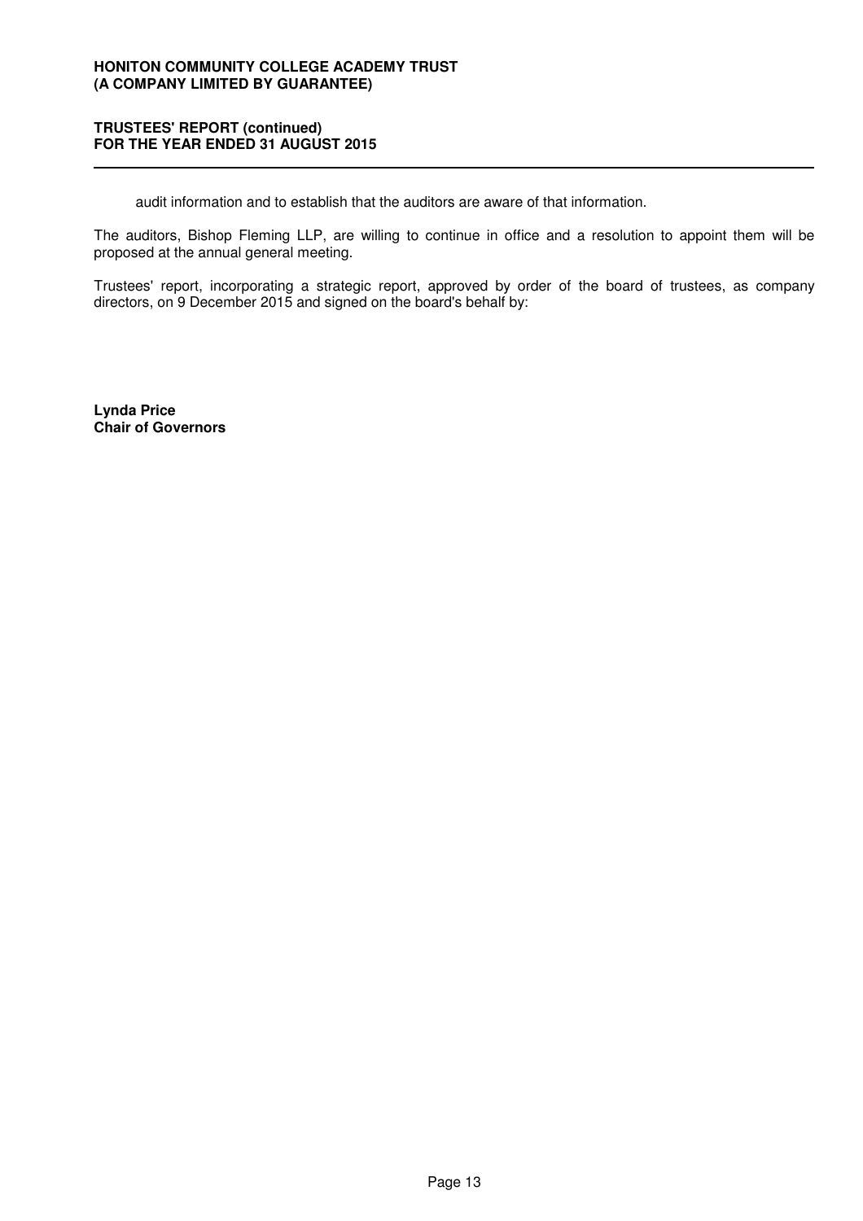audit information and to establish that the auditors are aware of that information.

The auditors, Bishop Fleming LLP, are willing to continue in office and a resolution to appoint them will be proposed at the annual general meeting.

Trustees' report, incorporating a strategic report, approved by order of the board of trustees, as company directors, on 9 December 2015 and signed on the board's behalf by:

**Lynda Price**
**Chair of Governors**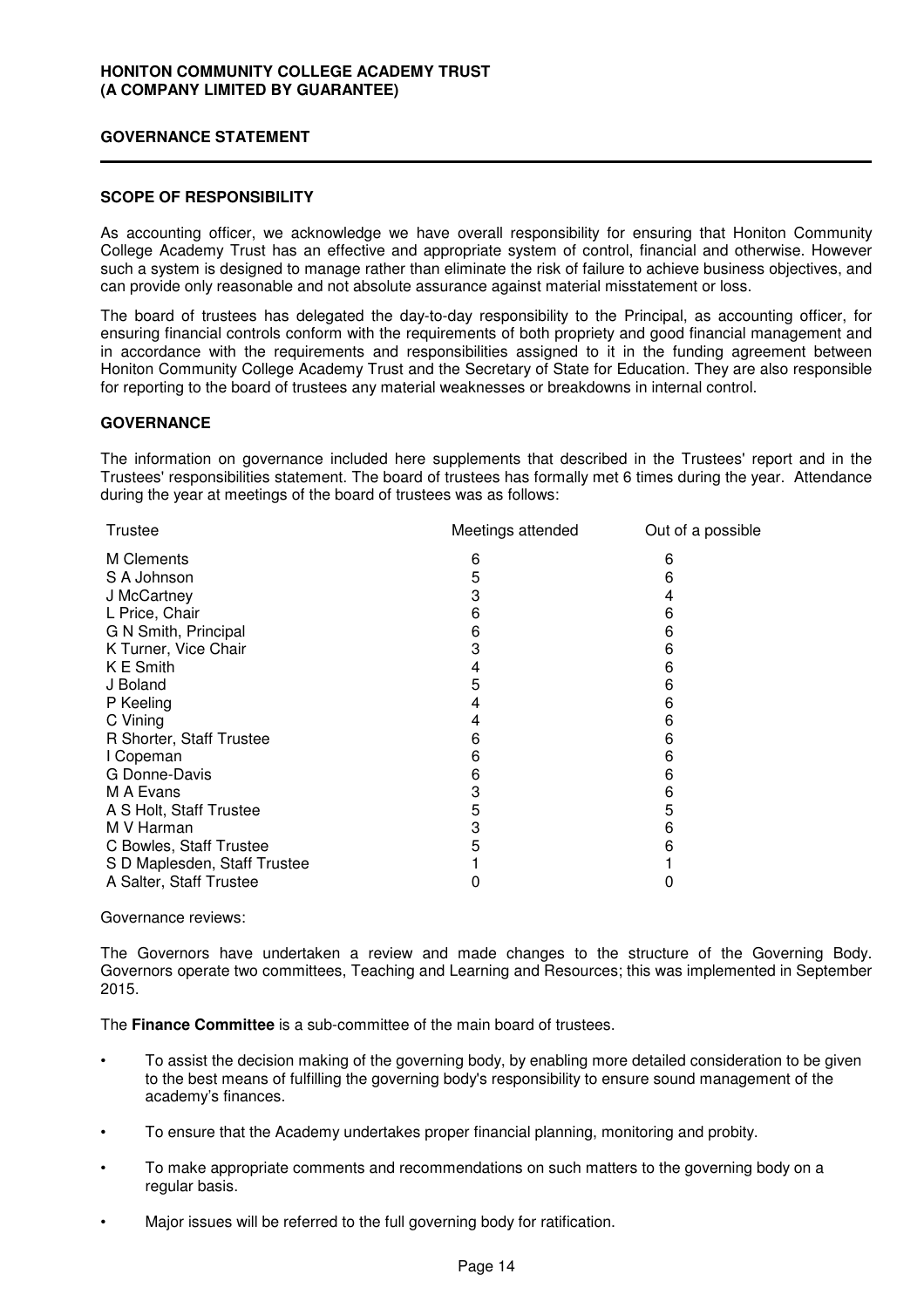## GOVERNANCE STATEMENT

### SCOPE OF RESPONSIBILITY

As accounting officer, we acknowledge we have overall responsibility for ensuring that Honiton Community College Academy Trust has an effective and appropriate system of control, financial and otherwise. However such a system is designed to manage rather than eliminate the risk of failure to achieve business objectives, and can provide only reasonable and not absolute assurance against material misstatement or loss.

The board of trustees has delegated the day-to-day responsibility to the Principal, as accounting officer, for ensuring financial controls conform with the requirements of both propriety and good financial management and in accordance with the requirements and responsibilities assigned to it in the funding agreement between Honiton Community College Academy Trust and the Secretary of State for Education. They are also responsible for reporting to the board of trustees any material weaknesses or breakdowns in internal control.

### GOVERNANCE

The information on governance included here supplements that described in the Trustees' report and in the Trustees' responsibilities statement. The board of trustees has formally met 6 times during the year. Attendance during the year at meetings of the board of trustees was as follows:

| Trustee | Meetings attended | Out of a possible |
|---|---|---|
| M Clements | 6 | 6 |
| S A Johnson | 5 | 6 |
| J McCartney | 3 | 4 |
| L Price, Chair | 6 | 6 |
| G N Smith, Principal | 6 | 6 |
| K Turner, Vice Chair | 3 | 6 |
| K E Smith | 4 | 6 |
| J Boland | 5 | 6 |
| P Keeling | 4 | 6 |
| C Vining | 4 | 6 |
| R Shorter, Staff Trustee | 6 | 6 |
| I Copeman | 6 | 6 |
| G Donne-Davis | 6 | 6 |
| M A Evans | 3 | 6 |
| A S Holt, Staff Trustee | 5 | 5 |
| M V Harman | 3 | 6 |
| C Bowles, Staff Trustee | 5 | 6 |
| S D Maplesden, Staff Trustee | 1 | 1 |
| A Salter, Staff Trustee | 0 | 0 |

Governance reviews:

The Governors have undertaken a review and made changes to the structure of the Governing Body. Governors operate two committees, Teaching and Learning and Resources; this was implemented in September 2015.

The **Finance Committee** is a sub-committee of the main board of trustees.

- To assist the decision making of the governing body, by enabling more detailed consideration to be given to the best means of fulfilling the governing body's responsibility to ensure sound management of the academy's finances.
- To ensure that the Academy undertakes proper financial planning, monitoring and probity.
- To make appropriate comments and recommendations on such matters to the governing body on a regular basis.
- Major issues will be referred to the full governing body for ratification.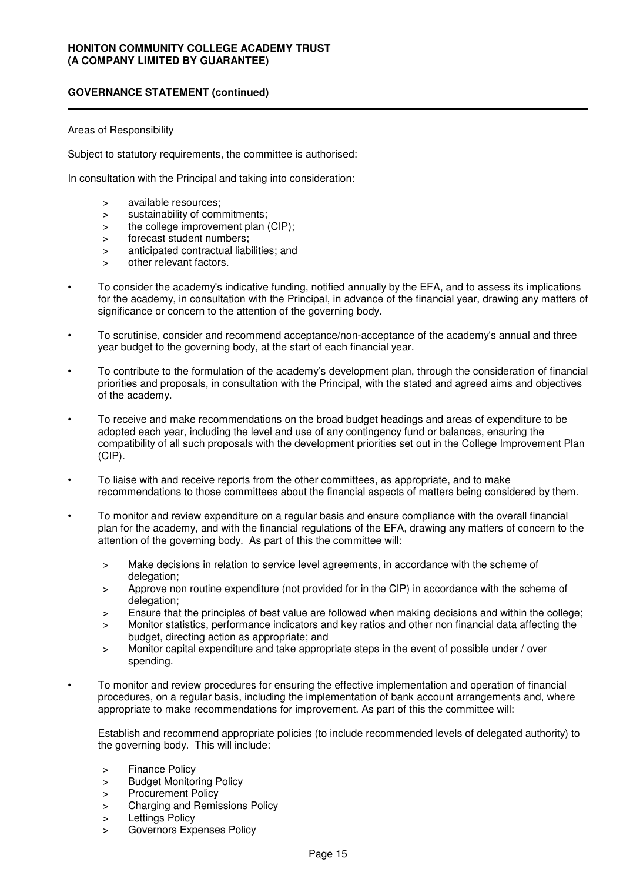Areas of Responsibility

Subject to statutory requirements, the committee is authorised:

In consultation with the Principal and taking into consideration:

> available resources;
> sustainability of commitments;
> the college improvement plan (CIP);
> forecast student numbers;
> anticipated contractual liabilities; and
> other relevant factors.

- To consider the academy's indicative funding, notified annually by the EFA, and to assess its implications for the academy, in consultation with the Principal, in advance of the financial year, drawing any matters of significance or concern to the attention of the governing body.

- To scrutinise, consider and recommend acceptance/non-acceptance of the academy's annual and three year budget to the governing body, at the start of each financial year.

- To contribute to the formulation of the academy's development plan, through the consideration of financial priorities and proposals, in consultation with the Principal, with the stated and agreed aims and objectives of the academy.

- To receive and make recommendations on the broad budget headings and areas of expenditure to be adopted each year, including the level and use of any contingency fund or balances, ensuring the compatibility of all such proposals with the development priorities set out in the College Improvement Plan (CIP).

- To liaise with and receive reports from the other committees, as appropriate, and to make recommendations to those committees about the financial aspects of matters being considered by them.

- To monitor and review expenditure on a regular basis and ensure compliance with the overall financial plan for the academy, and with the financial regulations of the EFA, drawing any matters of concern to the attention of the governing body. As part of this the committee will:

  > Make decisions in relation to service level agreements, in accordance with the scheme of delegation;
  > Approve non routine expenditure (not provided for in the CIP) in accordance with the scheme of delegation;
  > Ensure that the principles of best value are followed when making decisions and within the college;
  > Monitor statistics, performance indicators and key ratios and other non financial data affecting the budget, directing action as appropriate; and
  > Monitor capital expenditure and take appropriate steps in the event of possible under / over spending.

- To monitor and review procedures for ensuring the effective implementation and operation of financial procedures, on a regular basis, including the implementation of bank account arrangements and, where appropriate to make recommendations for improvement. As part of this the committee will:

  Establish and recommend appropriate policies (to include recommended levels of delegated authority) to the governing body. This will include:

  > Finance Policy
  > Budget Monitoring Policy
  > Procurement Policy
  > Charging and Remissions Policy
  > Lettings Policy
  > Governors Expenses Policy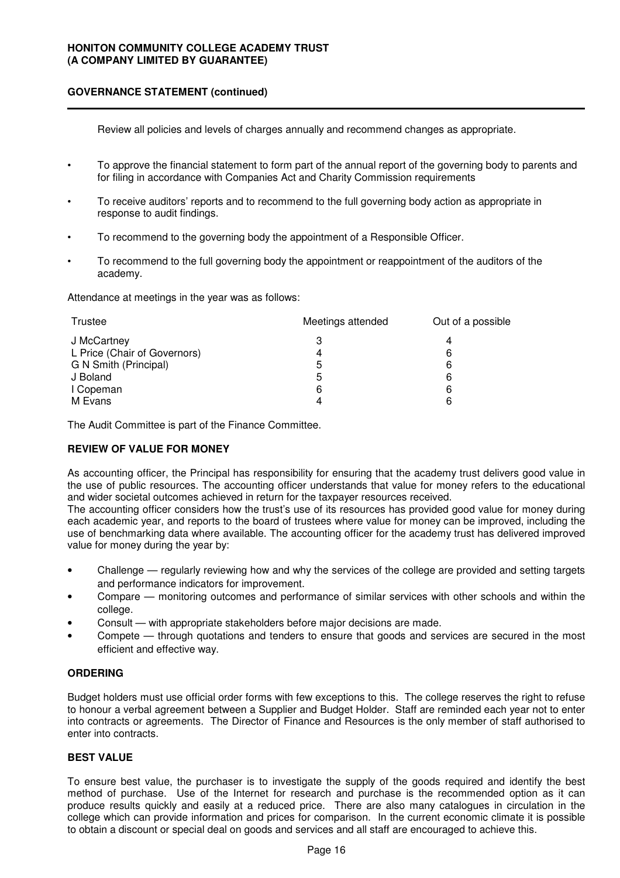Review all policies and levels of charges annually and recommend changes as appropriate.

- To approve the financial statement to form part of the annual report of the governing body to parents and for filing in accordance with Companies Act and Charity Commission requirements
- To receive auditors' reports and to recommend to the full governing body action as appropriate in response to audit findings.
- To recommend to the governing body the appointment of a Responsible Officer.
- To recommend to the full governing body the appointment or reappointment of the auditors of the academy.

Attendance at meetings in the year was as follows:

| Trustee | Meetings attended | Out of a possible |
|---|---|---|
| J McCartney | 3 | 4 |
| L Price (Chair of Governors) | 4 | 6 |
| G N Smith (Principal) | 5 | 6 |
| J Boland | 5 | 6 |
| I Copeman | 6 | 6 |
| M Evans | 4 | 6 |

The Audit Committee is part of the Finance Committee.

## REVIEW OF VALUE FOR MONEY

As accounting officer, the Principal has responsibility for ensuring that the academy trust delivers good value in the use of public resources. The accounting officer understands that value for money refers to the educational and wider societal outcomes achieved in return for the taxpayer resources received.

The accounting officer considers how the trust's use of its resources has provided good value for money during each academic year, and reports to the board of trustees where value for money can be improved, including the use of benchmarking data where available. The accounting officer for the academy trust has delivered improved value for money during the year by:

- Challenge — regularly reviewing how and why the services of the college are provided and setting targets and performance indicators for improvement.
- Compare — monitoring outcomes and performance of similar services with other schools and within the college.
- Consult — with appropriate stakeholders before major decisions are made.
- Compete — through quotations and tenders to ensure that goods and services are secured in the most efficient and effective way.

## ORDERING

Budget holders must use official order forms with few exceptions to this. The college reserves the right to refuse to honour a verbal agreement between a Supplier and Budget Holder. Staff are reminded each year not to enter into contracts or agreements. The Director of Finance and Resources is the only member of staff authorised to enter into contracts.

## BEST VALUE

To ensure best value, the purchaser is to investigate the supply of the goods required and identify the best method of purchase. Use of the Internet for research and purchase is the recommended option as it can produce results quickly and easily at a reduced price. There are also many catalogues in circulation in the college which can provide information and prices for comparison. In the current economic climate it is possible to obtain a discount or special deal on goods and services and all staff are encouraged to achieve this.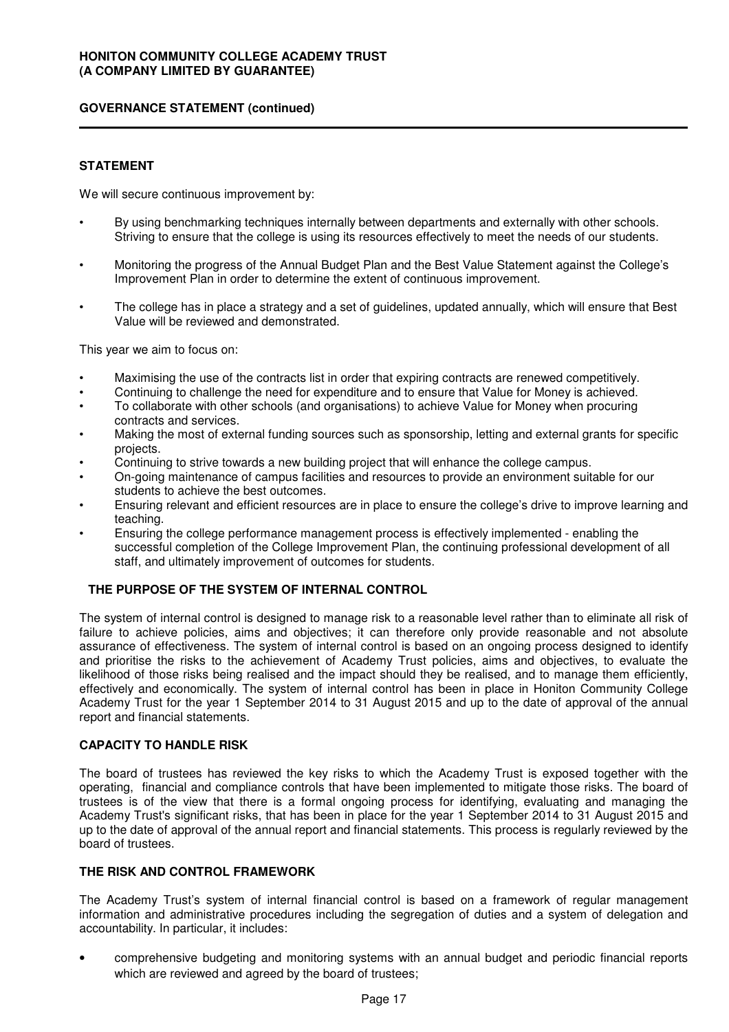## STATEMENT

We will secure continuous improvement by:

- By using benchmarking techniques internally between departments and externally with other schools. Striving to ensure that the college is using its resources effectively to meet the needs of our students.
- Monitoring the progress of the Annual Budget Plan and the Best Value Statement against the College's Improvement Plan in order to determine the extent of continuous improvement.
- The college has in place a strategy and a set of guidelines, updated annually, which will ensure that Best Value will be reviewed and demonstrated.

This year we aim to focus on:

- Maximising the use of the contracts list in order that expiring contracts are renewed competitively.
- Continuing to challenge the need for expenditure and to ensure that Value for Money is achieved.
- To collaborate with other schools (and organisations) to achieve Value for Money when procuring contracts and services.
- Making the most of external funding sources such as sponsorship, letting and external grants for specific projects.
- Continuing to strive towards a new building project that will enhance the college campus.
- On-going maintenance of campus facilities and resources to provide an environment suitable for our students to achieve the best outcomes.
- Ensuring relevant and efficient resources are in place to ensure the college's drive to improve learning and teaching.
- Ensuring the college performance management process is effectively implemented - enabling the successful completion of the College Improvement Plan, the continuing professional development of all staff, and ultimately improvement of outcomes for students.

## THE PURPOSE OF THE SYSTEM OF INTERNAL CONTROL

The system of internal control is designed to manage risk to a reasonable level rather than to eliminate all risk of failure to achieve policies, aims and objectives; it can therefore only provide reasonable and not absolute assurance of effectiveness. The system of internal control is based on an ongoing process designed to identify and prioritise the risks to the achievement of Academy Trust policies, aims and objectives, to evaluate the likelihood of those risks being realised and the impact should they be realised, and to manage them efficiently, effectively and economically. The system of internal control has been in place in Honiton Community College Academy Trust for the year 1 September 2014 to 31 August 2015 and up to the date of approval of the annual report and financial statements.

## CAPACITY TO HANDLE RISK

The board of trustees has reviewed the key risks to which the Academy Trust is exposed together with the operating, financial and compliance controls that have been implemented to mitigate those risks. The board of trustees is of the view that there is a formal ongoing process for identifying, evaluating and managing the Academy Trust's significant risks, that has been in place for the year 1 September 2014 to 31 August 2015 and up to the date of approval of the annual report and financial statements. This process is regularly reviewed by the board of trustees.

## THE RISK AND CONTROL FRAMEWORK

The Academy Trust's system of internal financial control is based on a framework of regular management information and administrative procedures including the segregation of duties and a system of delegation and accountability. In particular, it includes:

- comprehensive budgeting and monitoring systems with an annual budget and periodic financial reports which are reviewed and agreed by the board of trustees;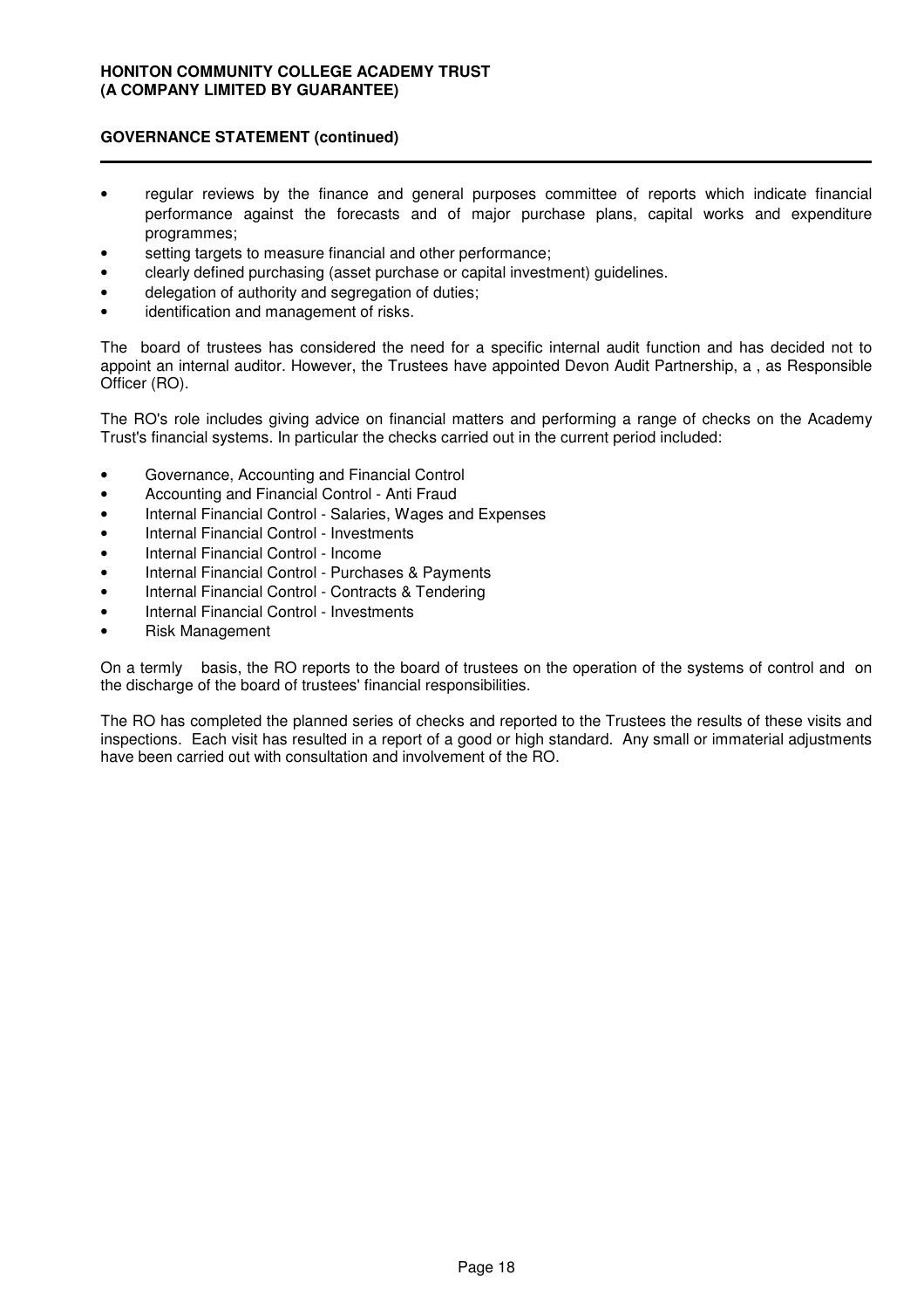## GOVERNANCE STATEMENT (continued)

- regular reviews by the finance and general purposes committee of reports which indicate financial performance against the forecasts and of major purchase plans, capital works and expenditure programmes;
- setting targets to measure financial and other performance;
- clearly defined purchasing (asset purchase or capital investment) guidelines.
- delegation of authority and segregation of duties;
- identification and management of risks.

The board of trustees has considered the need for a specific internal audit function and has decided not to appoint an internal auditor. However, the Trustees have appointed Devon Audit Partnership, a , as Responsible Officer (RO).

The RO's role includes giving advice on financial matters and performing a range of checks on the Academy Trust's financial systems. In particular the checks carried out in the current period included:

- Governance, Accounting and Financial Control
- Accounting and Financial Control - Anti Fraud
- Internal Financial Control - Salaries, Wages and Expenses
- Internal Financial Control - Investments
- Internal Financial Control - Income
- Internal Financial Control - Purchases & Payments
- Internal Financial Control - Contracts & Tendering
- Internal Financial Control - Investments
- Risk Management

On a termly basis, the RO reports to the board of trustees on the operation of the systems of control and on the discharge of the board of trustees' financial responsibilities.

The RO has completed the planned series of checks and reported to the Trustees the results of these visits and inspections. Each visit has resulted in a report of a good or high standard. Any small or immaterial adjustments have been carried out with consultation and involvement of the RO.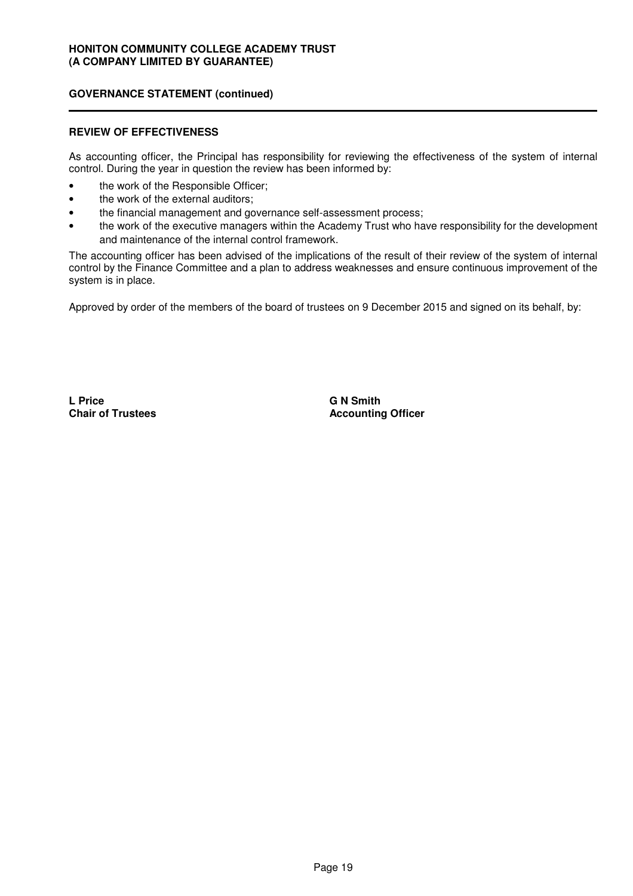## REVIEW OF EFFECTIVENESS

As accounting officer, the Principal has responsibility for reviewing the effectiveness of the system of internal control. During the year in question the review has been informed by:

- the work of the Responsible Officer;
- the work of the external auditors;
- the financial management and governance self-assessment process;
- the work of the executive managers within the Academy Trust who have responsibility for the development and maintenance of the internal control framework.

The accounting officer has been advised of the implications of the result of their review of the system of internal control by the Finance Committee and a plan to address weaknesses and ensure continuous improvement of the system is in place.

Approved by order of the members of the board of trustees on 9 December 2015 and signed on its behalf, by:

**L Price**
**Chair of Trustees**

**G N Smith**
**Accounting Officer**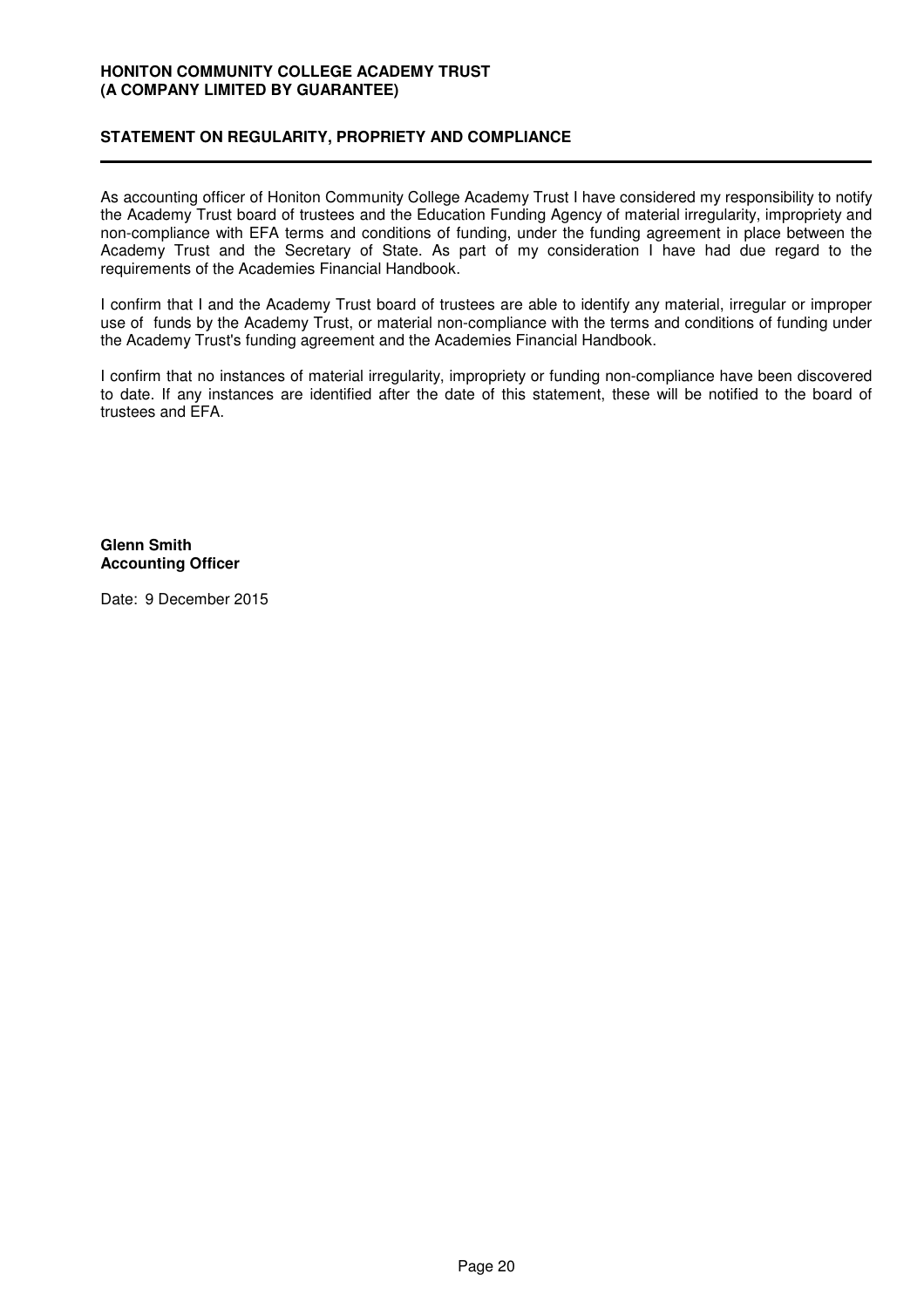**HONITON COMMUNITY COLLEGE ACADEMY TRUST**
**(A COMPANY LIMITED BY GUARANTEE)**

## STATEMENT ON REGULARITY, PROPRIETY AND COMPLIANCE

As accounting officer of Honiton Community College Academy Trust I have considered my responsibility to notify the Academy Trust board of trustees and the Education Funding Agency of material irregularity, impropriety and non-compliance with EFA terms and conditions of funding, under the funding agreement in place between the Academy Trust and the Secretary of State. As part of my consideration I have had due regard to the requirements of the Academies Financial Handbook.

I confirm that I and the Academy Trust board of trustees are able to identify any material, irregular or improper use of funds by the Academy Trust, or material non-compliance with the terms and conditions of funding under the Academy Trust's funding agreement and the Academies Financial Handbook.

I confirm that no instances of material irregularity, impropriety or funding non-compliance have been discovered to date. If any instances are identified after the date of this statement, these will be notified to the board of trustees and EFA.

**Glenn Smith**
**Accounting Officer**

Date: 9 December 2015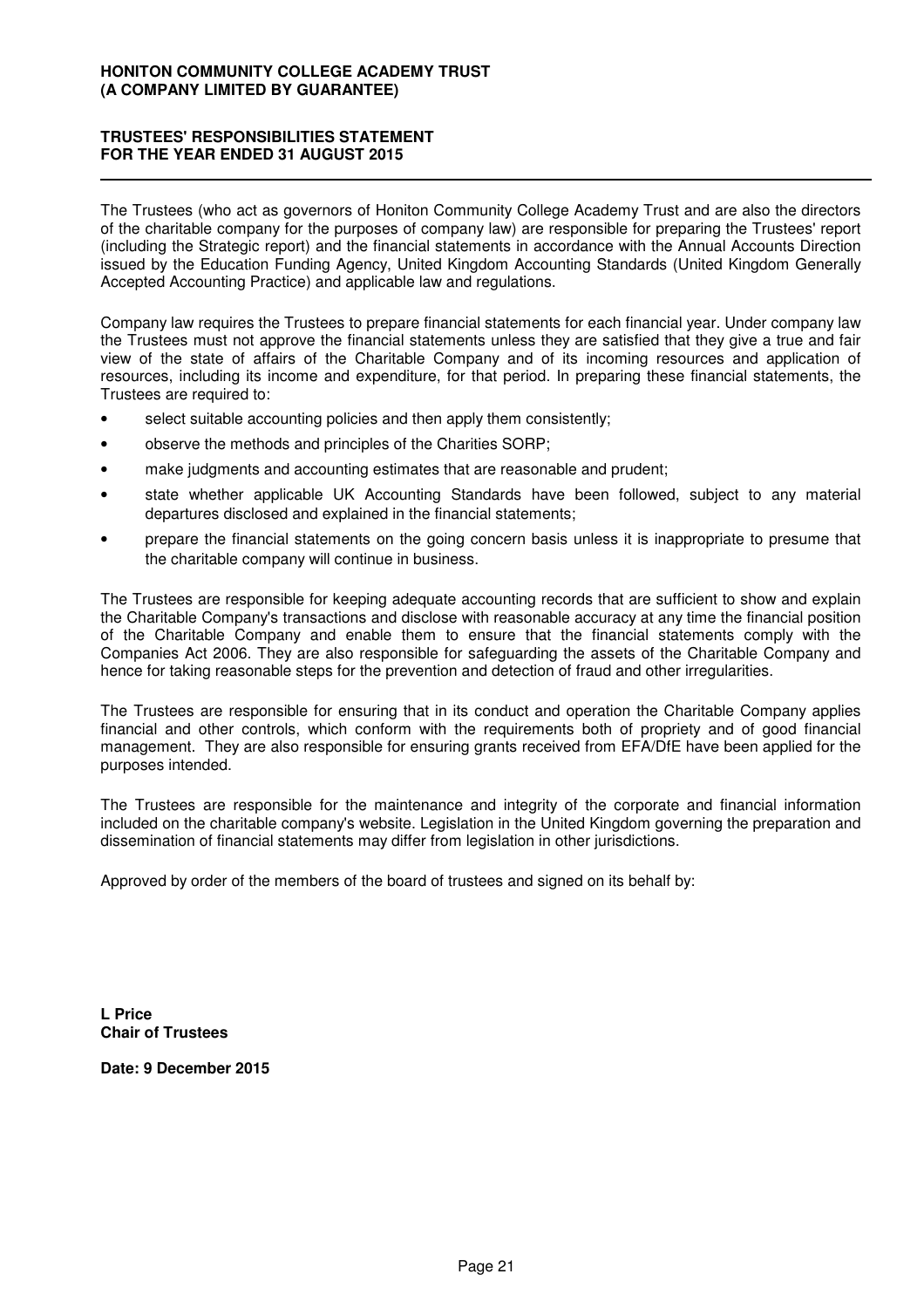**HONITON COMMUNITY COLLEGE ACADEMY TRUST**
**(A COMPANY LIMITED BY GUARANTEE)**

# TRUSTEES' RESPONSIBILITIES STATEMENT FOR THE YEAR ENDED 31 AUGUST 2015

The Trustees (who act as governors of Honiton Community College Academy Trust and are also the directors of the charitable company for the purposes of company law) are responsible for preparing the Trustees' report (including the Strategic report) and the financial statements in accordance with the Annual Accounts Direction issued by the Education Funding Agency, United Kingdom Accounting Standards (United Kingdom Generally Accepted Accounting Practice) and applicable law and regulations.

Company law requires the Trustees to prepare financial statements for each financial year. Under company law the Trustees must not approve the financial statements unless they are satisfied that they give a true and fair view of the state of affairs of the Charitable Company and of its incoming resources and application of resources, including its income and expenditure, for that period. In preparing these financial statements, the Trustees are required to:

- select suitable accounting policies and then apply them consistently;
- observe the methods and principles of the Charities SORP;
- make judgments and accounting estimates that are reasonable and prudent;
- state whether applicable UK Accounting Standards have been followed, subject to any material departures disclosed and explained in the financial statements;
- prepare the financial statements on the going concern basis unless it is inappropriate to presume that the charitable company will continue in business.

The Trustees are responsible for keeping adequate accounting records that are sufficient to show and explain the Charitable Company's transactions and disclose with reasonable accuracy at any time the financial position of the Charitable Company and enable them to ensure that the financial statements comply with the Companies Act 2006. They are also responsible for safeguarding the assets of the Charitable Company and hence for taking reasonable steps for the prevention and detection of fraud and other irregularities.

The Trustees are responsible for ensuring that in its conduct and operation the Charitable Company applies financial and other controls, which conform with the requirements both of propriety and of good financial management. They are also responsible for ensuring grants received from EFA/DfE have been applied for the purposes intended.

The Trustees are responsible for the maintenance and integrity of the corporate and financial information included on the charitable company's website. Legislation in the United Kingdom governing the preparation and dissemination of financial statements may differ from legislation in other jurisdictions.

Approved by order of the members of the board of trustees and signed on its behalf by:

**L Price**
**Chair of Trustees**

**Date: 9 December 2015**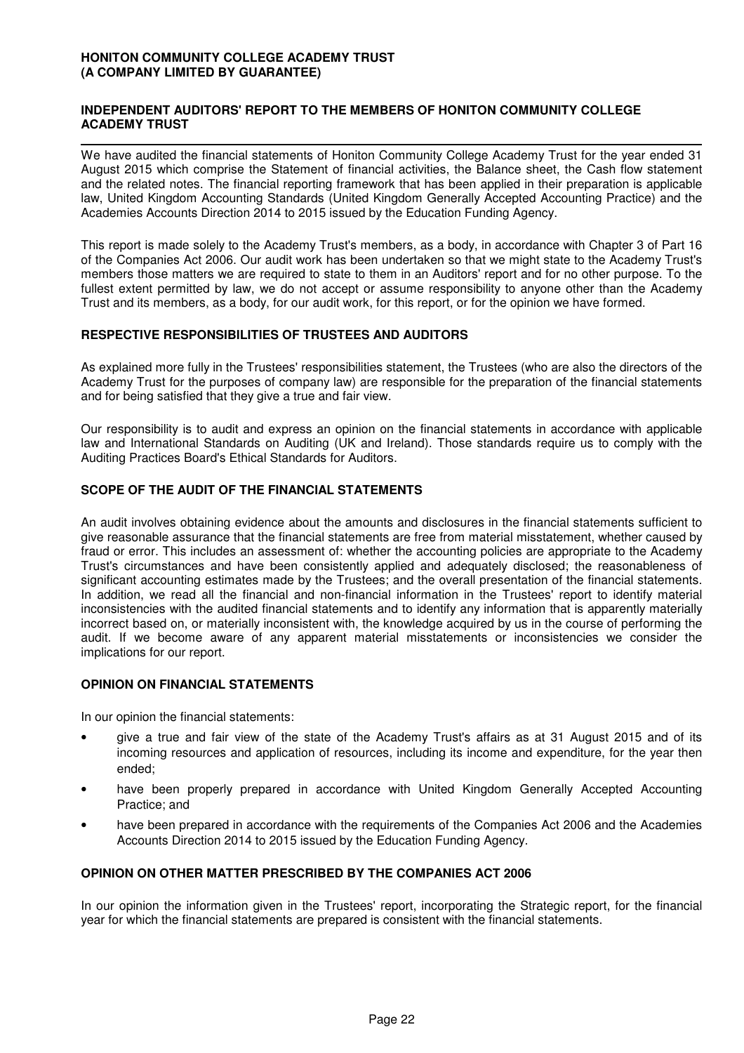# INDEPENDENT AUDITORS' REPORT TO THE MEMBERS OF HONITON COMMUNITY COLLEGE ACADEMY TRUST

We have audited the financial statements of Honiton Community College Academy Trust for the year ended 31 August 2015 which comprise the Statement of financial activities, the Balance sheet, the Cash flow statement and the related notes. The financial reporting framework that has been applied in their preparation is applicable law, United Kingdom Accounting Standards (United Kingdom Generally Accepted Accounting Practice) and the Academies Accounts Direction 2014 to 2015 issued by the Education Funding Agency.

This report is made solely to the Academy Trust's members, as a body, in accordance with Chapter 3 of Part 16 of the Companies Act 2006. Our audit work has been undertaken so that we might state to the Academy Trust's members those matters we are required to state to them in an Auditors' report and for no other purpose. To the fullest extent permitted by law, we do not accept or assume responsibility to anyone other than the Academy Trust and its members, as a body, for our audit work, for this report, or for the opinion we have formed.

## RESPECTIVE RESPONSIBILITIES OF TRUSTEES AND AUDITORS

As explained more fully in the Trustees' responsibilities statement, the Trustees (who are also the directors of the Academy Trust for the purposes of company law) are responsible for the preparation of the financial statements and for being satisfied that they give a true and fair view.

Our responsibility is to audit and express an opinion on the financial statements in accordance with applicable law and International Standards on Auditing (UK and Ireland). Those standards require us to comply with the Auditing Practices Board's Ethical Standards for Auditors.

## SCOPE OF THE AUDIT OF THE FINANCIAL STATEMENTS

An audit involves obtaining evidence about the amounts and disclosures in the financial statements sufficient to give reasonable assurance that the financial statements are free from material misstatement, whether caused by fraud or error. This includes an assessment of: whether the accounting policies are appropriate to the Academy Trust's circumstances and have been consistently applied and adequately disclosed; the reasonableness of significant accounting estimates made by the Trustees; and the overall presentation of the financial statements. In addition, we read all the financial and non-financial information in the Trustees' report to identify material inconsistencies with the audited financial statements and to identify any information that is apparently materially incorrect based on, or materially inconsistent with, the knowledge acquired by us in the course of performing the audit. If we become aware of any apparent material misstatements or inconsistencies we consider the implications for our report.

## OPINION ON FINANCIAL STATEMENTS

In our opinion the financial statements:

- give a true and fair view of the state of the Academy Trust's affairs as at 31 August 2015 and of its incoming resources and application of resources, including its income and expenditure, for the year then ended;
- have been properly prepared in accordance with United Kingdom Generally Accepted Accounting Practice; and
- have been prepared in accordance with the requirements of the Companies Act 2006 and the Academies Accounts Direction 2014 to 2015 issued by the Education Funding Agency.

## OPINION ON OTHER MATTER PRESCRIBED BY THE COMPANIES ACT 2006

In our opinion the information given in the Trustees' report, incorporating the Strategic report, for the financial year for which the financial statements are prepared is consistent with the financial statements.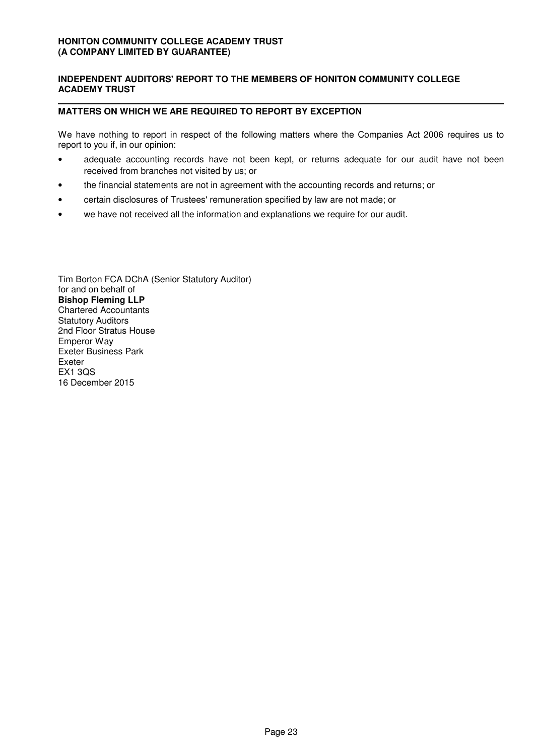## INDEPENDENT AUDITORS' REPORT TO THE MEMBERS OF HONITON COMMUNITY COLLEGE ACADEMY TRUST

### MATTERS ON WHICH WE ARE REQUIRED TO REPORT BY EXCEPTION

We have nothing to report in respect of the following matters where the Companies Act 2006 requires us to report to you if, in our opinion:

- adequate accounting records have not been kept, or returns adequate for our audit have not been received from branches not visited by us; or
- the financial statements are not in agreement with the accounting records and returns; or
- certain disclosures of Trustees' remuneration specified by law are not made; or
- we have not received all the information and explanations we require for our audit.

Tim Borton FCA DChA (Senior Statutory Auditor)
for and on behalf of
**Bishop Fleming LLP**
Chartered Accountants
Statutory Auditors
2nd Floor Stratus House
Emperor Way
Exeter Business Park
Exeter
EX1 3QS
16 December 2015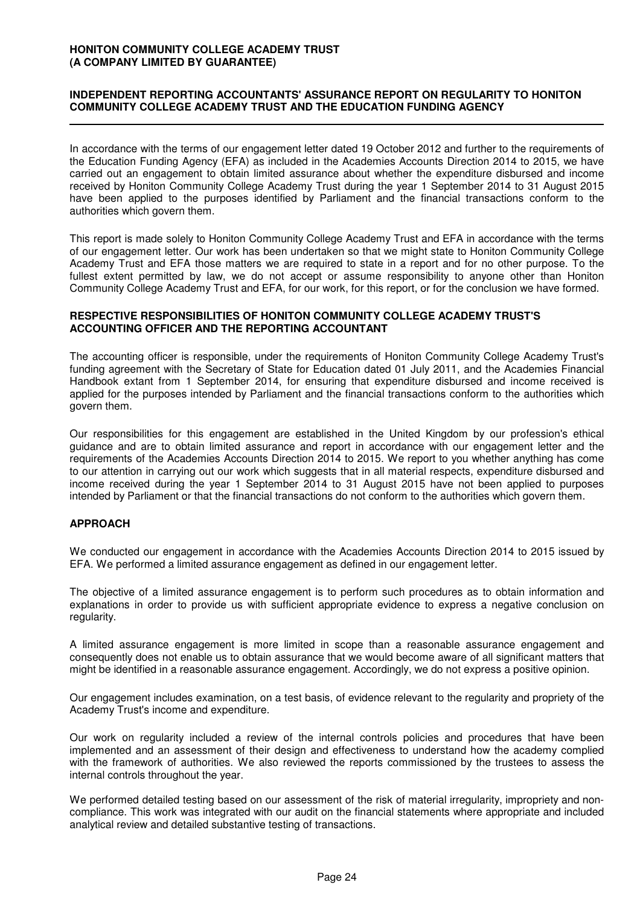**HONITON COMMUNITY COLLEGE ACADEMY TRUST**
**(A COMPANY LIMITED BY GUARANTEE)**

## INDEPENDENT REPORTING ACCOUNTANTS' ASSURANCE REPORT ON REGULARITY TO HONITON COMMUNITY COLLEGE ACADEMY TRUST AND THE EDUCATION FUNDING AGENCY

In accordance with the terms of our engagement letter dated 19 October 2012 and further to the requirements of the Education Funding Agency (EFA) as included in the Academies Accounts Direction 2014 to 2015, we have carried out an engagement to obtain limited assurance about whether the expenditure disbursed and income received by Honiton Community College Academy Trust during the year 1 September 2014 to 31 August 2015 have been applied to the purposes identified by Parliament and the financial transactions conform to the authorities which govern them.

This report is made solely to Honiton Community College Academy Trust and EFA in accordance with the terms of our engagement letter. Our work has been undertaken so that we might state to Honiton Community College Academy Trust and EFA those matters we are required to state in a report and for no other purpose. To the fullest extent permitted by law, we do not accept or assume responsibility to anyone other than Honiton Community College Academy Trust and EFA, for our work, for this report, or for the conclusion we have formed.

### RESPECTIVE RESPONSIBILITIES OF HONITON COMMUNITY COLLEGE ACADEMY TRUST'S ACCOUNTING OFFICER AND THE REPORTING ACCOUNTANT

The accounting officer is responsible, under the requirements of Honiton Community College Academy Trust's funding agreement with the Secretary of State for Education dated 01 July 2011, and the Academies Financial Handbook extant from 1 September 2014, for ensuring that expenditure disbursed and income received is applied for the purposes intended by Parliament and the financial transactions conform to the authorities which govern them.

Our responsibilities for this engagement are established in the United Kingdom by our profession's ethical guidance and are to obtain limited assurance and report in accordance with our engagement letter and the requirements of the Academies Accounts Direction 2014 to 2015. We report to you whether anything has come to our attention in carrying out our work which suggests that in all material respects, expenditure disbursed and income received during the year 1 September 2014 to 31 August 2015 have not been applied to purposes intended by Parliament or that the financial transactions do not conform to the authorities which govern them.

### APPROACH

We conducted our engagement in accordance with the Academies Accounts Direction 2014 to 2015 issued by EFA. We performed a limited assurance engagement as defined in our engagement letter.

The objective of a limited assurance engagement is to perform such procedures as to obtain information and explanations in order to provide us with sufficient appropriate evidence to express a negative conclusion on regularity.

A limited assurance engagement is more limited in scope than a reasonable assurance engagement and consequently does not enable us to obtain assurance that we would become aware of all significant matters that might be identified in a reasonable assurance engagement. Accordingly, we do not express a positive opinion.

Our engagement includes examination, on a test basis, of evidence relevant to the regularity and propriety of the Academy Trust's income and expenditure.

Our work on regularity included a review of the internal controls policies and procedures that have been implemented and an assessment of their design and effectiveness to understand how the academy complied with the framework of authorities. We also reviewed the reports commissioned by the trustees to assess the internal controls throughout the year.

We performed detailed testing based on our assessment of the risk of material irregularity, impropriety and non-compliance. This work was integrated with our audit on the financial statements where appropriate and included analytical review and detailed substantive testing of transactions.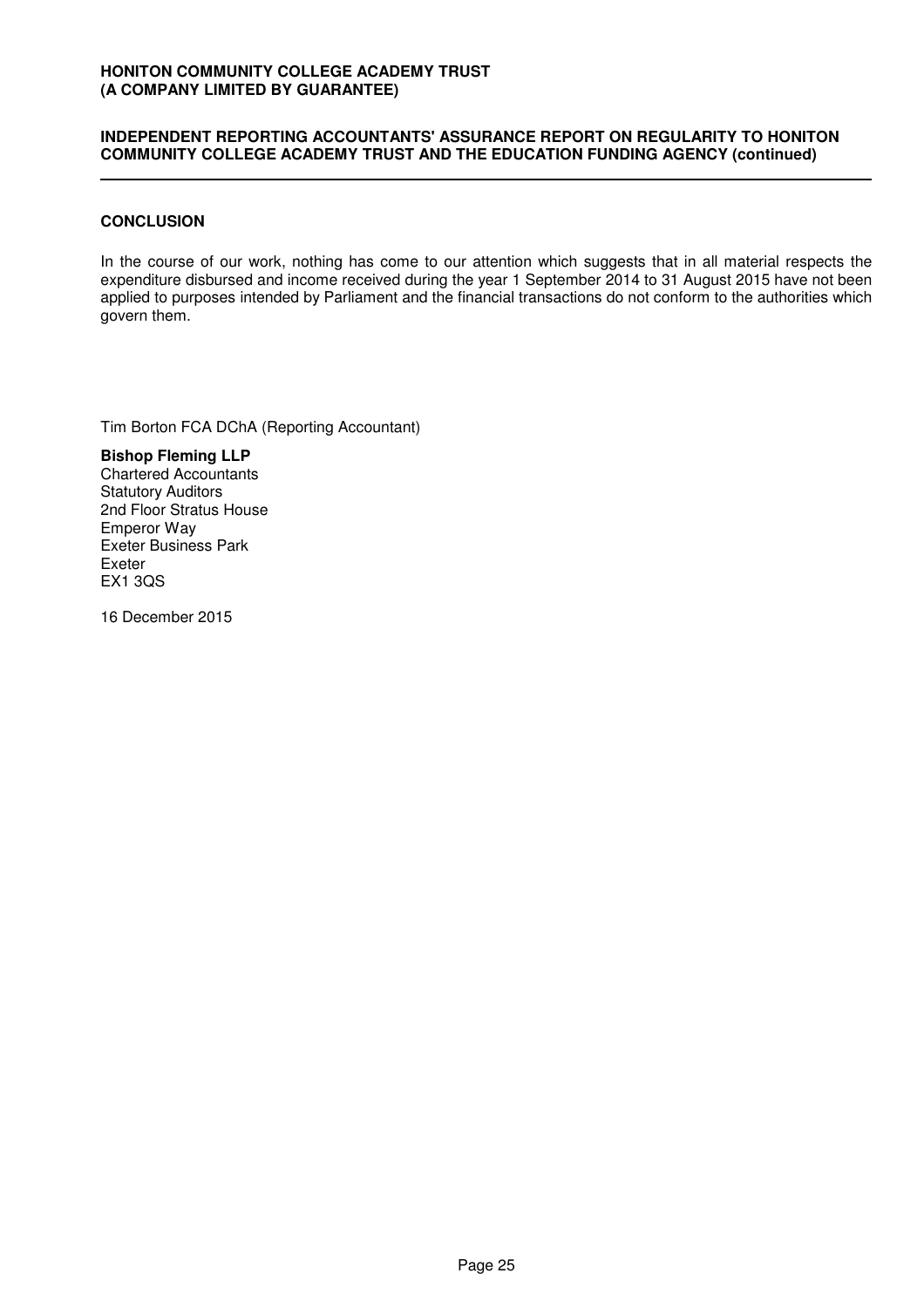## CONCLUSION

In the course of our work, nothing has come to our attention which suggests that in all material respects the expenditure disbursed and income received during the year 1 September 2014 to 31 August 2015 have not been applied to purposes intended by Parliament and the financial transactions do not conform to the authorities which govern them.

Tim Borton FCA DChA (Reporting Accountant)

**Bishop Fleming LLP**
Chartered Accountants
Statutory Auditors
2nd Floor Stratus House
Emperor Way
Exeter Business Park
Exeter
EX1 3QS

16 December 2015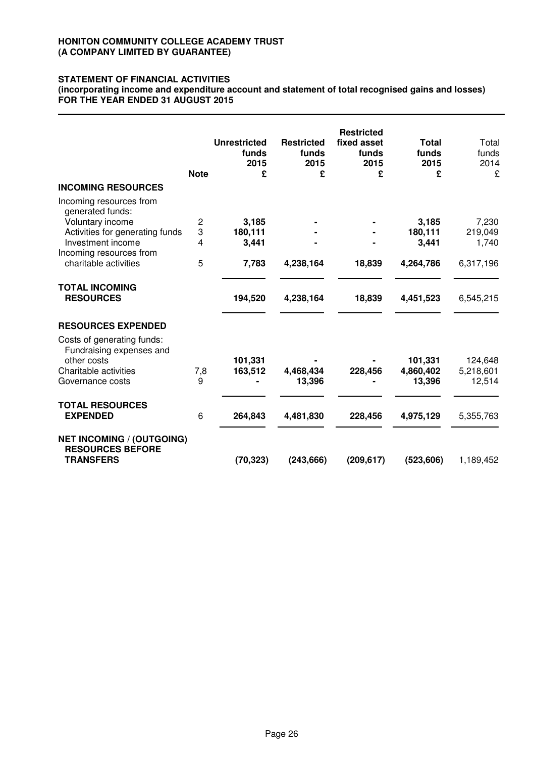**HONITON COMMUNITY COLLEGE ACADEMY TRUST**
**(A COMPANY LIMITED BY GUARANTEE)**

# STATEMENT OF FINANCIAL ACTIVITIES
**(incorporating income and expenditure account and statement of total recognised gains and losses)**
**FOR THE YEAR ENDED 31 AUGUST 2015**

| | Note | Unrestricted funds 2015 £ | Restricted funds 2015 £ | Restricted fixed asset funds 2015 £ | Total funds 2015 £ | Total funds 2014 £ |
|---|---|---|---|---|---|---|
| **INCOMING RESOURCES** | | | | | | |
| Incoming resources from generated funds: | | | | | | |
| Voluntary income | 2 | **3,185** | **-** | **-** | **3,185** | 7,230 |
| Activities for generating funds | 3 | **180,111** | **-** | **-** | **180,111** | 219,049 |
| Investment income | 4 | **3,441** | **-** | **-** | **3,441** | 1,740 |
| Incoming resources from charitable activities | 5 | **7,783** | **4,238,164** | **18,839** | **4,264,786** | 6,317,196 |
| **TOTAL INCOMING RESOURCES** | | **194,520** | **4,238,164** | **18,839** | **4,451,523** | 6,545,215 |
| **RESOURCES EXPENDED** | | | | | | |
| Costs of generating funds: Fundraising expenses and other costs | | **101,331** | **-** | **-** | **101,331** | 124,648 |
| Charitable activities | 7,8 | **163,512** | **4,468,434** | **228,456** | **4,860,402** | 5,218,601 |
| Governance costs | 9 | **-** | **13,396** | **-** | **13,396** | 12,514 |
| **TOTAL RESOURCES EXPENDED** | 6 | **264,843** | **4,481,830** | **228,456** | **4,975,129** | 5,355,763 |
| **NET INCOMING / (OUTGOING) RESOURCES BEFORE TRANSFERS** | | **(70,323)** | **(243,666)** | **(209,617)** | **(523,606)** | 1,189,452 |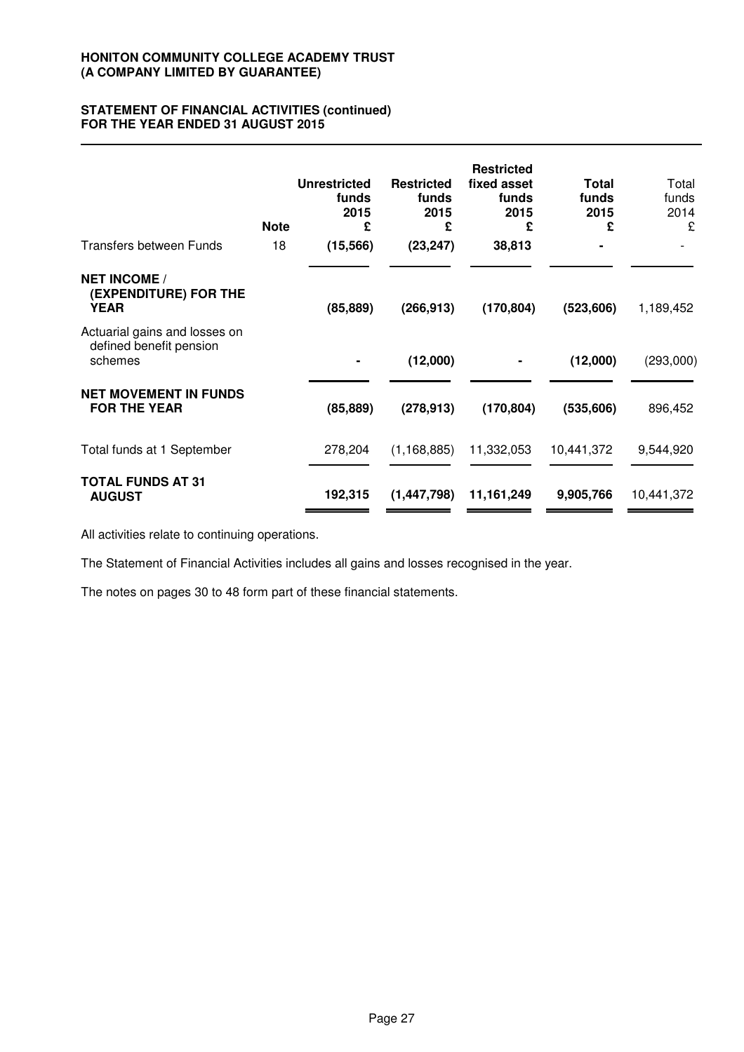**HONITON COMMUNITY COLLEGE ACADEMY TRUST**
**(A COMPANY LIMITED BY GUARANTEE)**

**STATEMENT OF FINANCIAL ACTIVITIES (continued)**
**FOR THE YEAR ENDED 31 AUGUST 2015**

| | Note | Unrestricted funds 2015 £ | Restricted funds 2015 £ | Restricted fixed asset funds 2015 £ | Total funds 2015 £ | Total funds 2014 £ |
|---|---|---|---|---|---|---|
| Transfers between Funds | 18 | (15,566) | (23,247) | 38,813 | - | - |
| **NET INCOME / (EXPENDITURE) FOR THE YEAR** | | (85,889) | (266,913) | (170,804) | (523,606) | 1,189,452 |
| Actuarial gains and losses on defined benefit pension schemes | | - | (12,000) | - | (12,000) | (293,000) |
| **NET MOVEMENT IN FUNDS FOR THE YEAR** | | (85,889) | (278,913) | (170,804) | (535,606) | 896,452 |
| Total funds at 1 September | | 278,204 | (1,168,885) | 11,332,053 | 10,441,372 | 9,544,920 |
| **TOTAL FUNDS AT 31 AUGUST** | | 192,315 | (1,447,798) | 11,161,249 | 9,905,766 | 10,441,372 |

All activities relate to continuing operations.

The Statement of Financial Activities includes all gains and losses recognised in the year.

The notes on pages 30 to 48 form part of these financial statements.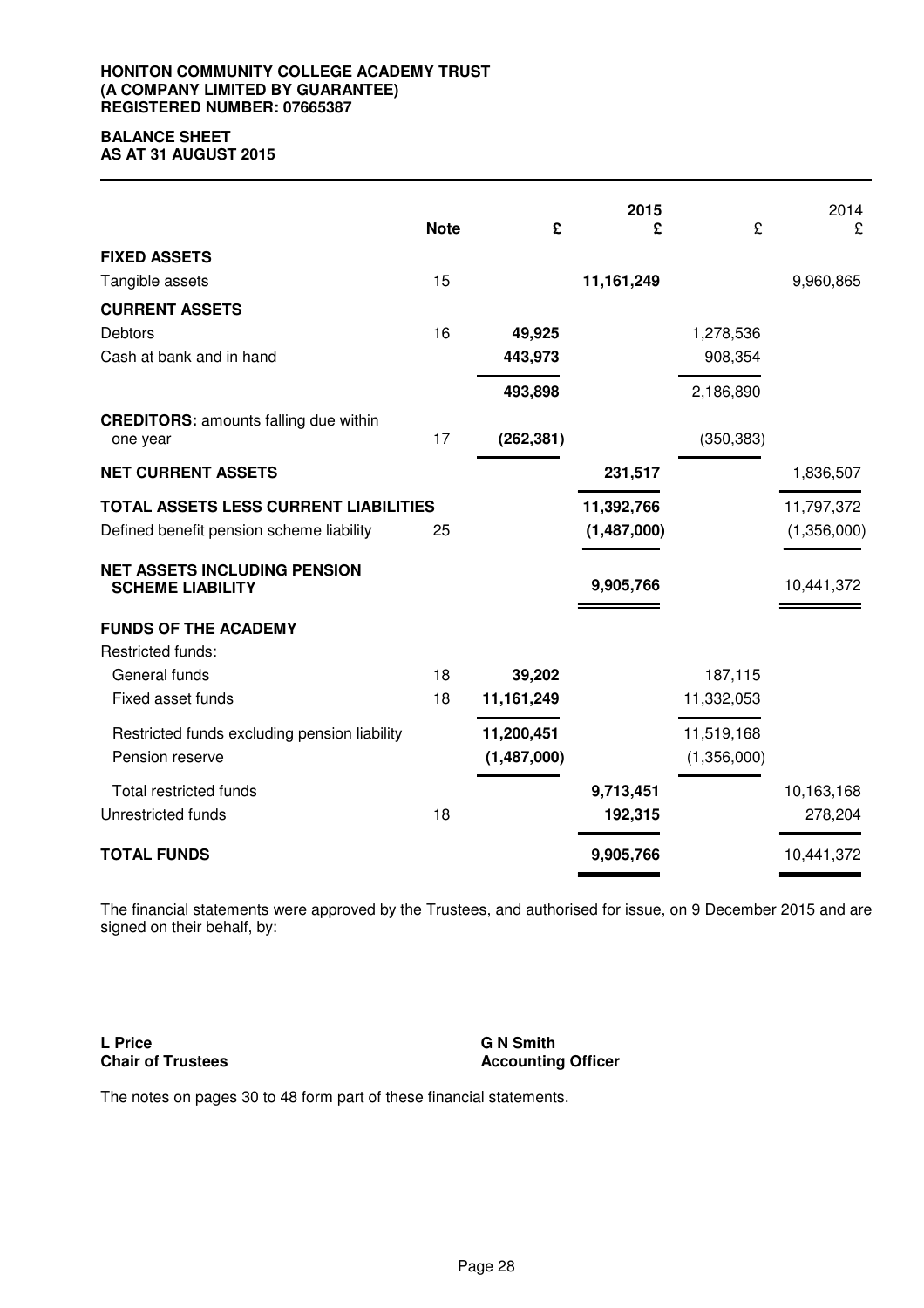**HONITON COMMUNITY COLLEGE ACADEMY TRUST**
**(A COMPANY LIMITED BY GUARANTEE)**
**REGISTERED NUMBER: 07665387**

# BALANCE SHEET
## AS AT 31 AUGUST 2015

| | Note | £ | 2015 £ | £ | 2014 £ |
|---|---|---|---|---|---|
| **FIXED ASSETS** | | | | | |
| Tangible assets | 15 | | **11,161,249** | | 9,960,865 |
| **CURRENT ASSETS** | | | | | |
| Debtors | 16 | **49,925** | | 1,278,536 | |
| Cash at bank and in hand | | **443,973** | | 908,354 | |
| | | **493,898** | | 2,186,890 | |
| **CREDITORS:** amounts falling due within one year | 17 | **(262,381)** | | (350,383) | |
| **NET CURRENT ASSETS** | | | **231,517** | | 1,836,507 |
| **TOTAL ASSETS LESS CURRENT LIABILITIES** | | | **11,392,766** | | 11,797,372 |
| Defined benefit pension scheme liability | 25 | | **(1,487,000)** | | (1,356,000) |
| **NET ASSETS INCLUDING PENSION SCHEME LIABILITY** | | | **9,905,766** | | 10,441,372 |
| **FUNDS OF THE ACADEMY** | | | | | |
| Restricted funds: | | | | | |
| General funds | 18 | **39,202** | | 187,115 | |
| Fixed asset funds | 18 | **11,161,249** | | 11,332,053 | |
| Restricted funds excluding pension liability | | **11,200,451** | | 11,519,168 | |
| Pension reserve | | **(1,487,000)** | | (1,356,000) | |
| Total restricted funds | | | **9,713,451** | | 10,163,168 |
| Unrestricted funds | 18 | | **192,315** | | 278,204 |
| **TOTAL FUNDS** | | | **9,905,766** | | 10,441,372 |

The financial statements were approved by the Trustees, and authorised for issue, on 9 December 2015 and are signed on their behalf, by:

**L Price**
**Chair of Trustees**

**G N Smith**
**Accounting Officer**

The notes on pages 30 to 48 form part of these financial statements.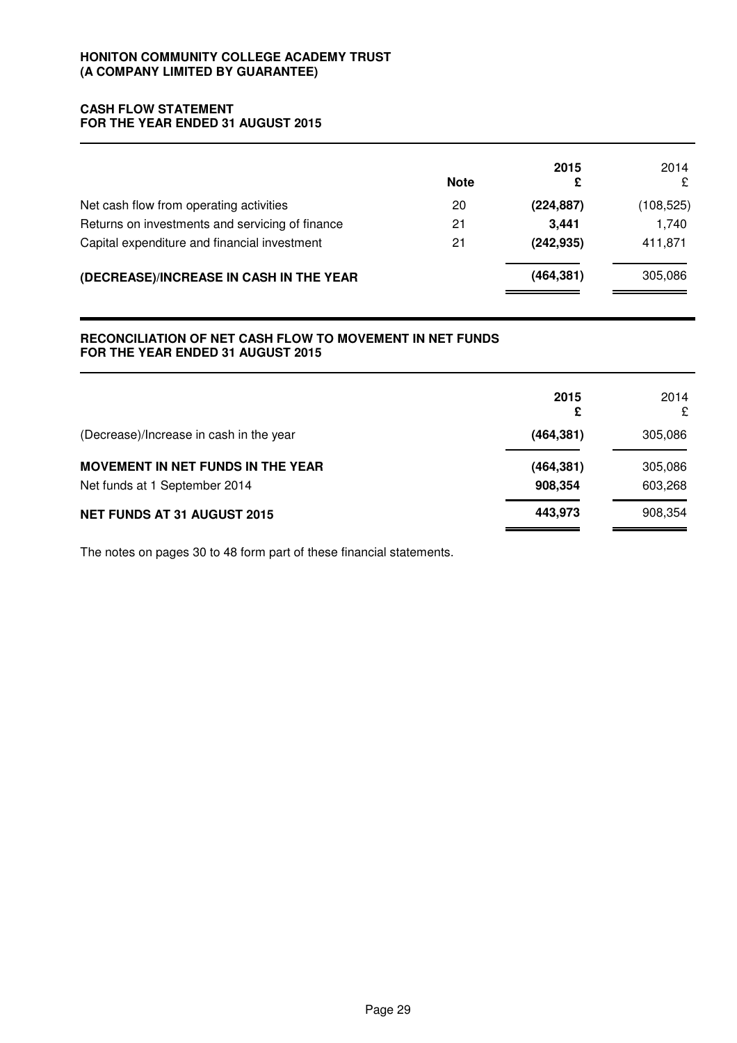**HONITON COMMUNITY COLLEGE ACADEMY TRUST**
**(A COMPANY LIMITED BY GUARANTEE)**

## CASH FLOW STATEMENT
## FOR THE YEAR ENDED 31 AUGUST 2015

| | Note | 2015 £ | 2014 £ |
|---|---|---|---|
| Net cash flow from operating activities | 20 | **(224,887)** | (108,525) |
| Returns on investments and servicing of finance | 21 | **3,441** | 1,740 |
| Capital expenditure and financial investment | 21 | **(242,935)** | 411,871 |
| **(DECREASE)/INCREASE IN CASH IN THE YEAR** | | **(464,381)** | 305,086 |

## RECONCILIATION OF NET CASH FLOW TO MOVEMENT IN NET FUNDS
## FOR THE YEAR ENDED 31 AUGUST 2015

| | 2015 £ | 2014 £ |
|---|---|---|
| (Decrease)/Increase in cash in the year | **(464,381)** | 305,086 |
| **MOVEMENT IN NET FUNDS IN THE YEAR** | **(464,381)** | 305,086 |
| Net funds at 1 September 2014 | **908,354** | 603,268 |
| **NET FUNDS AT 31 AUGUST 2015** | **443,973** | 908,354 |

The notes on pages 30 to 48 form part of these financial statements.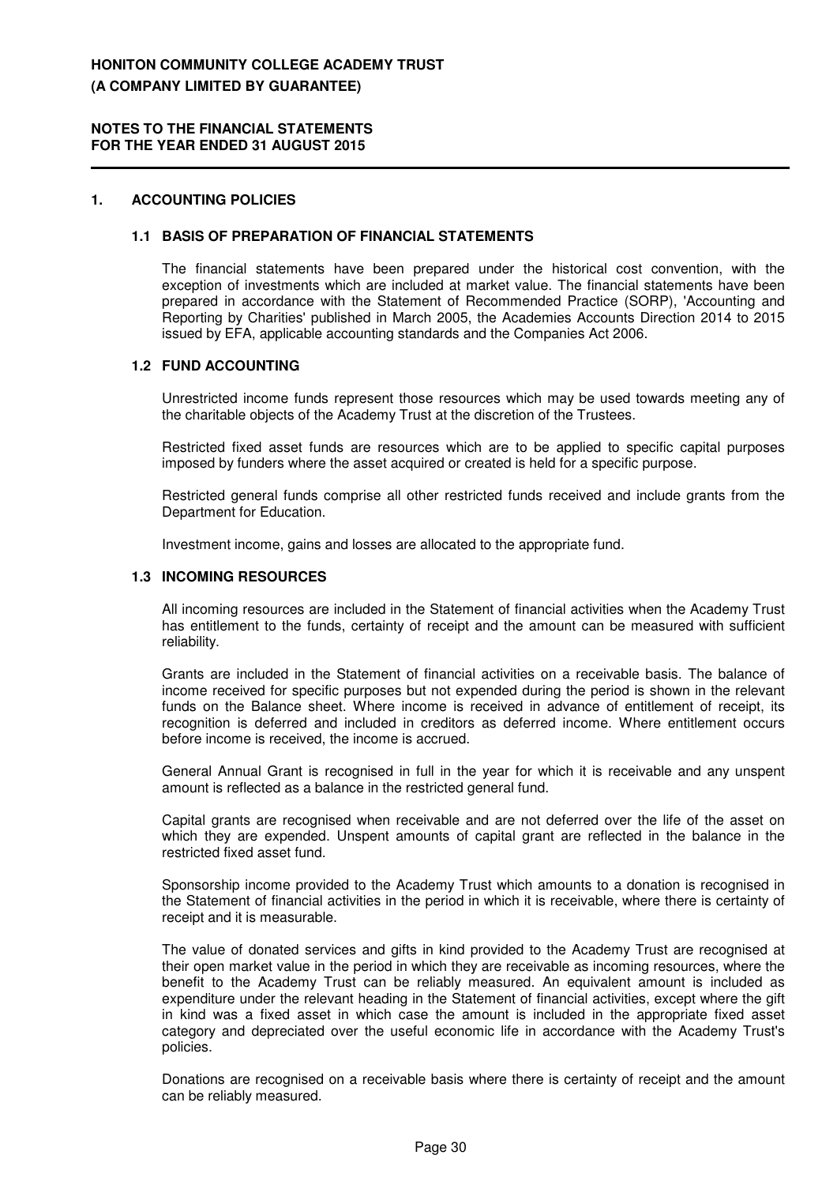## 1. ACCOUNTING POLICIES

### 1.1 BASIS OF PREPARATION OF FINANCIAL STATEMENTS

The financial statements have been prepared under the historical cost convention, with the exception of investments which are included at market value. The financial statements have been prepared in accordance with the Statement of Recommended Practice (SORP), 'Accounting and Reporting by Charities' published in March 2005, the Academies Accounts Direction 2014 to 2015 issued by EFA, applicable accounting standards and the Companies Act 2006.

### 1.2 FUND ACCOUNTING

Unrestricted income funds represent those resources which may be used towards meeting any of the charitable objects of the Academy Trust at the discretion of the Trustees.

Restricted fixed asset funds are resources which are to be applied to specific capital purposes imposed by funders where the asset acquired or created is held for a specific purpose.

Restricted general funds comprise all other restricted funds received and include grants from the Department for Education.

Investment income, gains and losses are allocated to the appropriate fund.

### 1.3 INCOMING RESOURCES

All incoming resources are included in the Statement of financial activities when the Academy Trust has entitlement to the funds, certainty of receipt and the amount can be measured with sufficient reliability.

Grants are included in the Statement of financial activities on a receivable basis. The balance of income received for specific purposes but not expended during the period is shown in the relevant funds on the Balance sheet. Where income is received in advance of entitlement of receipt, its recognition is deferred and included in creditors as deferred income. Where entitlement occurs before income is received, the income is accrued.

General Annual Grant is recognised in full in the year for which it is receivable and any unspent amount is reflected as a balance in the restricted general fund.

Capital grants are recognised when receivable and are not deferred over the life of the asset on which they are expended. Unspent amounts of capital grant are reflected in the balance in the restricted fixed asset fund.

Sponsorship income provided to the Academy Trust which amounts to a donation is recognised in the Statement of financial activities in the period in which it is receivable, where there is certainty of receipt and it is measurable.

The value of donated services and gifts in kind provided to the Academy Trust are recognised at their open market value in the period in which they are receivable as incoming resources, where the benefit to the Academy Trust can be reliably measured. An equivalent amount is included as expenditure under the relevant heading in the Statement of financial activities, except where the gift in kind was a fixed asset in which case the amount is included in the appropriate fixed asset category and depreciated over the useful economic life in accordance with the Academy Trust's policies.

Donations are recognised on a receivable basis where there is certainty of receipt and the amount can be reliably measured.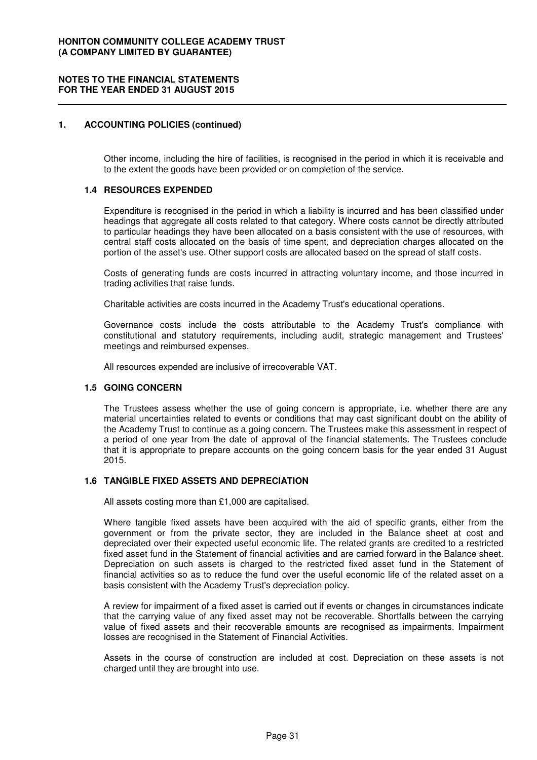## 1. ACCOUNTING POLICIES (continued)

Other income, including the hire of facilities, is recognised in the period in which it is receivable and to the extent the goods have been provided or on completion of the service.

### 1.4 RESOURCES EXPENDED

Expenditure is recognised in the period in which a liability is incurred and has been classified under headings that aggregate all costs related to that category. Where costs cannot be directly attributed to particular headings they have been allocated on a basis consistent with the use of resources, with central staff costs allocated on the basis of time spent, and depreciation charges allocated on the portion of the asset's use. Other support costs are allocated based on the spread of staff costs.

Costs of generating funds are costs incurred in attracting voluntary income, and those incurred in trading activities that raise funds.

Charitable activities are costs incurred in the Academy Trust's educational operations.

Governance costs include the costs attributable to the Academy Trust's compliance with constitutional and statutory requirements, including audit, strategic management and Trustees' meetings and reimbursed expenses.

All resources expended are inclusive of irrecoverable VAT.

### 1.5 GOING CONCERN

The Trustees assess whether the use of going concern is appropriate, i.e. whether there are any material uncertainties related to events or conditions that may cast significant doubt on the ability of the Academy Trust to continue as a going concern. The Trustees make this assessment in respect of a period of one year from the date of approval of the financial statements. The Trustees conclude that it is appropriate to prepare accounts on the going concern basis for the year ended 31 August 2015.

### 1.6 TANGIBLE FIXED ASSETS AND DEPRECIATION

All assets costing more than £1,000 are capitalised.

Where tangible fixed assets have been acquired with the aid of specific grants, either from the government or from the private sector, they are included in the Balance sheet at cost and depreciated over their expected useful economic life. The related grants are credited to a restricted fixed asset fund in the Statement of financial activities and are carried forward in the Balance sheet. Depreciation on such assets is charged to the restricted fixed asset fund in the Statement of financial activities so as to reduce the fund over the useful economic life of the related asset on a basis consistent with the Academy Trust's depreciation policy.

A review for impairment of a fixed asset is carried out if events or changes in circumstances indicate that the carrying value of any fixed asset may not be recoverable. Shortfalls between the carrying value of fixed assets and their recoverable amounts are recognised as impairments. Impairment losses are recognised in the Statement of Financial Activities.

Assets in the course of construction are included at cost. Depreciation on these assets is not charged until they are brought into use.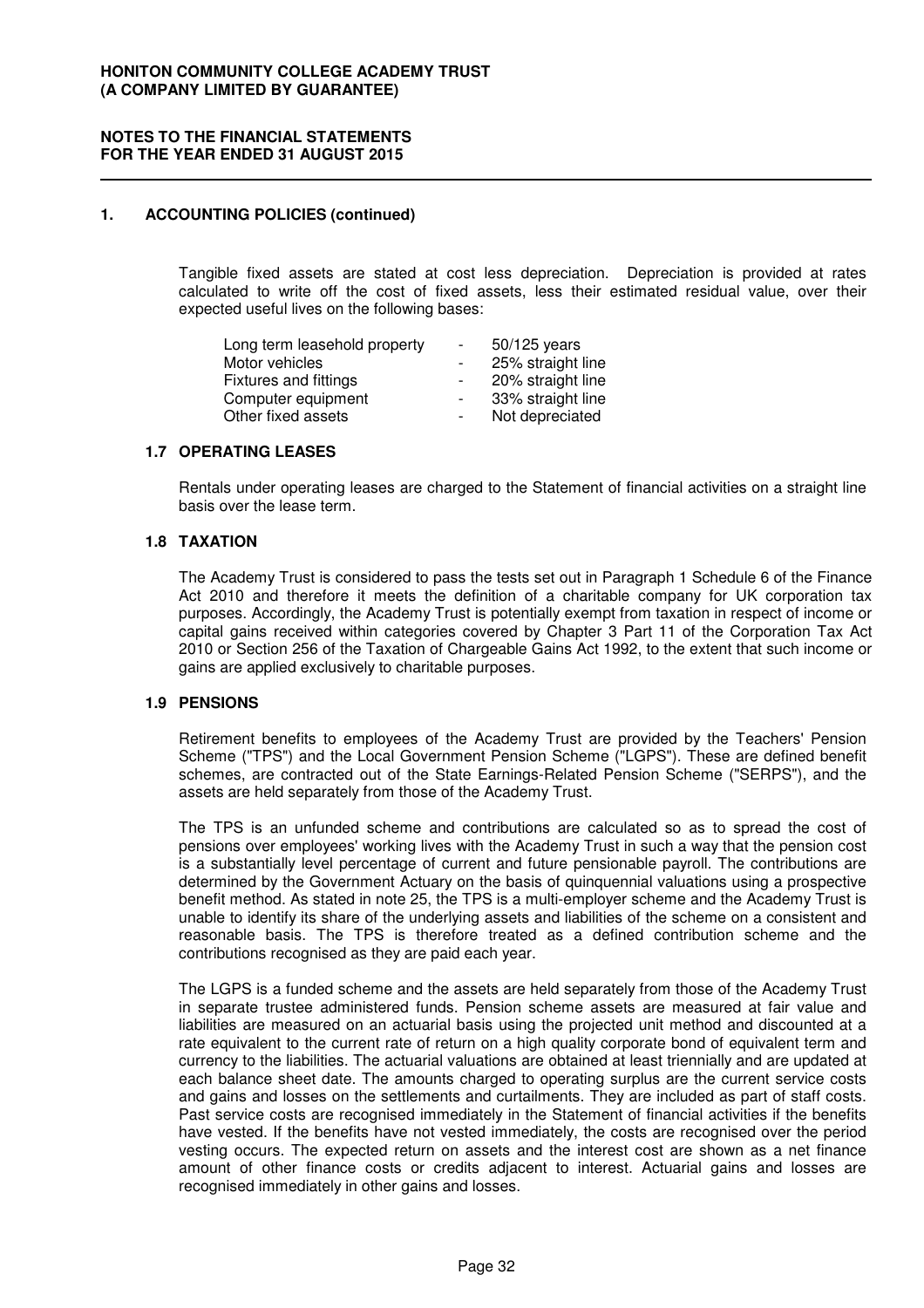**HONITON COMMUNITY COLLEGE ACADEMY TRUST**
**(A COMPANY LIMITED BY GUARANTEE)**

**NOTES TO THE FINANCIAL STATEMENTS**
**FOR THE YEAR ENDED 31 AUGUST 2015**

## 1. ACCOUNTING POLICIES (continued)

Tangible fixed assets are stated at cost less depreciation. Depreciation is provided at rates calculated to write off the cost of fixed assets, less their estimated residual value, over their expected useful lives on the following bases:

| | | |
|---|---|---|
| Long term leasehold property | - | 50/125 years |
| Motor vehicles | - | 25% straight line |
| Fixtures and fittings | - | 20% straight line |
| Computer equipment | - | 33% straight line |
| Other fixed assets | - | Not depreciated |

### 1.7 OPERATING LEASES

Rentals under operating leases are charged to the Statement of financial activities on a straight line basis over the lease term.

### 1.8 TAXATION

The Academy Trust is considered to pass the tests set out in Paragraph 1 Schedule 6 of the Finance Act 2010 and therefore it meets the definition of a charitable company for UK corporation tax purposes. Accordingly, the Academy Trust is potentially exempt from taxation in respect of income or capital gains received within categories covered by Chapter 3 Part 11 of the Corporation Tax Act 2010 or Section 256 of the Taxation of Chargeable Gains Act 1992, to the extent that such income or gains are applied exclusively to charitable purposes.

### 1.9 PENSIONS

Retirement benefits to employees of the Academy Trust are provided by the Teachers' Pension Scheme ("TPS") and the Local Government Pension Scheme ("LGPS"). These are defined benefit schemes, are contracted out of the State Earnings-Related Pension Scheme ("SERPS"), and the assets are held separately from those of the Academy Trust.

The TPS is an unfunded scheme and contributions are calculated so as to spread the cost of pensions over employees' working lives with the Academy Trust in such a way that the pension cost is a substantially level percentage of current and future pensionable payroll. The contributions are determined by the Government Actuary on the basis of quinquennial valuations using a prospective benefit method. As stated in note 25, the TPS is a multi-employer scheme and the Academy Trust is unable to identify its share of the underlying assets and liabilities of the scheme on a consistent and reasonable basis. The TPS is therefore treated as a defined contribution scheme and the contributions recognised as they are paid each year.

The LGPS is a funded scheme and the assets are held separately from those of the Academy Trust in separate trustee administered funds. Pension scheme assets are measured at fair value and liabilities are measured on an actuarial basis using the projected unit method and discounted at a rate equivalent to the current rate of return on a high quality corporate bond of equivalent term and currency to the liabilities. The actuarial valuations are obtained at least triennially and are updated at each balance sheet date. The amounts charged to operating surplus are the current service costs and gains and losses on the settlements and curtailments. They are included as part of staff costs. Past service costs are recognised immediately in the Statement of financial activities if the benefits have vested. If the benefits have not vested immediately, the costs are recognised over the period vesting occurs. The expected return on assets and the interest cost are shown as a net finance amount of other finance costs or credits adjacent to interest. Actuarial gains and losses are recognised immediately in other gains and losses.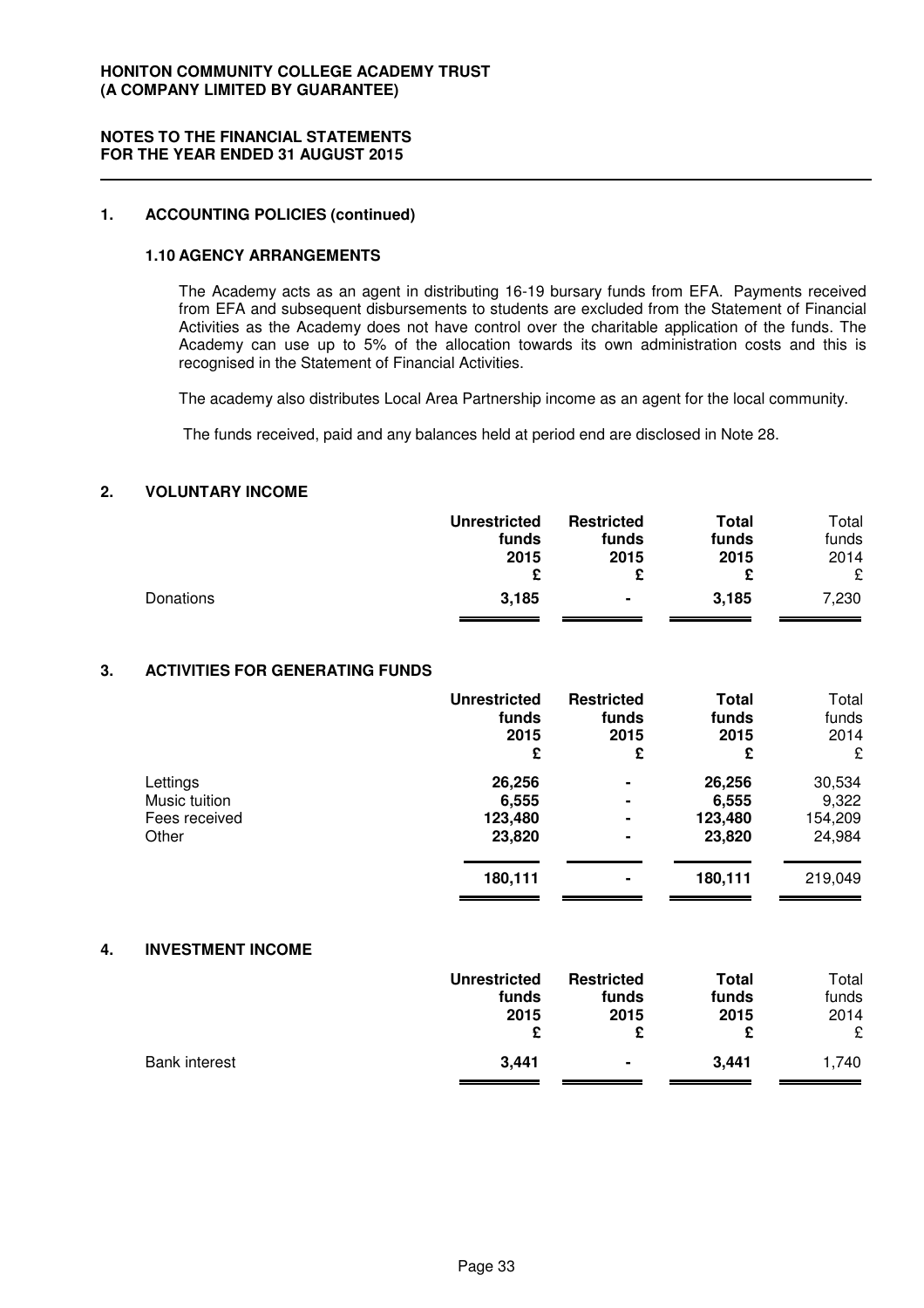## 1. ACCOUNTING POLICIES (continued)

### 1.10 AGENCY ARRANGEMENTS

The Academy acts as an agent in distributing 16-19 bursary funds from EFA. Payments received from EFA and subsequent disbursements to students are excluded from the Statement of Financial Activities as the Academy does not have control over the charitable application of the funds. The Academy can use up to 5% of the allocation towards its own administration costs and this is recognised in the Statement of Financial Activities.

The academy also distributes Local Area Partnership income as an agent for the local community.

The funds received, paid and any balances held at period end are disclosed in Note 28.

## 2. VOLUNTARY INCOME

| | **Unrestricted funds 2015 £** | **Restricted funds 2015 £** | **Total funds 2015 £** | Total funds 2014 £ |
|---|---|---|---|---|
| Donations | **3,185** | **-** | **3,185** | 7,230 |

## 3. ACTIVITIES FOR GENERATING FUNDS

| | **Unrestricted funds 2015 £** | **Restricted funds 2015 £** | **Total funds 2015 £** | Total funds 2014 £ |
|---|---|---|---|---|
| Lettings | **26,256** | **-** | **26,256** | 30,534 |
| Music tuition | **6,555** | **-** | **6,555** | 9,322 |
| Fees received | **123,480** | **-** | **123,480** | 154,209 |
| Other | **23,820** | **-** | **23,820** | 24,984 |
| | **180,111** | **-** | **180,111** | 219,049 |

## 4. INVESTMENT INCOME

| | **Unrestricted funds 2015 £** | **Restricted funds 2015 £** | **Total funds 2015 £** | Total funds 2014 £ |
|---|---|---|---|---|
| Bank interest | **3,441** | **-** | **3,441** | 1,740 |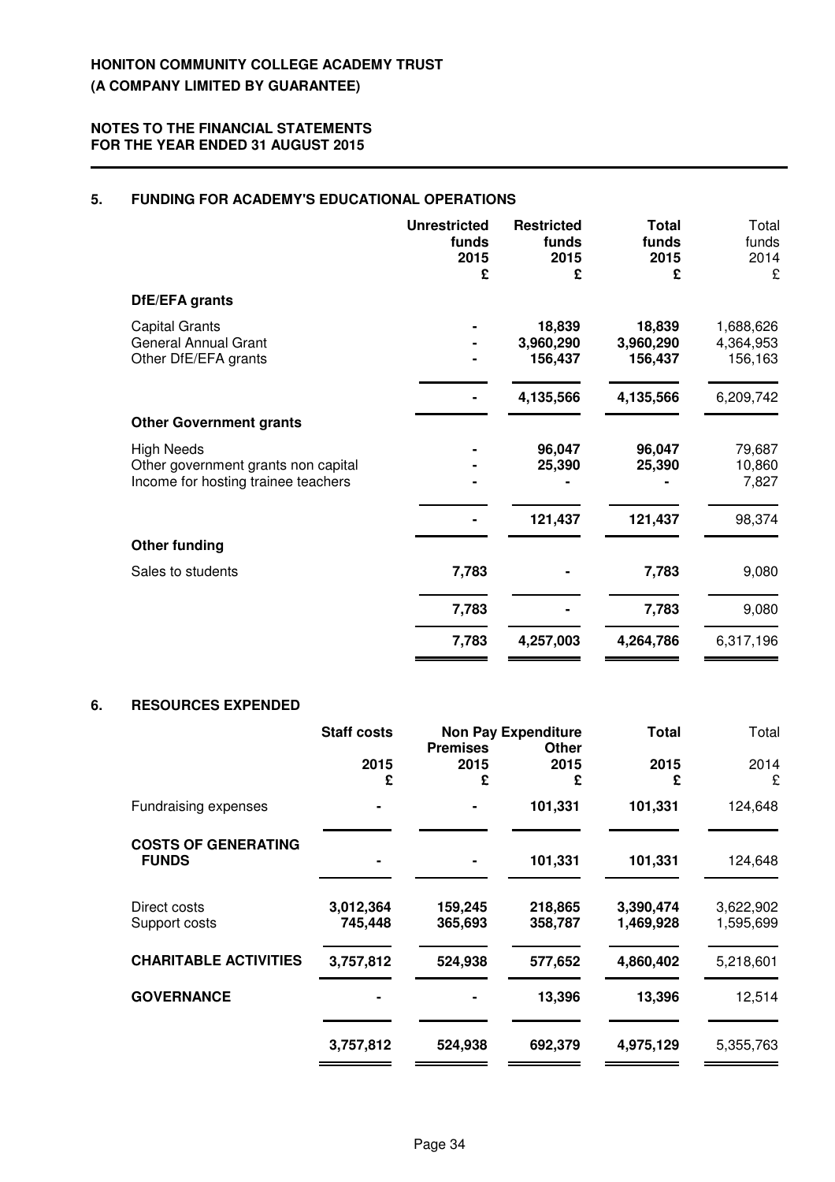**HONITON COMMUNITY COLLEGE ACADEMY TRUST**
**(A COMPANY LIMITED BY GUARANTEE)**

**NOTES TO THE FINANCIAL STATEMENTS**
**FOR THE YEAR ENDED 31 AUGUST 2015**

## 5. FUNDING FOR ACADEMY'S EDUCATIONAL OPERATIONS

| | Unrestricted funds 2015 £ | Restricted funds 2015 £ | Total funds 2015 £ | Total funds 2014 £ |
|---|---|---|---|---|
| **DfE/EFA grants** | | | | |
| Capital Grants | - | 18,839 | 18,839 | 1,688,626 |
| General Annual Grant | - | 3,960,290 | 3,960,290 | 4,364,953 |
| Other DfE/EFA grants | - | 156,437 | 156,437 | 156,163 |
| | - | 4,135,566 | 4,135,566 | 6,209,742 |
| **Other Government grants** | | | | |
| High Needs | - | 96,047 | 96,047 | 79,687 |
| Other government grants non capital | - | 25,390 | 25,390 | 10,860 |
| Income for hosting trainee teachers | - | - | - | 7,827 |
| | - | 121,437 | 121,437 | 98,374 |
| **Other funding** | | | | |
| Sales to students | 7,783 | - | 7,783 | 9,080 |
| | 7,783 | - | 7,783 | 9,080 |
| | 7,783 | 4,257,003 | 4,264,786 | 6,317,196 |

## 6. RESOURCES EXPENDED

| | Staff costs 2015 £ | Non Pay Expenditure Premises 2015 £ | Non Pay Expenditure Other 2015 £ | Total 2015 £ | Total 2014 £ |
|---|---|---|---|---|---|
| Fundraising expenses | - | - | 101,331 | 101,331 | 124,648 |
| **COSTS OF GENERATING FUNDS** | - | - | 101,331 | 101,331 | 124,648 |
| Direct costs | 3,012,364 | 159,245 | 218,865 | 3,390,474 | 3,622,902 |
| Support costs | 745,448 | 365,693 | 358,787 | 1,469,928 | 1,595,699 |
| **CHARITABLE ACTIVITIES** | 3,757,812 | 524,938 | 577,652 | 4,860,402 | 5,218,601 |
| **GOVERNANCE** | - | - | 13,396 | 13,396 | 12,514 |
| | 3,757,812 | 524,938 | 692,379 | 4,975,129 | 5,355,763 |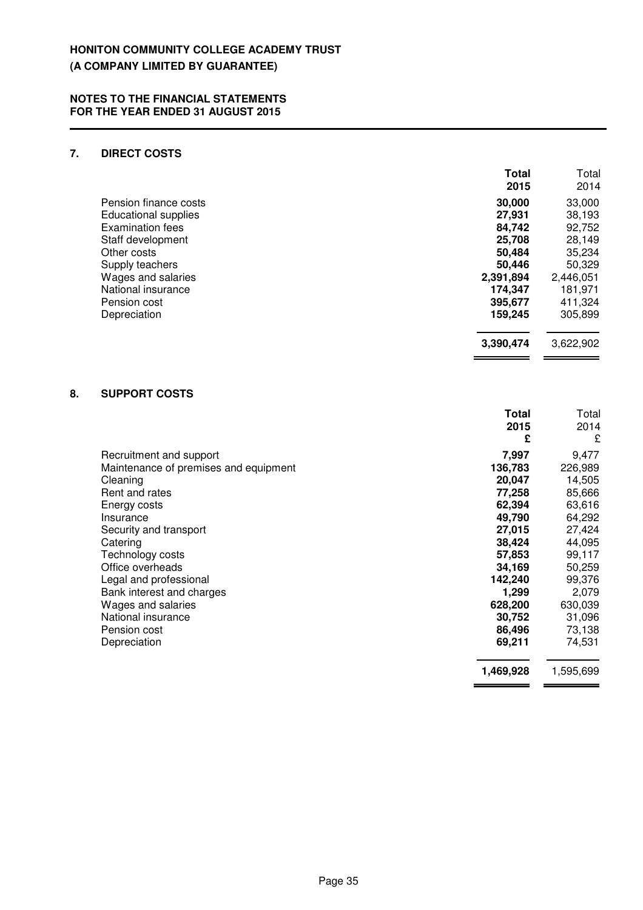**HONITON COMMUNITY COLLEGE ACADEMY TRUST**
**(A COMPANY LIMITED BY GUARANTEE)**

**NOTES TO THE FINANCIAL STATEMENTS**
**FOR THE YEAR ENDED 31 AUGUST 2015**

## 7. DIRECT COSTS

| | **Total 2015** | Total 2014 |
|---|---|---|
| Pension finance costs | **30,000** | 33,000 |
| Educational supplies | **27,931** | 38,193 |
| Examination fees | **84,742** | 92,752 |
| Staff development | **25,708** | 28,149 |
| Other costs | **50,484** | 35,234 |
| Supply teachers | **50,446** | 50,329 |
| Wages and salaries | **2,391,894** | 2,446,051 |
| National insurance | **174,347** | 181,971 |
| Pension cost | **395,677** | 411,324 |
| Depreciation | **159,245** | 305,899 |
| | **3,390,474** | 3,622,902 |

## 8. SUPPORT COSTS

| | **Total 2015 £** | Total 2014 £ |
|---|---|---|
| Recruitment and support | **7,997** | 9,477 |
| Maintenance of premises and equipment | **136,783** | 226,989 |
| Cleaning | **20,047** | 14,505 |
| Rent and rates | **77,258** | 85,666 |
| Energy costs | **62,394** | 63,616 |
| Insurance | **49,790** | 64,292 |
| Security and transport | **27,015** | 27,424 |
| Catering | **38,424** | 44,095 |
| Technology costs | **57,853** | 99,117 |
| Office overheads | **34,169** | 50,259 |
| Legal and professional | **142,240** | 99,376 |
| Bank interest and charges | **1,299** | 2,079 |
| Wages and salaries | **628,200** | 630,039 |
| National insurance | **30,752** | 31,096 |
| Pension cost | **86,496** | 73,138 |
| Depreciation | **69,211** | 74,531 |
| | **1,469,928** | 1,595,699 |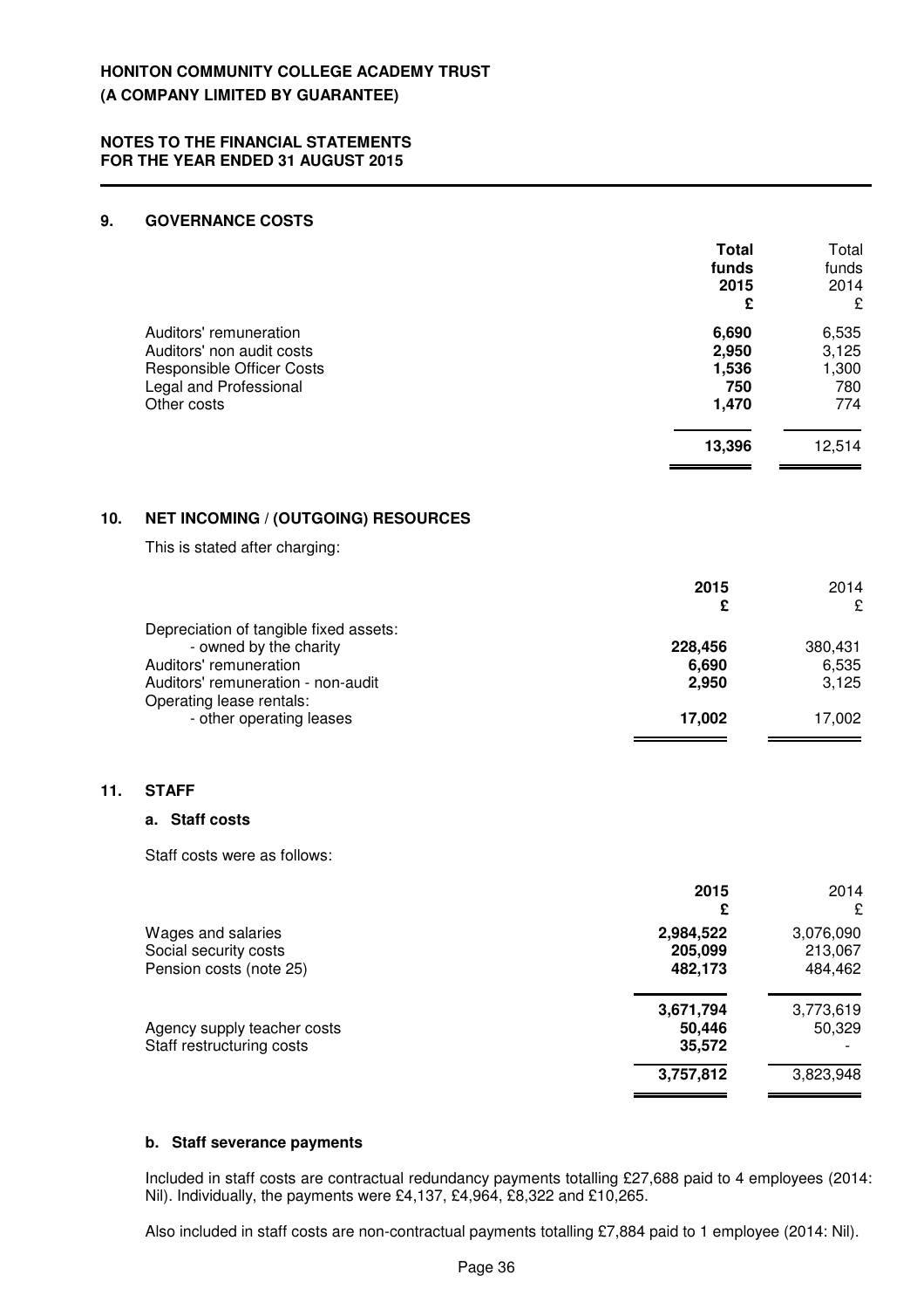**HONITON COMMUNITY COLLEGE ACADEMY TRUST**
**(A COMPANY LIMITED BY GUARANTEE)**

**NOTES TO THE FINANCIAL STATEMENTS**
**FOR THE YEAR ENDED 31 AUGUST 2015**

## 9. GOVERNANCE COSTS

| | **Total funds 2015 £** | Total funds 2014 £ |
|---|---|---|
| Auditors' remuneration | **6,690** | 6,535 |
| Auditors' non audit costs | **2,950** | 3,125 |
| Responsible Officer Costs | **1,536** | 1,300 |
| Legal and Professional | **750** | 780 |
| Other costs | **1,470** | 774 |
| | **13,396** | 12,514 |

## 10. NET INCOMING / (OUTGOING) RESOURCES

This is stated after charging:

| | **2015 £** | 2014 £ |
|---|---|---|
| Depreciation of tangible fixed assets: | | |
| - owned by the charity | **228,456** | 380,431 |
| Auditors' remuneration | **6,690** | 6,535 |
| Auditors' remuneration - non-audit | **2,950** | 3,125 |
| Operating lease rentals: | | |
| - other operating leases | **17,002** | 17,002 |

## 11. STAFF

### a. Staff costs

Staff costs were as follows:

| | **2015 £** | 2014 £ |
|---|---|---|
| Wages and salaries | **2,984,522** | 3,076,090 |
| Social security costs | **205,099** | 213,067 |
| Pension costs (note 25) | **482,173** | 484,462 |
| | **3,671,794** | 3,773,619 |
| Agency supply teacher costs | **50,446** | 50,329 |
| Staff restructuring costs | **35,572** | - |
| | **3,757,812** | 3,823,948 |

### b. Staff severance payments

Included in staff costs are contractual redundancy payments totalling £27,688 paid to 4 employees (2014: Nil). Individually, the payments were £4,137, £4,964, £8,322 and £10,265.

Also included in staff costs are non-contractual payments totalling £7,884 paid to 1 employee (2014: Nil).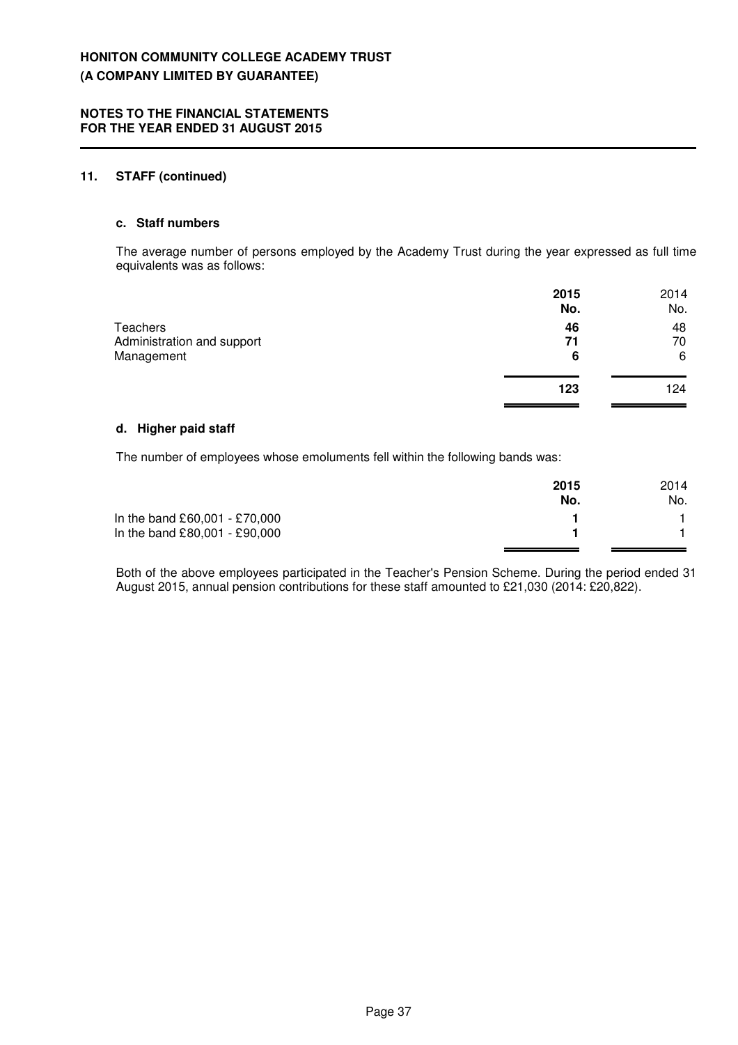## 11. STAFF (continued)

### c. Staff numbers

The average number of persons employed by the Academy Trust during the year expressed as full time equivalents was as follows:

| | **2015** | 2014 |
|---|---|---|
| | **No.** | No. |
| Teachers | **46** | 48 |
| Administration and support | **71** | 70 |
| Management | **6** | 6 |
| | **123** | 124 |

### d. Higher paid staff

The number of employees whose emoluments fell within the following bands was:

| | **2015** | 2014 |
|---|---|---|
| | **No.** | No. |
| In the band £60,001 - £70,000 | **1** | 1 |
| In the band £80,001 - £90,000 | **1** | 1 |

Both of the above employees participated in the Teacher's Pension Scheme. During the period ended 31 August 2015, annual pension contributions for these staff amounted to £21,030 (2014: £20,822).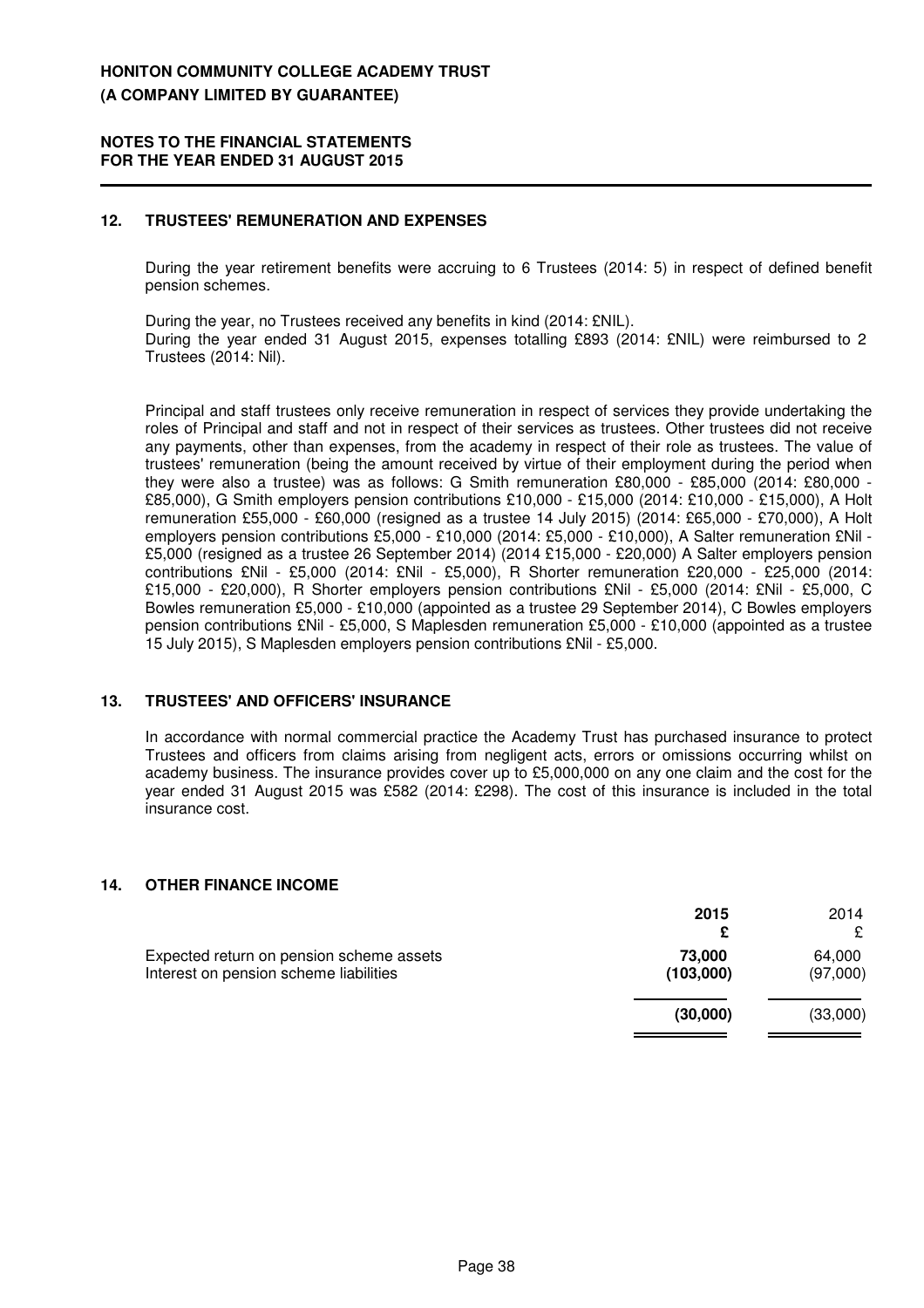## 12. TRUSTEES' REMUNERATION AND EXPENSES

During the year retirement benefits were accruing to 6 Trustees (2014: 5) in respect of defined benefit pension schemes.

During the year, no Trustees received any benefits in kind (2014: £NIL).
During the year ended 31 August 2015, expenses totalling £893 (2014: £NIL) were reimbursed to 2 Trustees (2014: Nil).

Principal and staff trustees only receive remuneration in respect of services they provide undertaking the roles of Principal and staff and not in respect of their services as trustees. Other trustees did not receive any payments, other than expenses, from the academy in respect of their role as trustees. The value of trustees' remuneration (being the amount received by virtue of their employment during the period when they were also a trustee) was as follows: G Smith remuneration £80,000 - £85,000 (2014: £80,000 - £85,000), G Smith employers pension contributions £10,000 - £15,000 (2014: £10,000 - £15,000), A Holt remuneration £55,000 - £60,000 (resigned as a trustee 14 July 2015) (2014: £65,000 - £70,000), A Holt employers pension contributions £5,000 - £10,000 (2014: £5,000 - £10,000), A Salter remuneration £Nil - £5,000 (resigned as a trustee 26 September 2014) (2014 £15,000 - £20,000) A Salter employers pension contributions £Nil - £5,000 (2014: £Nil - £5,000), R Shorter remuneration £20,000 - £25,000 (2014: £15,000 - £20,000), R Shorter employers pension contributions £Nil - £5,000 (2014: £Nil - £5,000, C Bowles remuneration £5,000 - £10,000 (appointed as a trustee 29 September 2014), C Bowles employers pension contributions £Nil - £5,000, S Maplesden remuneration £5,000 - £10,000 (appointed as a trustee 15 July 2015), S Maplesden employers pension contributions £Nil - £5,000.

## 13. TRUSTEES' AND OFFICERS' INSURANCE

In accordance with normal commercial practice the Academy Trust has purchased insurance to protect Trustees and officers from claims arising from negligent acts, errors or omissions occurring whilst on academy business. The insurance provides cover up to £5,000,000 on any one claim and the cost for the year ended 31 August 2015 was £582 (2014: £298). The cost of this insurance is included in the total insurance cost.

## 14. OTHER FINANCE INCOME

| | **2015** £ | 2014 £ |
|---|---|---|
| Expected return on pension scheme assets | **73,000** | 64,000 |
| Interest on pension scheme liabilities | **(103,000)** | (97,000) |
| | **(30,000)** | (33,000) |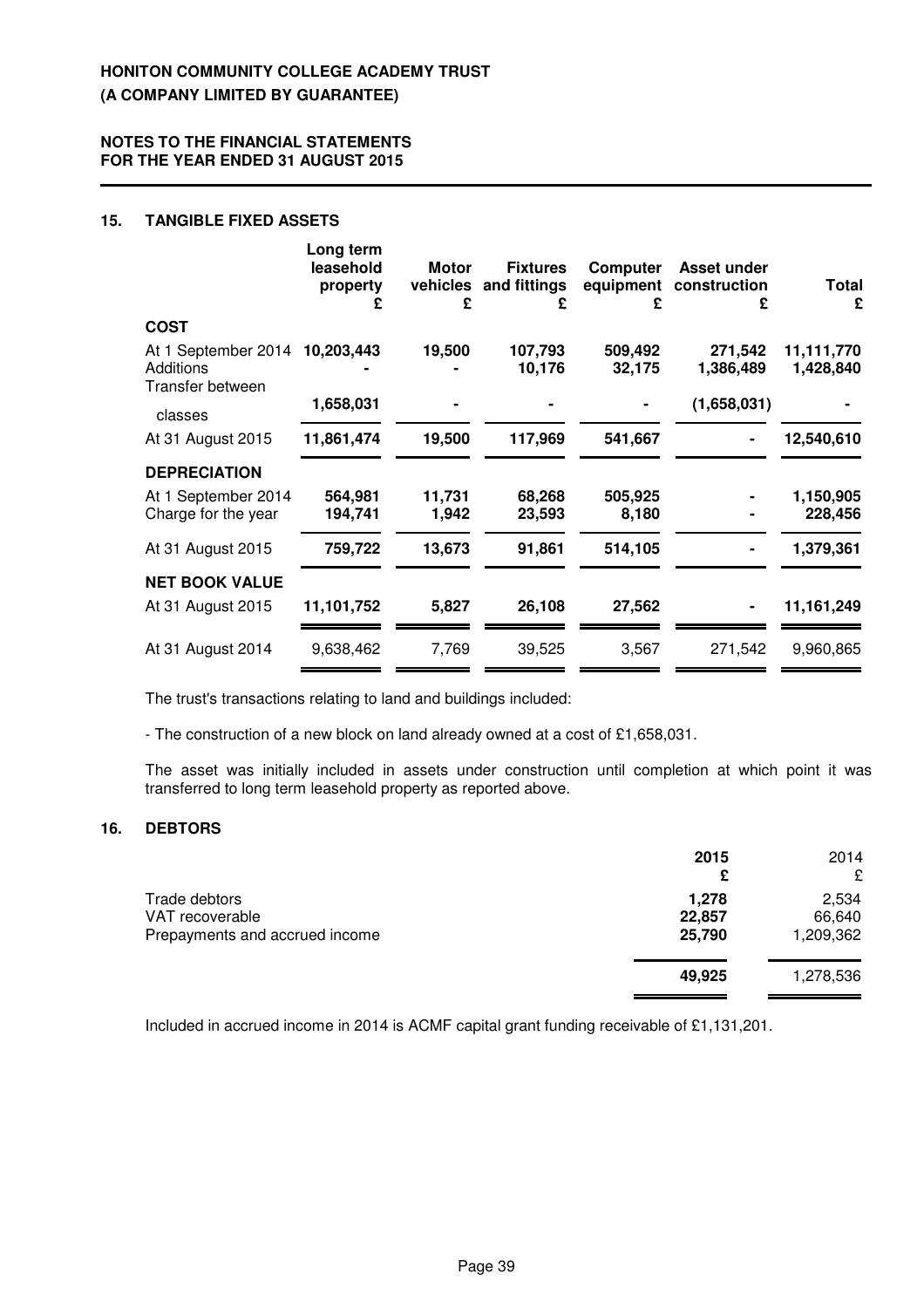**HONITON COMMUNITY COLLEGE ACADEMY TRUST**
**(A COMPANY LIMITED BY GUARANTEE)**

**NOTES TO THE FINANCIAL STATEMENTS**
**FOR THE YEAR ENDED 31 AUGUST 2015**

## 15. TANGIBLE FIXED ASSETS

| | Long term leasehold property £ | Motor vehicles £ | Fixtures and fittings £ | Computer equipment £ | Asset under construction £ | Total £ |
|---|---|---|---|---|---|---|
| **COST** | | | | | | |
| At 1 September 2014 | **10,203,443** | **19,500** | **107,793** | **509,492** | **271,542** | **11,111,770** |
| Additions | **-** | **-** | **10,176** | **32,175** | **1,386,489** | **1,428,840** |
| Transfer between classes | **1,658,031** | **-** | **-** | **-** | **(1,658,031)** | **-** |
| At 31 August 2015 | **11,861,474** | **19,500** | **117,969** | **541,667** | **-** | **12,540,610** |
| **DEPRECIATION** | | | | | | |
| At 1 September 2014 | **564,981** | **11,731** | **68,268** | **505,925** | **-** | **1,150,905** |
| Charge for the year | **194,741** | **1,942** | **23,593** | **8,180** | **-** | **228,456** |
| At 31 August 2015 | **759,722** | **13,673** | **91,861** | **514,105** | **-** | **1,379,361** |
| **NET BOOK VALUE** | | | | | | |
| At 31 August 2015 | **11,101,752** | **5,827** | **26,108** | **27,562** | **-** | **11,161,249** |
| At 31 August 2014 | 9,638,462 | 7,769 | 39,525 | 3,567 | 271,542 | 9,960,865 |

The trust's transactions relating to land and buildings included:

- The construction of a new block on land already owned at a cost of £1,658,031.

The asset was initially included in assets under construction until completion at which point it was transferred to long term leasehold property as reported above.

## 16. DEBTORS

| | 2015 £ | 2014 £ |
|---|---|---|
| Trade debtors | **1,278** | 2,534 |
| VAT recoverable | **22,857** | 66,640 |
| Prepayments and accrued income | **25,790** | 1,209,362 |
| | **49,925** | 1,278,536 |

Included in accrued income in 2014 is ACMF capital grant funding receivable of £1,131,201.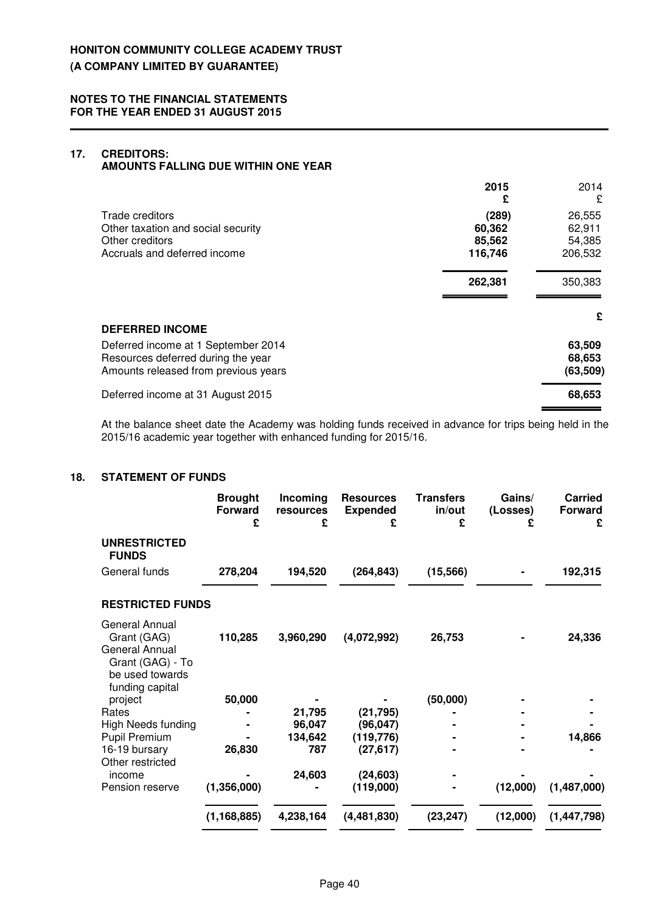**HONITON COMMUNITY COLLEGE ACADEMY TRUST**
**(A COMPANY LIMITED BY GUARANTEE)**

**NOTES TO THE FINANCIAL STATEMENTS**
**FOR THE YEAR ENDED 31 AUGUST 2015**

## 17. CREDITORS:
## AMOUNTS FALLING DUE WITHIN ONE YEAR

| | **2015** **£** | 2014 £ |
|---|---|---|
| Trade creditors | **(289)** | 26,555 |
| Other taxation and social security | **60,362** | 62,911 |
| Other creditors | **85,562** | 54,385 |
| Accruals and deferred income | **116,746** | 206,532 |
| | **262,381** | 350,383 |

| **DEFERRED INCOME** | **£** |
|---|---|
| Deferred income at 1 September 2014 | **63,509** |
| Resources deferred during the year | **68,653** |
| Amounts released from previous years | **(63,509)** |
| Deferred income at 31 August 2015 | **68,653** |

At the balance sheet date the Academy was holding funds received in advance for trips being held in the 2015/16 academic year together with enhanced funding for 2015/16.

## 18. STATEMENT OF FUNDS

| | **Brought Forward £** | **Incoming resources £** | **Resources Expended £** | **Transfers in/out £** | **Gains/ (Losses) £** | **Carried Forward £** |
|---|---|---|---|---|---|---|
| **UNRESTRICTED FUNDS** | | | | | | |
| General funds | **278,204** | **194,520** | **(264,843)** | **(15,566)** | **-** | **192,315** |
| **RESTRICTED FUNDS** | | | | | | |
| General Annual Grant (GAG) | **110,285** | **3,960,290** | **(4,072,992)** | **26,753** | **-** | **24,336** |
| General Annual Grant (GAG) - To be used towards funding capital project | **50,000** | **-** | **-** | **(50,000)** | **-** | **-** |
| Rates | **-** | **21,795** | **(21,795)** | **-** | **-** | **-** |
| High Needs funding | **-** | **96,047** | **(96,047)** | **-** | **-** | **-** |
| Pupil Premium | **-** | **134,642** | **(119,776)** | **-** | **-** | **14,866** |
| 16-19 bursary | **26,830** | **787** | **(27,617)** | **-** | **-** | **-** |
| Other restricted income | **-** | **24,603** | **(24,603)** | **-** | **-** | **-** |
| Pension reserve | **(1,356,000)** | **-** | **(119,000)** | **-** | **(12,000)** | **(1,487,000)** |
| | **(1,168,885)** | **4,238,164** | **(4,481,830)** | **(23,247)** | **(12,000)** | **(1,447,798)** |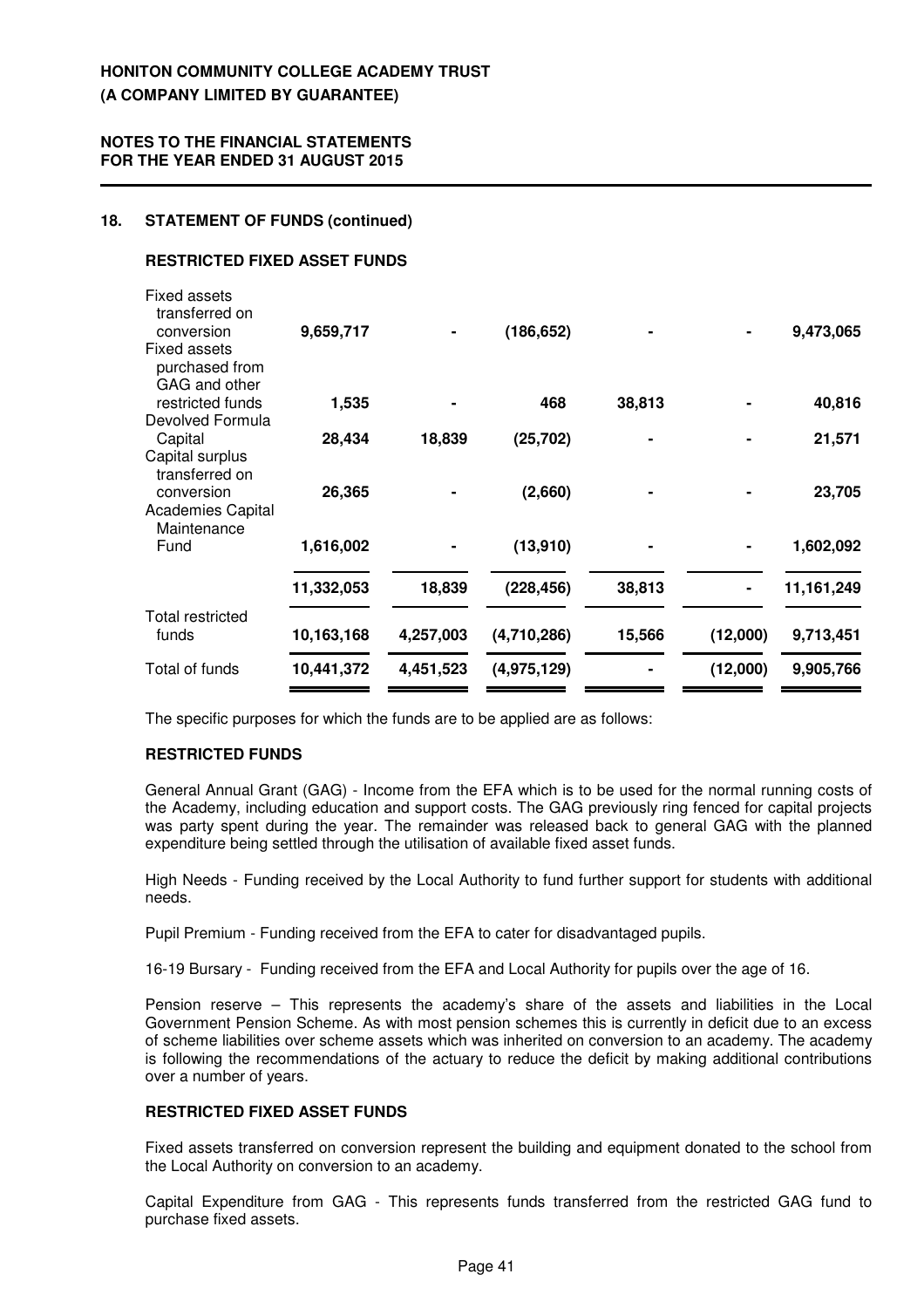# HONITON COMMUNITY COLLEGE ACADEMY TRUST
## (A COMPANY LIMITED BY GUARANTEE)

**NOTES TO THE FINANCIAL STATEMENTS**
**FOR THE YEAR ENDED 31 AUGUST 2015**

### 18. STATEMENT OF FUNDS (continued)

**RESTRICTED FIXED ASSET FUNDS**

| | | | | | | |
|---|---|---|---|---|---|---|
| Fixed assets transferred on conversion | **9,659,717** | **-** | **(186,652)** | **-** | **-** | **9,473,065** |
| Fixed assets purchased from GAG and other restricted funds | **1,535** | **-** | **468** | **38,813** | **-** | **40,816** |
| Devolved Formula Capital | **28,434** | **18,839** | **(25,702)** | **-** | **-** | **21,571** |
| Capital surplus transferred on conversion | **26,365** | **-** | **(2,660)** | **-** | **-** | **23,705** |
| Academies Capital Maintenance Fund | **1,616,002** | **-** | **(13,910)** | **-** | **-** | **1,602,092** |
| | **11,332,053** | **18,839** | **(228,456)** | **38,813** | **-** | **11,161,249** |
| Total restricted funds | **10,163,168** | **4,257,003** | **(4,710,286)** | **15,566** | **(12,000)** | **9,713,451** |
| Total of funds | **10,441,372** | **4,451,523** | **(4,975,129)** | **-** | **(12,000)** | **9,905,766** |

The specific purposes for which the funds are to be applied are as follows:

**RESTRICTED FUNDS**

General Annual Grant (GAG) - Income from the EFA which is to be used for the normal running costs of the Academy, including education and support costs. The GAG previously ring fenced for capital projects was party spent during the year. The remainder was released back to general GAG with the planned expenditure being settled through the utilisation of available fixed asset funds.

High Needs - Funding received by the Local Authority to fund further support for students with additional needs.

Pupil Premium - Funding received from the EFA to cater for disadvantaged pupils.

16-19 Bursary - Funding received from the EFA and Local Authority for pupils over the age of 16.

Pension reserve – This represents the academy's share of the assets and liabilities in the Local Government Pension Scheme. As with most pension schemes this is currently in deficit due to an excess of scheme liabilities over scheme assets which was inherited on conversion to an academy. The academy is following the recommendations of the actuary to reduce the deficit by making additional contributions over a number of years.

**RESTRICTED FIXED ASSET FUNDS**

Fixed assets transferred on conversion represent the building and equipment donated to the school from the Local Authority on conversion to an academy.

Capital Expenditure from GAG - This represents funds transferred from the restricted GAG fund to purchase fixed assets.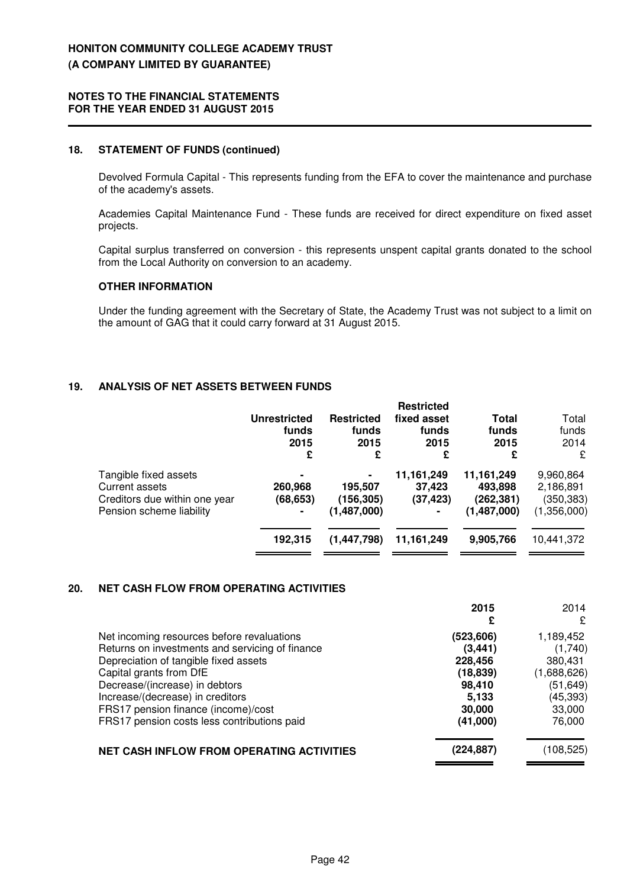## 18. STATEMENT OF FUNDS (continued)

Devolved Formula Capital - This represents funding from the EFA to cover the maintenance and purchase of the academy's assets.

Academies Capital Maintenance Fund - These funds are received for direct expenditure on fixed asset projects.

Capital surplus transferred on conversion - this represents unspent capital grants donated to the school from the Local Authority on conversion to an academy.

### OTHER INFORMATION

Under the funding agreement with the Secretary of State, the Academy Trust was not subject to a limit on the amount of GAG that it could carry forward at 31 August 2015.

## 19. ANALYSIS OF NET ASSETS BETWEEN FUNDS

| | **Unrestricted funds 2015 £** | **Restricted funds 2015 £** | **Restricted fixed asset funds 2015 £** | **Total funds 2015 £** | Total funds 2014 £ |
|---|---|---|---|---|---|
| Tangible fixed assets | **-** | **-** | **11,161,249** | **11,161,249** | 9,960,864 |
| Current assets | **260,968** | **195,507** | **37,423** | **493,898** | 2,186,891 |
| Creditors due within one year | **(68,653)** | **(156,305)** | **(37,423)** | **(262,381)** | (350,383) |
| Pension scheme liability | **-** | **(1,487,000)** | **-** | **(1,487,000)** | (1,356,000) |
| | **192,315** | **(1,447,798)** | **11,161,249** | **9,905,766** | 10,441,372 |

## 20. NET CASH FLOW FROM OPERATING ACTIVITIES

| | **2015 £** | 2014 £ |
|---|---|---|
| Net incoming resources before revaluations | **(523,606)** | 1,189,452 |
| Returns on investments and servicing of finance | **(3,441)** | (1,740) |
| Depreciation of tangible fixed assets | **228,456** | 380,431 |
| Capital grants from DfE | **(18,839)** | (1,688,626) |
| Decrease/(increase) in debtors | **98,410** | (51,649) |
| Increase/(decrease) in creditors | **5,133** | (45,393) |
| FRS17 pension finance (income)/cost | **30,000** | 33,000 |
| FRS17 pension costs less contributions paid | **(41,000)** | 76,000 |
| **NET CASH INFLOW FROM OPERATING ACTIVITIES** | **(224,887)** | (108,525) |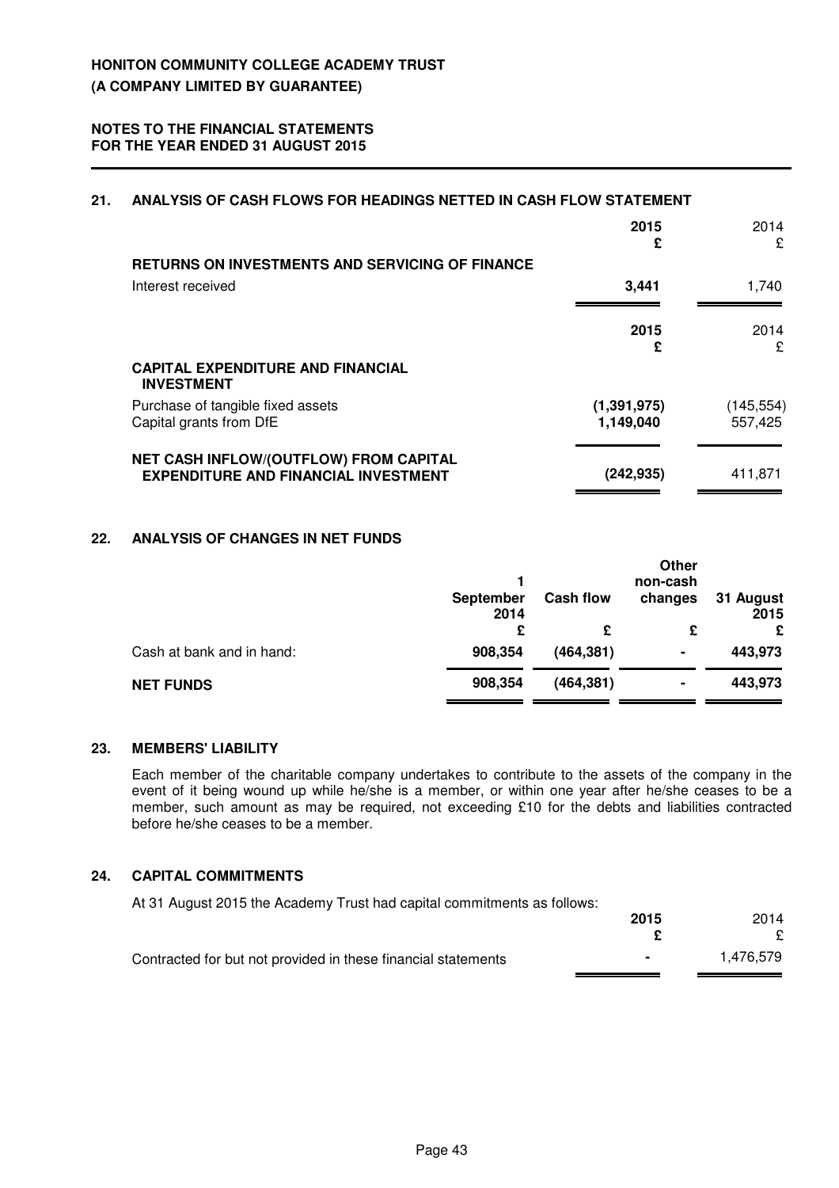## 21. ANALYSIS OF CASH FLOWS FOR HEADINGS NETTED IN CASH FLOW STATEMENT

| | 2015 £ | 2014 £ |
|---|---|---|
| **RETURNS ON INVESTMENTS AND SERVICING OF FINANCE** | | |
| Interest received | **3,441** | 1,740 |

| | 2015 £ | 2014 £ |
|---|---|---|
| **CAPITAL EXPENDITURE AND FINANCIAL INVESTMENT** | | |
| Purchase of tangible fixed assets | **(1,391,975)** | (145,554) |
| Capital grants from DfE | **1,149,040** | 557,425 |
| **NET CASH INFLOW/(OUTFLOW) FROM CAPITAL EXPENDITURE AND FINANCIAL INVESTMENT** | **(242,935)** | 411,871 |

## 22. ANALYSIS OF CHANGES IN NET FUNDS

| | 1 September 2014 £ | Cash flow £ | Other non-cash changes £ | 31 August 2015 £ |
|---|---|---|---|---|
| Cash at bank and in hand: | **908,354** | **(464,381)** | **-** | **443,973** |
| **NET FUNDS** | **908,354** | **(464,381)** | **-** | **443,973** |

## 23. MEMBERS' LIABILITY

Each member of the charitable company undertakes to contribute to the assets of the company in the event of it being wound up while he/she is a member, or within one year after he/she ceases to be a member, such amount as may be required, not exceeding £10 for the debts and liabilities contracted before he/she ceases to be a member.

## 24. CAPITAL COMMITMENTS

At 31 August 2015 the Academy Trust had capital commitments as follows:

| | 2015 £ | 2014 £ |
|---|---|---|
| Contracted for but not provided in these financial statements | **-** | 1,476,579 |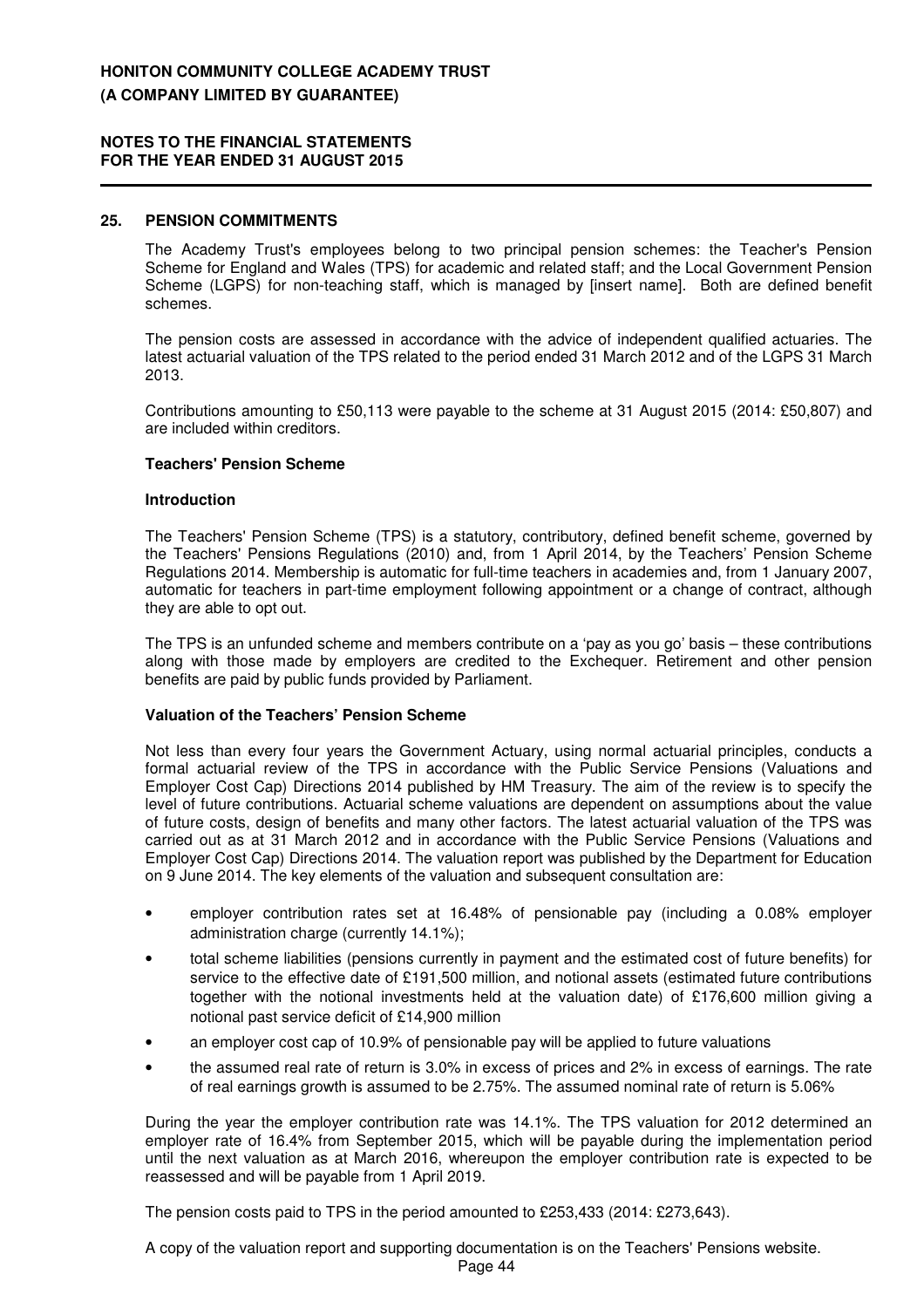## 25. PENSION COMMITMENTS

The Academy Trust's employees belong to two principal pension schemes: the Teacher's Pension Scheme for England and Wales (TPS) for academic and related staff; and the Local Government Pension Scheme (LGPS) for non-teaching staff, which is managed by [insert name]. Both are defined benefit schemes.

The pension costs are assessed in accordance with the advice of independent qualified actuaries. The latest actuarial valuation of the TPS related to the period ended 31 March 2012 and of the LGPS 31 March 2013.

Contributions amounting to £50,113 were payable to the scheme at 31 August 2015 (2014: £50,807) and are included within creditors.

**Teachers' Pension Scheme**

**Introduction**

The Teachers' Pension Scheme (TPS) is a statutory, contributory, defined benefit scheme, governed by the Teachers' Pensions Regulations (2010) and, from 1 April 2014, by the Teachers' Pension Scheme Regulations 2014. Membership is automatic for full-time teachers in academies and, from 1 January 2007, automatic for teachers in part-time employment following appointment or a change of contract, although they are able to opt out.

The TPS is an unfunded scheme and members contribute on a 'pay as you go' basis – these contributions along with those made by employers are credited to the Exchequer. Retirement and other pension benefits are paid by public funds provided by Parliament.

**Valuation of the Teachers' Pension Scheme**

Not less than every four years the Government Actuary, using normal actuarial principles, conducts a formal actuarial review of the TPS in accordance with the Public Service Pensions (Valuations and Employer Cost Cap) Directions 2014 published by HM Treasury. The aim of the review is to specify the level of future contributions. Actuarial scheme valuations are dependent on assumptions about the value of future costs, design of benefits and many other factors. The latest actuarial valuation of the TPS was carried out as at 31 March 2012 and in accordance with the Public Service Pensions (Valuations and Employer Cost Cap) Directions 2014. The valuation report was published by the Department for Education on 9 June 2014. The key elements of the valuation and subsequent consultation are:

- employer contribution rates set at 16.48% of pensionable pay (including a 0.08% employer administration charge (currently 14.1%);
- total scheme liabilities (pensions currently in payment and the estimated cost of future benefits) for service to the effective date of £191,500 million, and notional assets (estimated future contributions together with the notional investments held at the valuation date) of £176,600 million giving a notional past service deficit of £14,900 million
- an employer cost cap of 10.9% of pensionable pay will be applied to future valuations
- the assumed real rate of return is 3.0% in excess of prices and 2% in excess of earnings. The rate of real earnings growth is assumed to be 2.75%. The assumed nominal rate of return is 5.06%

During the year the employer contribution rate was 14.1%. The TPS valuation for 2012 determined an employer rate of 16.4% from September 2015, which will be payable during the implementation period until the next valuation as at March 2016, whereupon the employer contribution rate is expected to be reassessed and will be payable from 1 April 2019.

The pension costs paid to TPS in the period amounted to £253,433 (2014: £273,643).

A copy of the valuation report and supporting documentation is on the Teachers' Pensions website.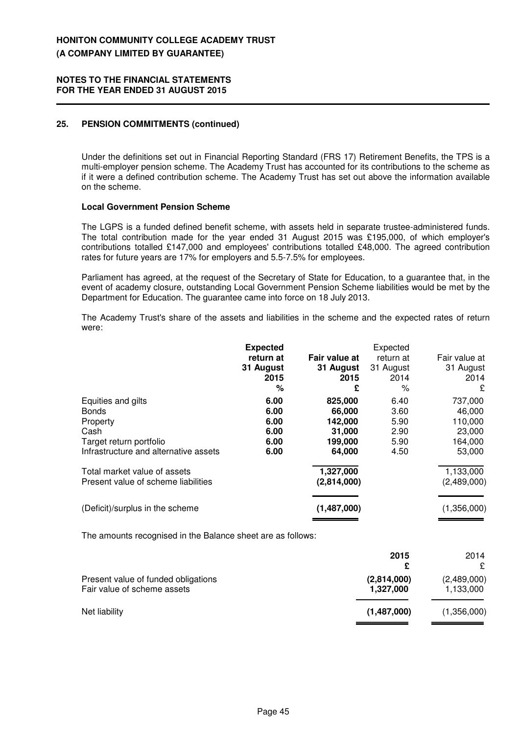## 25. PENSION COMMITMENTS (continued)

Under the definitions set out in Financial Reporting Standard (FRS 17) Retirement Benefits, the TPS is a multi-employer pension scheme. The Academy Trust has accounted for its contributions to the scheme as if it were a defined contribution scheme. The Academy Trust has set out above the information available on the scheme.

**Local Government Pension Scheme**

The LGPS is a funded defined benefit scheme, with assets held in separate trustee-administered funds. The total contribution made for the year ended 31 August 2015 was £195,000, of which employer's contributions totalled £147,000 and employees' contributions totalled £48,000. The agreed contribution rates for future years are 17% for employers and 5.5-7.5% for employees.

Parliament has agreed, at the request of the Secretary of State for Education, to a guarantee that, in the event of academy closure, outstanding Local Government Pension Scheme liabilities would be met by the Department for Education. The guarantee came into force on 18 July 2013.

The Academy Trust's share of the assets and liabilities in the scheme and the expected rates of return were:

| | **Expected return at 31 August 2015 %** | **Fair value at 31 August 2015 £** | Expected return at 31 August 2014 % | Fair value at 31 August 2014 £ |
|---|---|---|---|---|
| Equities and gilts | **6.00** | **825,000** | 6.40 | 737,000 |
| Bonds | **6.00** | **66,000** | 3.60 | 46,000 |
| Property | **6.00** | **142,000** | 5.90 | 110,000 |
| Cash | **6.00** | **31,000** | 2.90 | 23,000 |
| Target return portfolio | **6.00** | **199,000** | 5.90 | 164,000 |
| Infrastructure and alternative assets | **6.00** | **64,000** | 4.50 | 53,000 |
| Total market value of assets | | **1,327,000** | | 1,133,000 |
| Present value of scheme liabilities | | **(2,814,000)** | | (2,489,000) |
| (Deficit)/surplus in the scheme | | **(1,487,000)** | | (1,356,000) |

The amounts recognised in the Balance sheet are as follows:

| | **2015 £** | 2014 £ |
|---|---|---|
| Present value of funded obligations | **(2,814,000)** | (2,489,000) |
| Fair value of scheme assets | **1,327,000** | 1,133,000 |
| Net liability | **(1,487,000)** | (1,356,000) |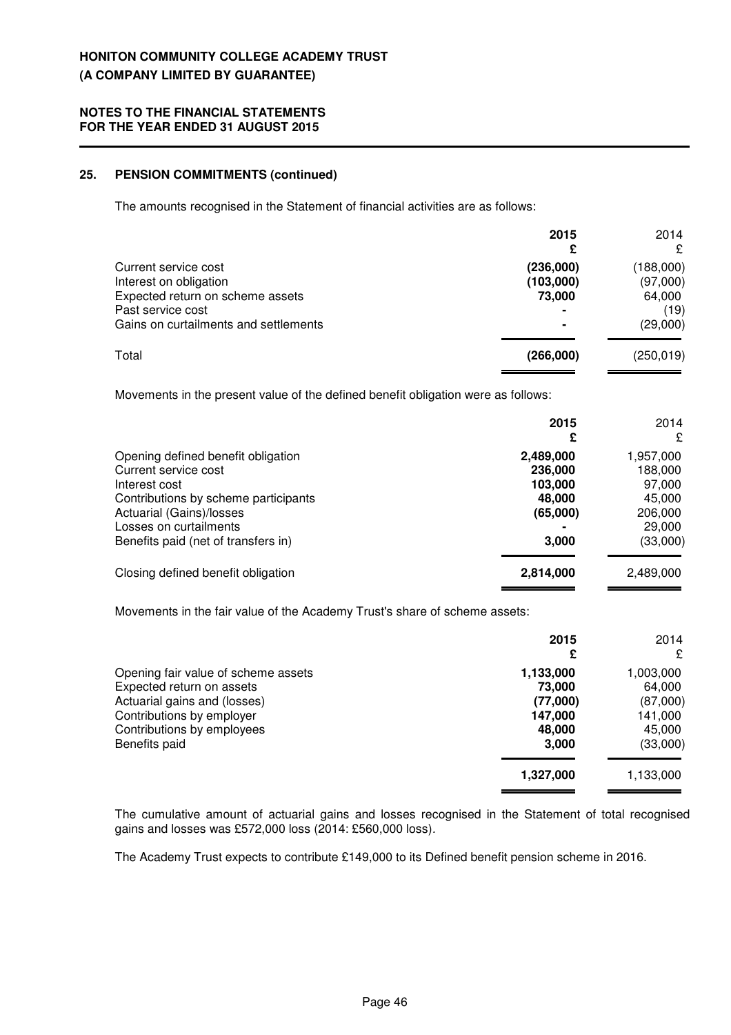## 25. PENSION COMMITMENTS (continued)

The amounts recognised in the Statement of financial activities are as follows:

| | 2015 £ | 2014 £ |
|---|---|---|
| Current service cost | **(236,000)** | (188,000) |
| Interest on obligation | **(103,000)** | (97,000) |
| Expected return on scheme assets | **73,000** | 64,000 |
| Past service cost | **-** | (19) |
| Gains on curtailments and settlements | **-** | (29,000) |
| Total | **(266,000)** | (250,019) |

Movements in the present value of the defined benefit obligation were as follows:

| | 2015 £ | 2014 £ |
|---|---|---|
| Opening defined benefit obligation | **2,489,000** | 1,957,000 |
| Current service cost | **236,000** | 188,000 |
| Interest cost | **103,000** | 97,000 |
| Contributions by scheme participants | **48,000** | 45,000 |
| Actuarial (Gains)/losses | **(65,000)** | 206,000 |
| Losses on curtailments | **-** | 29,000 |
| Benefits paid (net of transfers in) | **3,000** | (33,000) |
| Closing defined benefit obligation | **2,814,000** | 2,489,000 |

Movements in the fair value of the Academy Trust's share of scheme assets:

| | 2015 £ | 2014 £ |
|---|---|---|
| Opening fair value of scheme assets | **1,133,000** | 1,003,000 |
| Expected return on assets | **73,000** | 64,000 |
| Actuarial gains and (losses) | **(77,000)** | (87,000) |
| Contributions by employer | **147,000** | 141,000 |
| Contributions by employees | **48,000** | 45,000 |
| Benefits paid | **3,000** | (33,000) |
| | **1,327,000** | 1,133,000 |

The cumulative amount of actuarial gains and losses recognised in the Statement of total recognised gains and losses was £572,000 loss (2014: £560,000 loss).

The Academy Trust expects to contribute £149,000 to its Defined benefit pension scheme in 2016.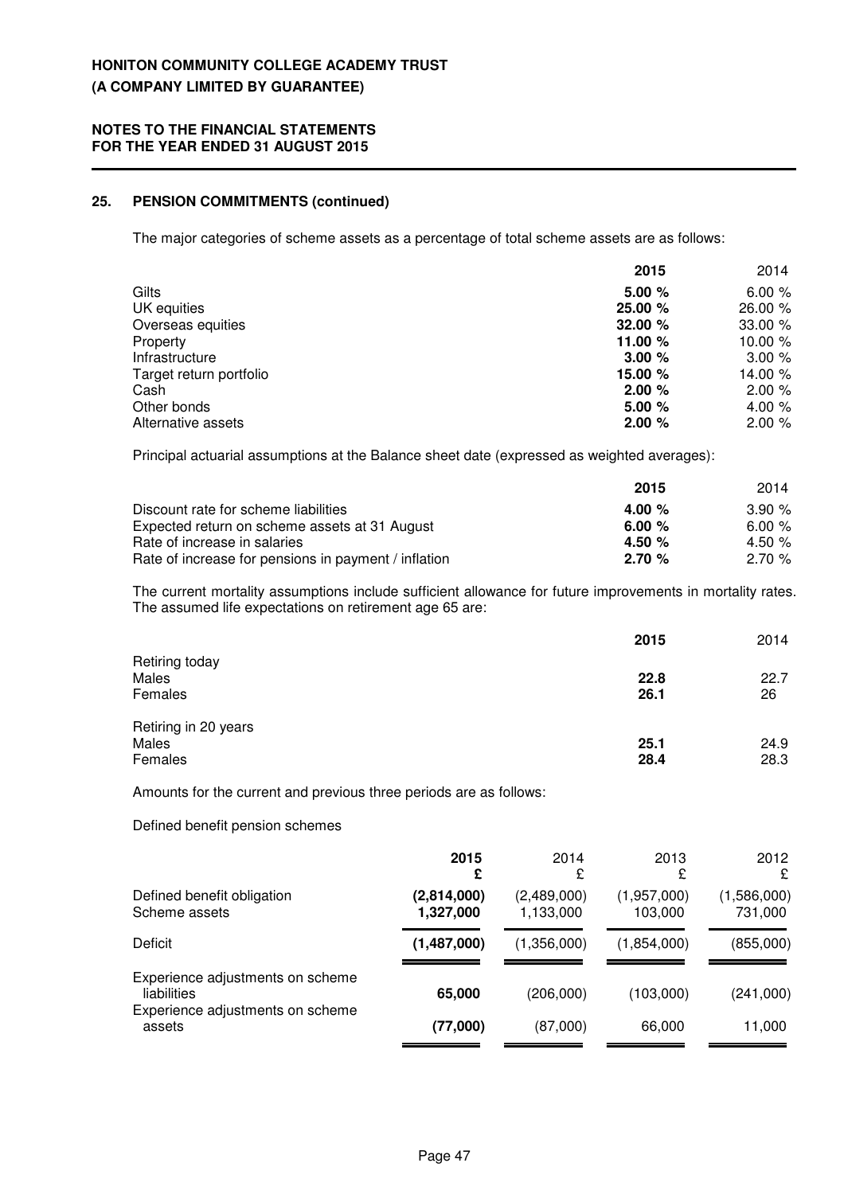## 25. PENSION COMMITMENTS (continued)

The major categories of scheme assets as a percentage of total scheme assets are as follows:

| | 2015 | 2014 |
|---|---|---|
| Gilts | **5.00 %** | 6.00 % |
| UK equities | **25.00 %** | 26.00 % |
| Overseas equities | **32.00 %** | 33.00 % |
| Property | **11.00 %** | 10.00 % |
| Infrastructure | **3.00 %** | 3.00 % |
| Target return portfolio | **15.00 %** | 14.00 % |
| Cash | **2.00 %** | 2.00 % |
| Other bonds | **5.00 %** | 4.00 % |
| Alternative assets | **2.00 %** | 2.00 % |

Principal actuarial assumptions at the Balance sheet date (expressed as weighted averages):

| | 2015 | 2014 |
|---|---|---|
| Discount rate for scheme liabilities | **4.00 %** | 3.90 % |
| Expected return on scheme assets at 31 August | **6.00 %** | 6.00 % |
| Rate of increase in salaries | **4.50 %** | 4.50 % |
| Rate of increase for pensions in payment / inflation | **2.70 %** | 2.70 % |

The current mortality assumptions include sufficient allowance for future improvements in mortality rates. The assumed life expectations on retirement age 65 are:

| | 2015 | 2014 |
|---|---|---|
| Retiring today | | |
| Males | **22.8** | 22.7 |
| Females | **26.1** | 26 |
| Retiring in 20 years | | |
| Males | **25.1** | 24.9 |
| Females | **28.4** | 28.3 |

Amounts for the current and previous three periods are as follows:

Defined benefit pension schemes

| | 2015 £ | 2014 £ | 2013 £ | 2012 £ |
|---|---|---|---|---|
| Defined benefit obligation | **(2,814,000)** | (2,489,000) | (1,957,000) | (1,586,000) |
| Scheme assets | **1,327,000** | 1,133,000 | 103,000 | 731,000 |
| Deficit | **(1,487,000)** | (1,356,000) | (1,854,000) | (855,000) |
| Experience adjustments on scheme liabilities | **65,000** | (206,000) | (103,000) | (241,000) |
| Experience adjustments on scheme assets | **(77,000)** | (87,000) | 66,000 | 11,000 |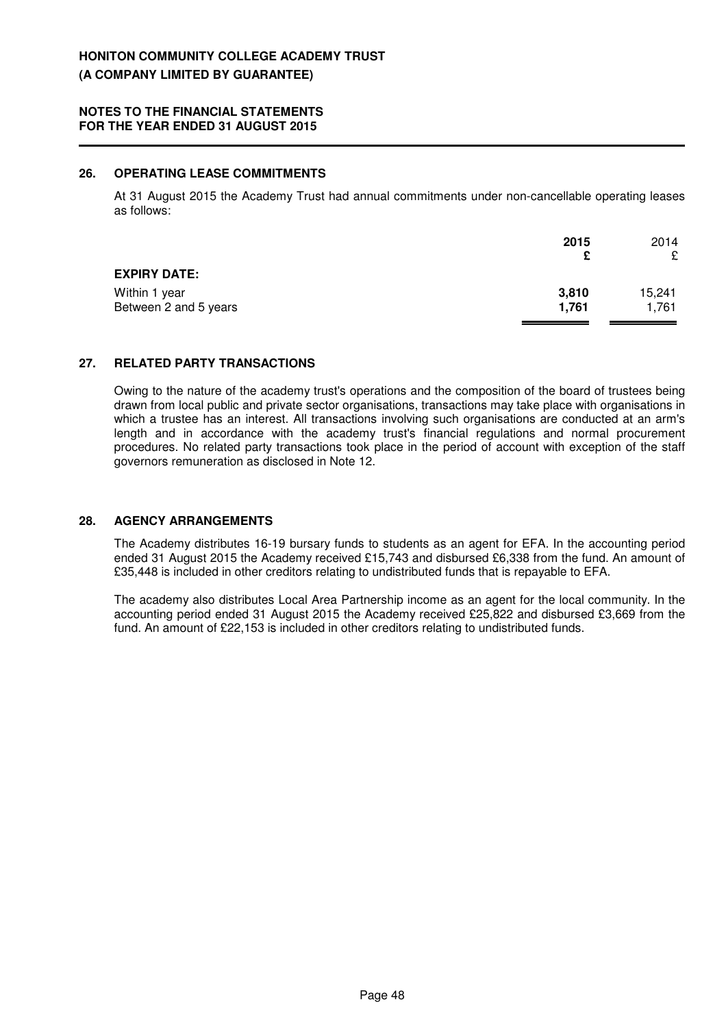## 26. OPERATING LEASE COMMITMENTS

At 31 August 2015 the Academy Trust had annual commitments under non-cancellable operating leases as follows:

| | 2015<br>£ | 2014<br>£ |
|---|---|---|
| **EXPIRY DATE:** | | |
| Within 1 year | **3,810** | 15,241 |
| Between 2 and 5 years | **1,761** | 1,761 |

## 27. RELATED PARTY TRANSACTIONS

Owing to the nature of the academy trust's operations and the composition of the board of trustees being drawn from local public and private sector organisations, transactions may take place with organisations in which a trustee has an interest. All transactions involving such organisations are conducted at an arm's length and in accordance with the academy trust's financial regulations and normal procurement procedures. No related party transactions took place in the period of account with exception of the staff governors remuneration as disclosed in Note 12.

## 28. AGENCY ARRANGEMENTS

The Academy distributes 16-19 bursary funds to students as an agent for EFA. In the accounting period ended 31 August 2015 the Academy received £15,743 and disbursed £6,338 from the fund. An amount of £35,448 is included in other creditors relating to undistributed funds that is repayable to EFA.

The academy also distributes Local Area Partnership income as an agent for the local community. In the accounting period ended 31 August 2015 the Academy received £25,822 and disbursed £3,669 from the fund. An amount of £22,153 is included in other creditors relating to undistributed funds.